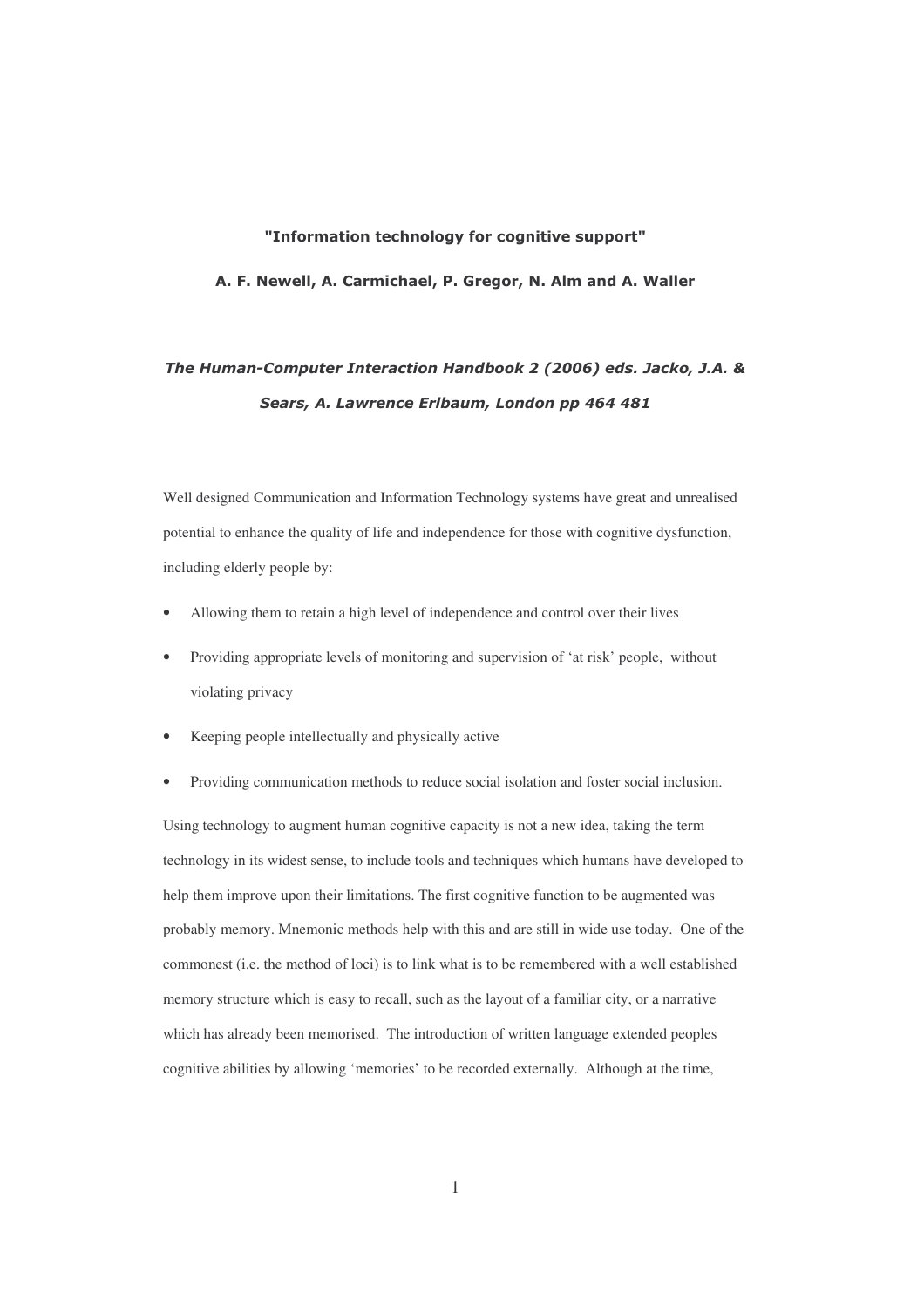**"Information technology for cognitive support"**

**A. F. Newell, A. Carmichael, P. Gregor, N. Alm and A. Waller**

***The Human-Computer Interaction Handbook 2 (2006) eds. Jacko, J.A. & Sears, A. Lawrence Erlbaum, London pp 464 481***

Well designed Communication and Information Technology systems have great and unrealised potential to enhance the quality of life and independence for those with cognitive dysfunction, including elderly people by:

- Allowing them to retain a high level of independence and control over their lives
- Providing appropriate levels of monitoring and supervision of 'at risk' people, without violating privacy
- Keeping people intellectually and physically active
- Providing communication methods to reduce social isolation and foster social inclusion.

Using technology to augment human cognitive capacity is not a new idea, taking the term technology in its widest sense, to include tools and techniques which humans have developed to help them improve upon their limitations. The first cognitive function to be augmented was probably memory. Mnemonic methods help with this and are still in wide use today. One of the commonest (i.e. the method of loci) is to link what is to be remembered with a well established memory structure which is easy to recall, such as the layout of a familiar city, or a narrative which has already been memorised. The introduction of written language extended peoples cognitive abilities by allowing 'memories' to be recorded externally. Although at the time,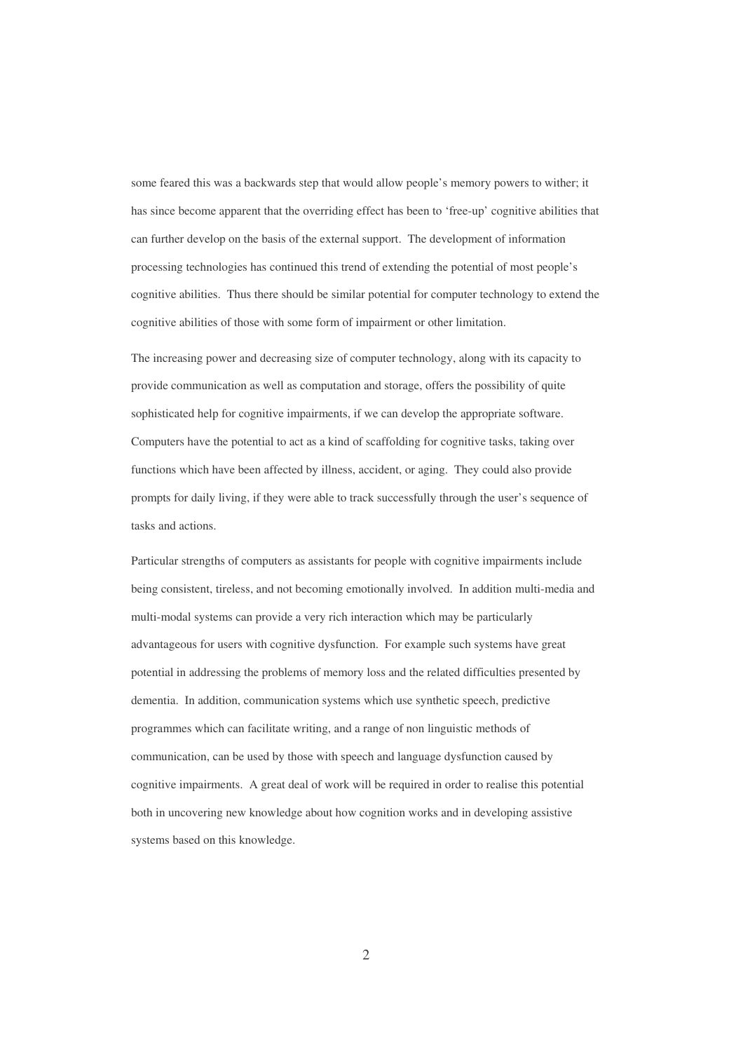some feared this was a backwards step that would allow people's memory powers to wither; it has since become apparent that the overriding effect has been to 'free-up' cognitive abilities that can further develop on the basis of the external support. The development of information processing technologies has continued this trend of extending the potential of most people's cognitive abilities. Thus there should be similar potential for computer technology to extend the cognitive abilities of those with some form of impairment or other limitation.

The increasing power and decreasing size of computer technology, along with its capacity to provide communication as well as computation and storage, offers the possibility of quite sophisticated help for cognitive impairments, if we can develop the appropriate software. Computers have the potential to act as a kind of scaffolding for cognitive tasks, taking over functions which have been affected by illness, accident, or aging. They could also provide prompts for daily living, if they were able to track successfully through the user's sequence of tasks and actions.

Particular strengths of computers as assistants for people with cognitive impairments include being consistent, tireless, and not becoming emotionally involved. In addition multi-media and multi-modal systems can provide a very rich interaction which may be particularly advantageous for users with cognitive dysfunction. For example such systems have great potential in addressing the problems of memory loss and the related difficulties presented by dementia. In addition, communication systems which use synthetic speech, predictive programmes which can facilitate writing, and a range of non linguistic methods of communication, can be used by those with speech and language dysfunction caused by cognitive impairments. A great deal of work will be required in order to realise this potential both in uncovering new knowledge about how cognition works and in developing assistive systems based on this knowledge.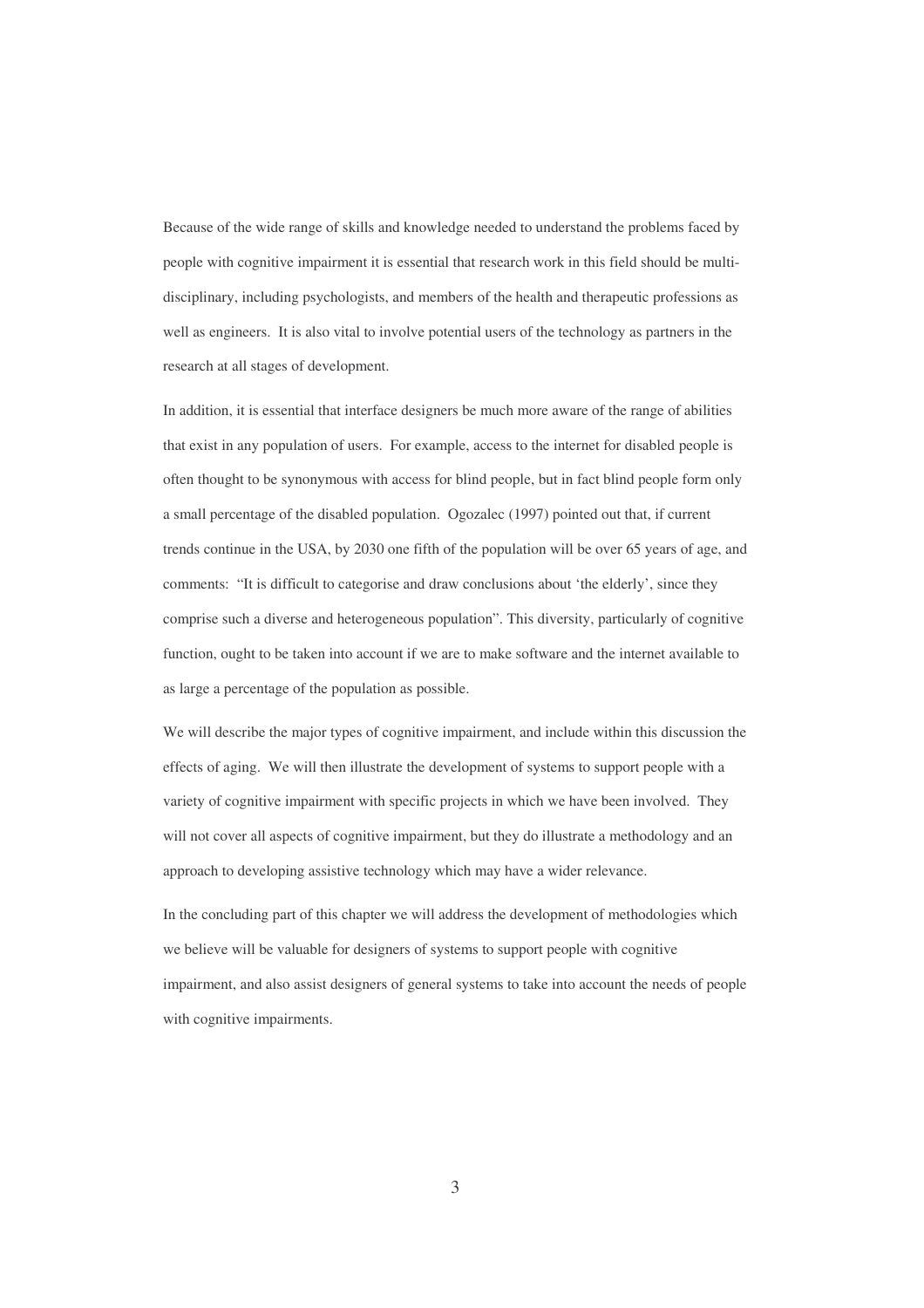Because of the wide range of skills and knowledge needed to understand the problems faced by people with cognitive impairment it is essential that research work in this field should be multi-disciplinary, including psychologists, and members of the health and therapeutic professions as well as engineers. It is also vital to involve potential users of the technology as partners in the research at all stages of development.

In addition, it is essential that interface designers be much more aware of the range of abilities that exist in any population of users. For example, access to the internet for disabled people is often thought to be synonymous with access for blind people, but in fact blind people form only a small percentage of the disabled population. Ogozalec (1997) pointed out that, if current trends continue in the USA, by 2030 one fifth of the population will be over 65 years of age, and comments: "It is difficult to categorise and draw conclusions about 'the elderly', since they comprise such a diverse and heterogeneous population". This diversity, particularly of cognitive function, ought to be taken into account if we are to make software and the internet available to as large a percentage of the population as possible.

We will describe the major types of cognitive impairment, and include within this discussion the effects of aging. We will then illustrate the development of systems to support people with a variety of cognitive impairment with specific projects in which we have been involved. They will not cover all aspects of cognitive impairment, but they do illustrate a methodology and an approach to developing assistive technology which may have a wider relevance.

In the concluding part of this chapter we will address the development of methodologies which we believe will be valuable for designers of systems to support people with cognitive impairment, and also assist designers of general systems to take into account the needs of people with cognitive impairments.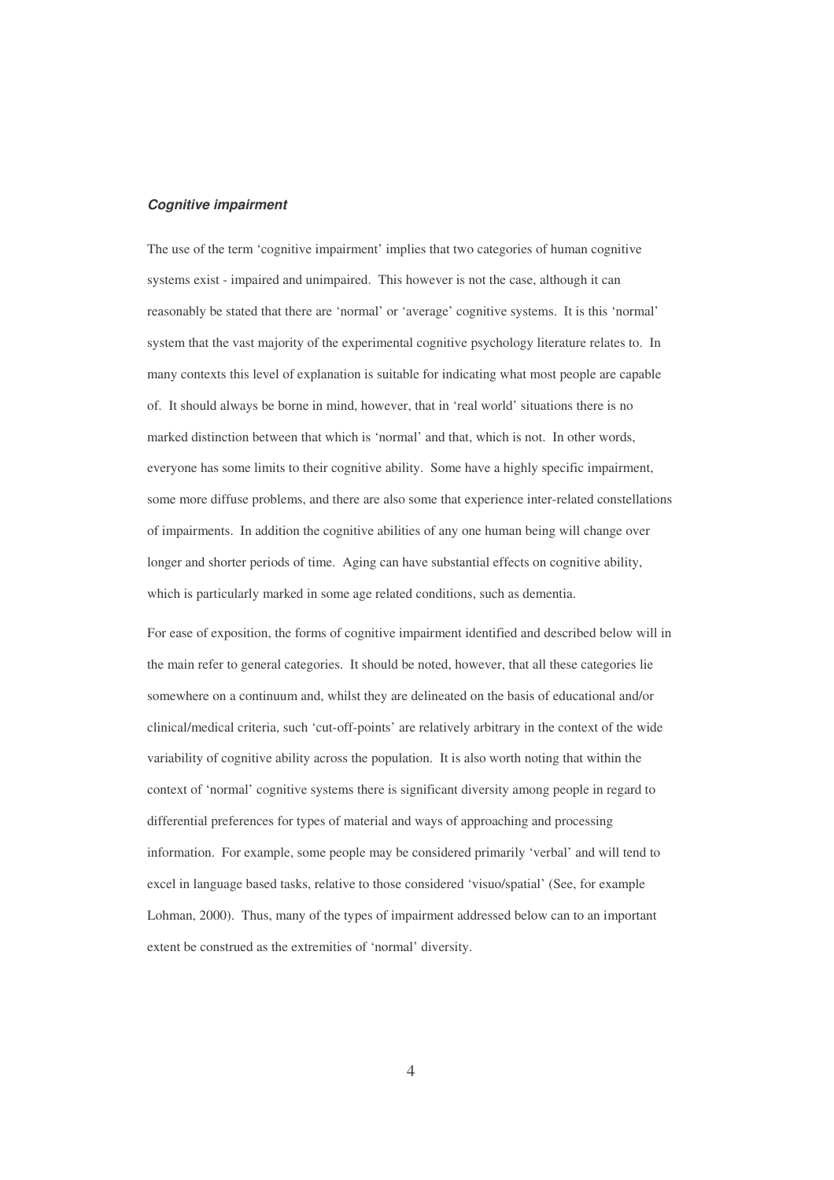### ***Cognitive impairment***

The use of the term 'cognitive impairment' implies that two categories of human cognitive systems exist - impaired and unimpaired. This however is not the case, although it can reasonably be stated that there are 'normal' or 'average' cognitive systems. It is this 'normal' system that the vast majority of the experimental cognitive psychology literature relates to. In many contexts this level of explanation is suitable for indicating what most people are capable of. It should always be borne in mind, however, that in 'real world' situations there is no marked distinction between that which is 'normal' and that, which is not. In other words, everyone has some limits to their cognitive ability. Some have a highly specific impairment, some more diffuse problems, and there are also some that experience inter-related constellations of impairments. In addition the cognitive abilities of any one human being will change over longer and shorter periods of time. Aging can have substantial effects on cognitive ability, which is particularly marked in some age related conditions, such as dementia.

For ease of exposition, the forms of cognitive impairment identified and described below will in the main refer to general categories. It should be noted, however, that all these categories lie somewhere on a continuum and, whilst they are delineated on the basis of educational and/or clinical/medical criteria, such 'cut-off-points' are relatively arbitrary in the context of the wide variability of cognitive ability across the population. It is also worth noting that within the context of 'normal' cognitive systems there is significant diversity among people in regard to differential preferences for types of material and ways of approaching and processing information. For example, some people may be considered primarily 'verbal' and will tend to excel in language based tasks, relative to those considered 'visuo/spatial' (See, for example Lohman, 2000). Thus, many of the types of impairment addressed below can to an important extent be construed as the extremities of 'normal' diversity.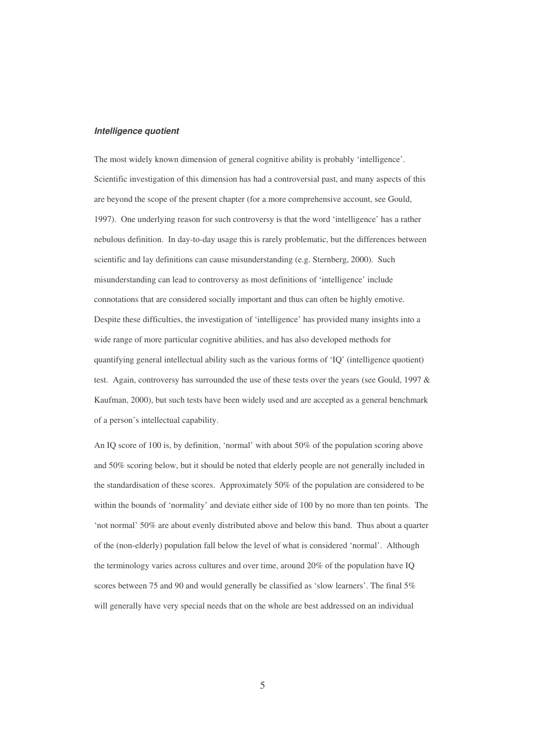### *Intelligence quotient*

The most widely known dimension of general cognitive ability is probably 'intelligence'. Scientific investigation of this dimension has had a controversial past, and many aspects of this are beyond the scope of the present chapter (for a more comprehensive account, see Gould, 1997). One underlying reason for such controversy is that the word 'intelligence' has a rather nebulous definition. In day-to-day usage this is rarely problematic, but the differences between scientific and lay definitions can cause misunderstanding (e.g. Sternberg, 2000). Such misunderstanding can lead to controversy as most definitions of 'intelligence' include connotations that are considered socially important and thus can often be highly emotive. Despite these difficulties, the investigation of 'intelligence' has provided many insights into a wide range of more particular cognitive abilities, and has also developed methods for quantifying general intellectual ability such as the various forms of 'IQ' (intelligence quotient) test. Again, controversy has surrounded the use of these tests over the years (see Gould, 1997 & Kaufman, 2000), but such tests have been widely used and are accepted as a general benchmark of a person's intellectual capability.

An IQ score of 100 is, by definition, 'normal' with about 50% of the population scoring above and 50% scoring below, but it should be noted that elderly people are not generally included in the standardisation of these scores. Approximately 50% of the population are considered to be within the bounds of 'normality' and deviate either side of 100 by no more than ten points. The 'not normal' 50% are about evenly distributed above and below this band. Thus about a quarter of the (non-elderly) population fall below the level of what is considered 'normal'. Although the terminology varies across cultures and over time, around 20% of the population have IQ scores between 75 and 90 and would generally be classified as 'slow learners'. The final 5% will generally have very special needs that on the whole are best addressed on an individual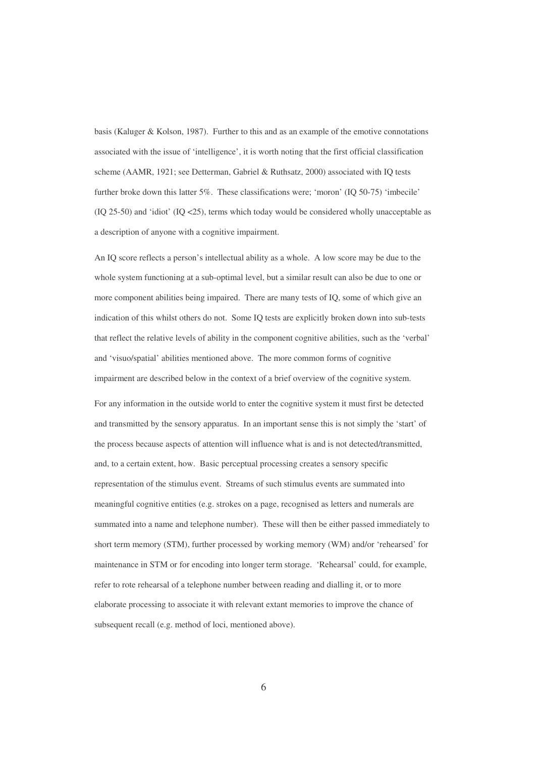basis (Kaluger & Kolson, 1987). Further to this and as an example of the emotive connotations associated with the issue of 'intelligence', it is worth noting that the first official classification scheme (AAMR, 1921; see Detterman, Gabriel & Ruthsatz, 2000) associated with IQ tests further broke down this latter 5%. These classifications were; 'moron' (IQ 50-75) 'imbecile' (IQ 25-50) and 'idiot' (IQ <25), terms which today would be considered wholly unacceptable as a description of anyone with a cognitive impairment.

An IQ score reflects a person's intellectual ability as a whole. A low score may be due to the whole system functioning at a sub-optimal level, but a similar result can also be due to one or more component abilities being impaired. There are many tests of IQ, some of which give an indication of this whilst others do not. Some IQ tests are explicitly broken down into sub-tests that reflect the relative levels of ability in the component cognitive abilities, such as the 'verbal' and 'visuo/spatial' abilities mentioned above. The more common forms of cognitive impairment are described below in the context of a brief overview of the cognitive system.

For any information in the outside world to enter the cognitive system it must first be detected and transmitted by the sensory apparatus. In an important sense this is not simply the 'start' of the process because aspects of attention will influence what is and is not detected/transmitted, and, to a certain extent, how. Basic perceptual processing creates a sensory specific representation of the stimulus event. Streams of such stimulus events are summated into meaningful cognitive entities (e.g. strokes on a page, recognised as letters and numerals are summated into a name and telephone number). These will then be either passed immediately to short term memory (STM), further processed by working memory (WM) and/or 'rehearsed' for maintenance in STM or for encoding into longer term storage. 'Rehearsal' could, for example, refer to rote rehearsal of a telephone number between reading and dialling it, or to more elaborate processing to associate it with relevant extant memories to improve the chance of subsequent recall (e.g. method of loci, mentioned above).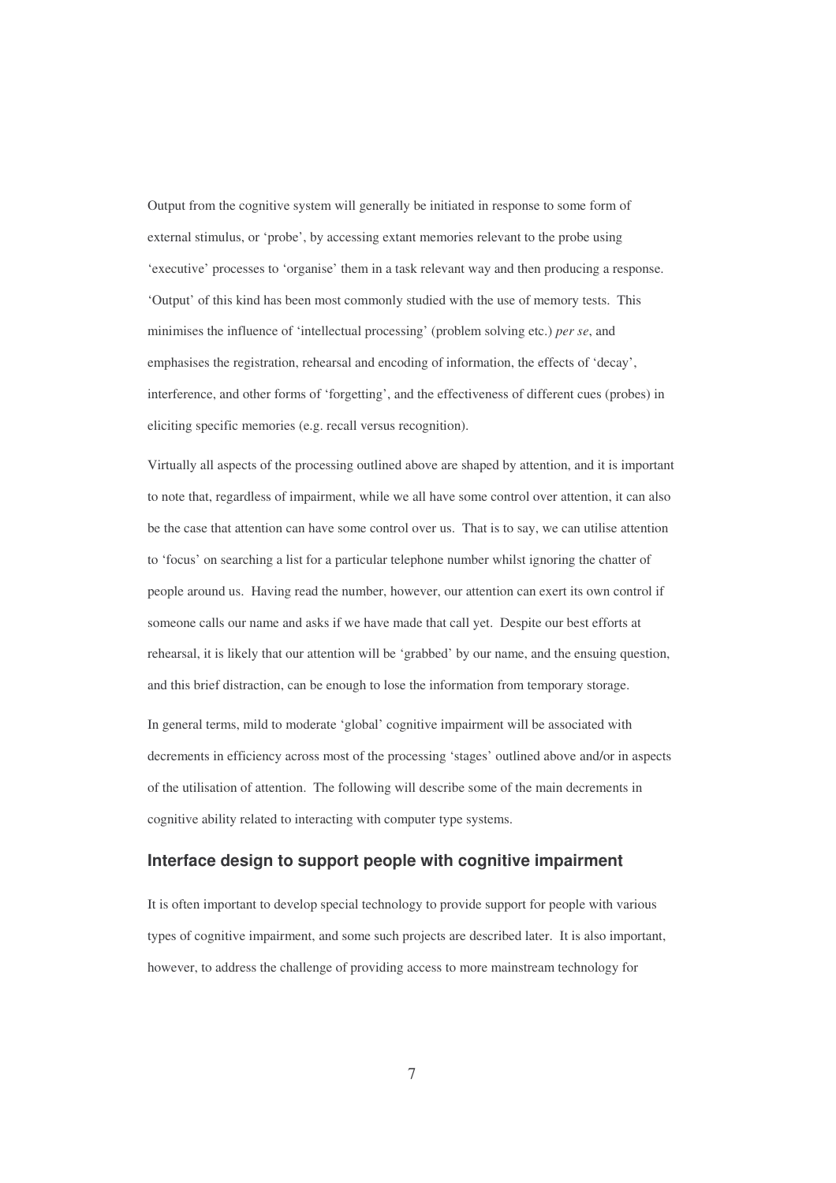Output from the cognitive system will generally be initiated in response to some form of external stimulus, or 'probe', by accessing extant memories relevant to the probe using 'executive' processes to 'organise' them in a task relevant way and then producing a response. 'Output' of this kind has been most commonly studied with the use of memory tests. This minimises the influence of 'intellectual processing' (problem solving etc.) *per se*, and emphasises the registration, rehearsal and encoding of information, the effects of 'decay', interference, and other forms of 'forgetting', and the effectiveness of different cues (probes) in eliciting specific memories (e.g. recall versus recognition).

Virtually all aspects of the processing outlined above are shaped by attention, and it is important to note that, regardless of impairment, while we all have some control over attention, it can also be the case that attention can have some control over us. That is to say, we can utilise attention to 'focus' on searching a list for a particular telephone number whilst ignoring the chatter of people around us. Having read the number, however, our attention can exert its own control if someone calls our name and asks if we have made that call yet. Despite our best efforts at rehearsal, it is likely that our attention will be 'grabbed' by our name, and the ensuing question, and this brief distraction, can be enough to lose the information from temporary storage.

In general terms, mild to moderate 'global' cognitive impairment will be associated with decrements in efficiency across most of the processing 'stages' outlined above and/or in aspects of the utilisation of attention. The following will describe some of the main decrements in cognitive ability related to interacting with computer type systems.

## Interface design to support people with cognitive impairment

It is often important to develop special technology to provide support for people with various types of cognitive impairment, and some such projects are described later. It is also important, however, to address the challenge of providing access to more mainstream technology for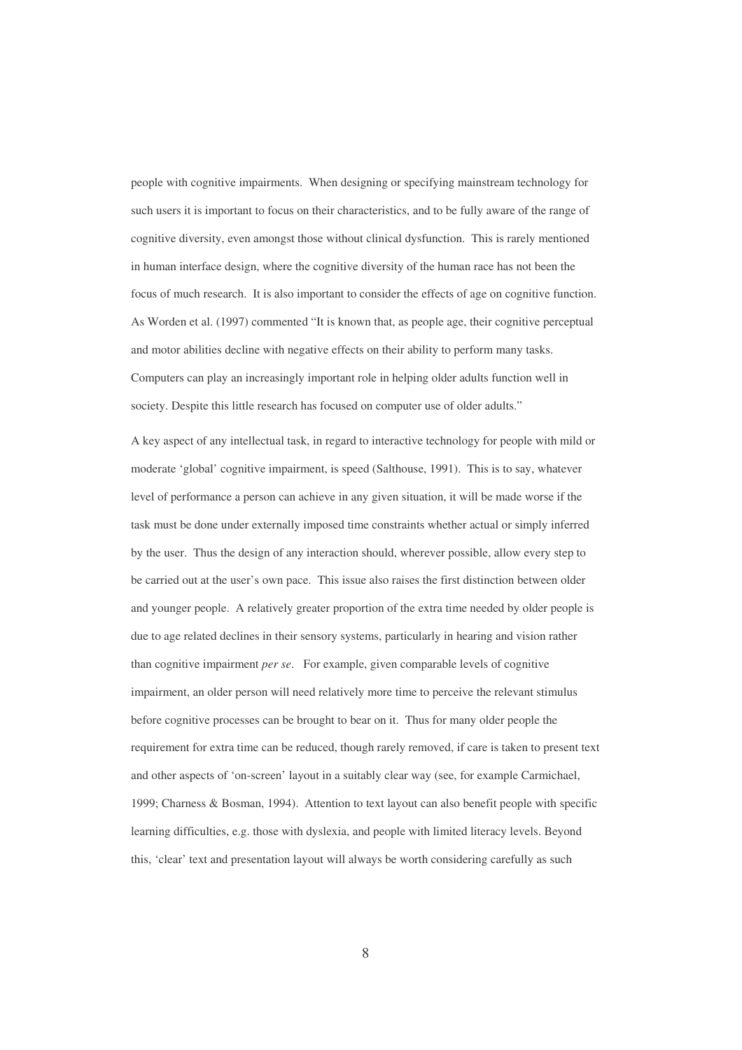people with cognitive impairments. When designing or specifying mainstream technology for such users it is important to focus on their characteristics, and to be fully aware of the range of cognitive diversity, even amongst those without clinical dysfunction. This is rarely mentioned in human interface design, where the cognitive diversity of the human race has not been the focus of much research. It is also important to consider the effects of age on cognitive function. As Worden et al. (1997) commented "It is known that, as people age, their cognitive perceptual and motor abilities decline with negative effects on their ability to perform many tasks. Computers can play an increasingly important role in helping older adults function well in society. Despite this little research has focused on computer use of older adults."

A key aspect of any intellectual task, in regard to interactive technology for people with mild or moderate 'global' cognitive impairment, is speed (Salthouse, 1991). This is to say, whatever level of performance a person can achieve in any given situation, it will be made worse if the task must be done under externally imposed time constraints whether actual or simply inferred by the user. Thus the design of any interaction should, wherever possible, allow every step to be carried out at the user's own pace. This issue also raises the first distinction between older and younger people. A relatively greater proportion of the extra time needed by older people is due to age related declines in their sensory systems, particularly in hearing and vision rather than cognitive impairment *per se*. For example, given comparable levels of cognitive impairment, an older person will need relatively more time to perceive the relevant stimulus before cognitive processes can be brought to bear on it. Thus for many older people the requirement for extra time can be reduced, though rarely removed, if care is taken to present text and other aspects of 'on-screen' layout in a suitably clear way (see, for example Carmichael, 1999; Charness & Bosman, 1994). Attention to text layout can also benefit people with specific learning difficulties, e.g. those with dyslexia, and people with limited literacy levels. Beyond this, 'clear' text and presentation layout will always be worth considering carefully as such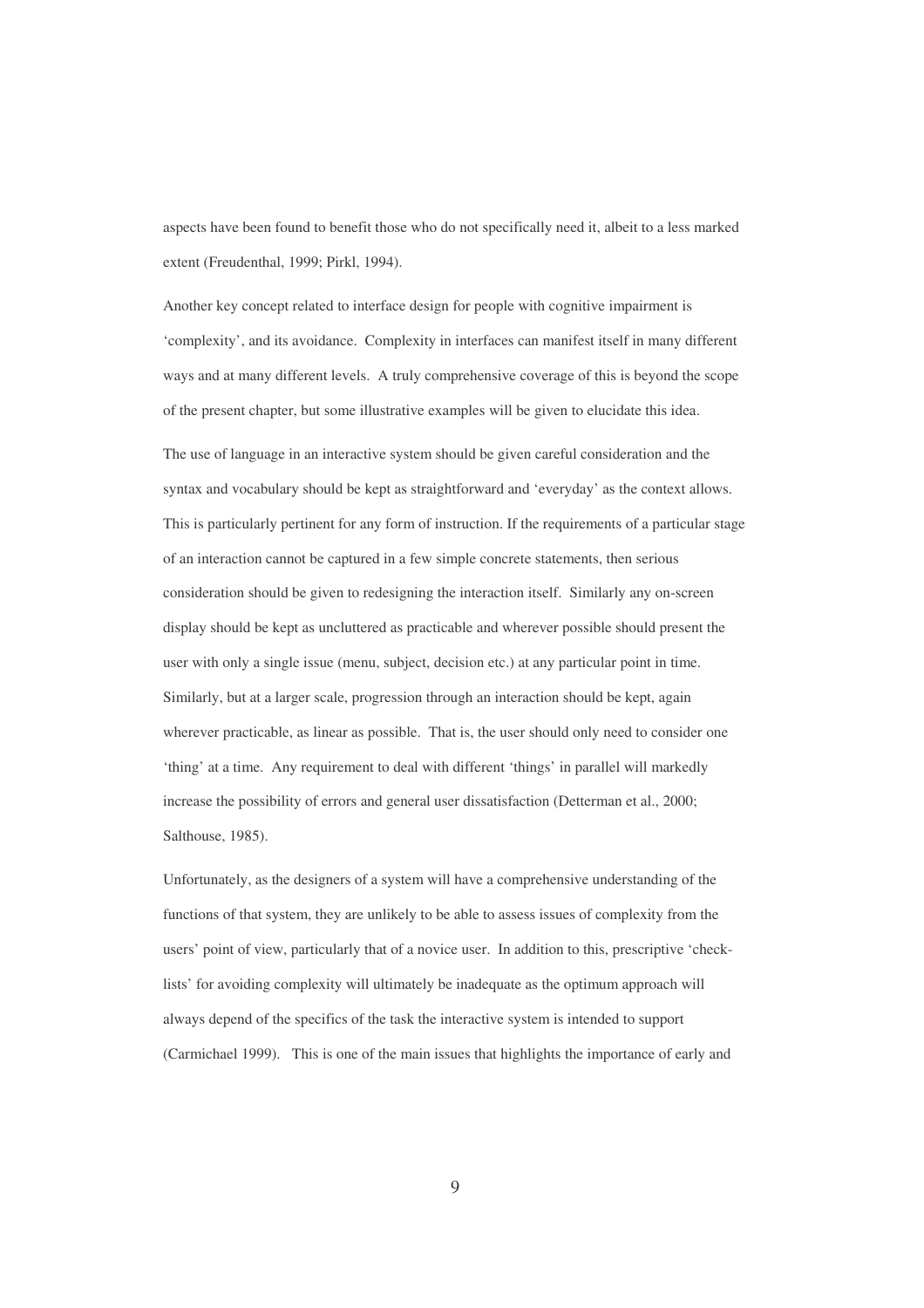aspects have been found to benefit those who do not specifically need it, albeit to a less marked extent (Freudenthal, 1999; Pirkl, 1994).

Another key concept related to interface design for people with cognitive impairment is 'complexity', and its avoidance. Complexity in interfaces can manifest itself in many different ways and at many different levels. A truly comprehensive coverage of this is beyond the scope of the present chapter, but some illustrative examples will be given to elucidate this idea.

The use of language in an interactive system should be given careful consideration and the syntax and vocabulary should be kept as straightforward and 'everyday' as the context allows. This is particularly pertinent for any form of instruction. If the requirements of a particular stage of an interaction cannot be captured in a few simple concrete statements, then serious consideration should be given to redesigning the interaction itself. Similarly any on-screen display should be kept as uncluttered as practicable and wherever possible should present the user with only a single issue (menu, subject, decision etc.) at any particular point in time. Similarly, but at a larger scale, progression through an interaction should be kept, again wherever practicable, as linear as possible. That is, the user should only need to consider one 'thing' at a time. Any requirement to deal with different 'things' in parallel will markedly increase the possibility of errors and general user dissatisfaction (Detterman et al., 2000; Salthouse, 1985).

Unfortunately, as the designers of a system will have a comprehensive understanding of the functions of that system, they are unlikely to be able to assess issues of complexity from the users' point of view, particularly that of a novice user. In addition to this, prescriptive 'check-lists' for avoiding complexity will ultimately be inadequate as the optimum approach will always depend of the specifics of the task the interactive system is intended to support (Carmichael 1999). This is one of the main issues that highlights the importance of early and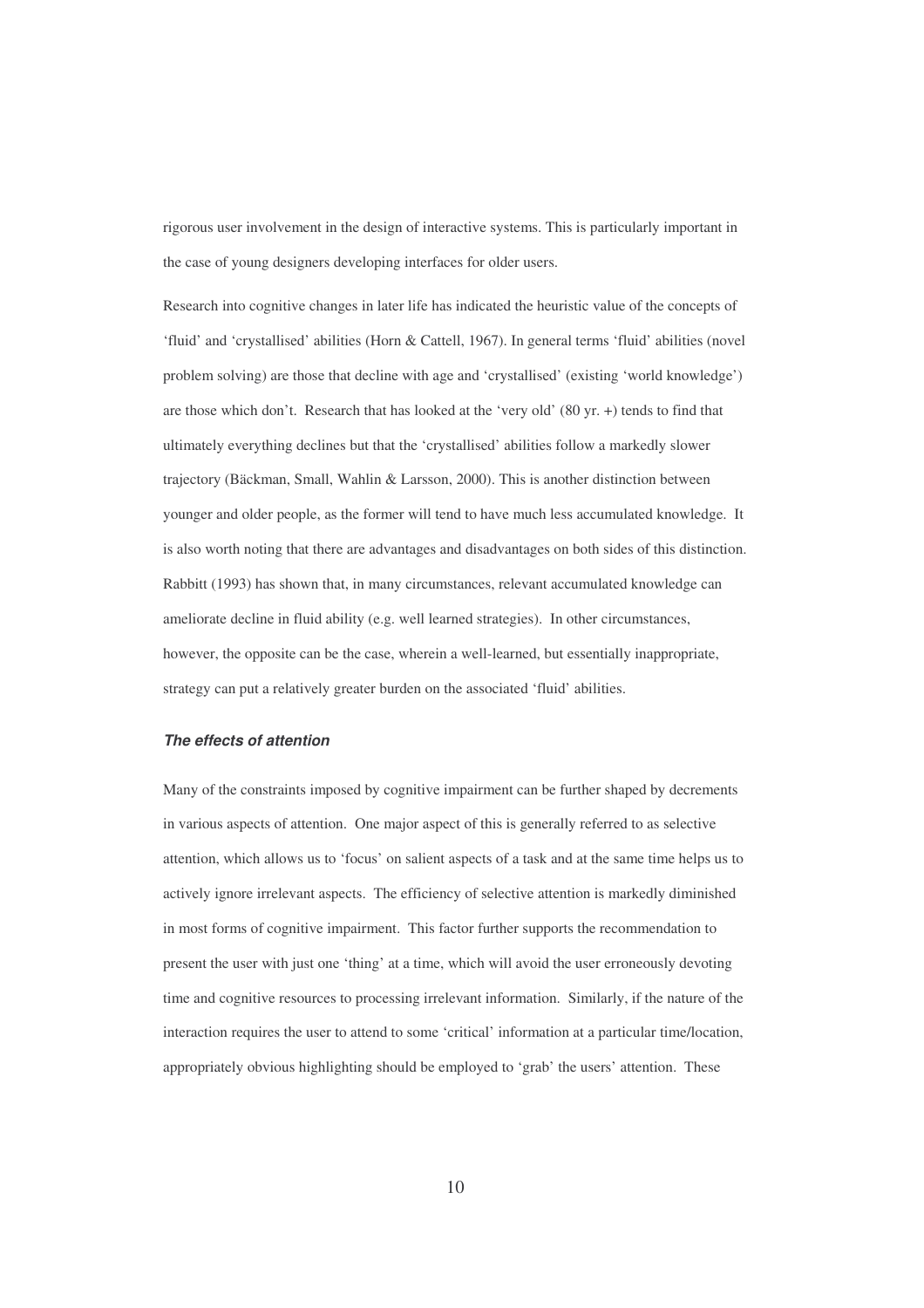rigorous user involvement in the design of interactive systems. This is particularly important in the case of young designers developing interfaces for older users.

Research into cognitive changes in later life has indicated the heuristic value of the concepts of 'fluid' and 'crystallised' abilities (Horn & Cattell, 1967). In general terms 'fluid' abilities (novel problem solving) are those that decline with age and 'crystallised' (existing 'world knowledge') are those which don't. Research that has looked at the 'very old' (80 yr. +) tends to find that ultimately everything declines but that the 'crystallised' abilities follow a markedly slower trajectory (Bäckman, Small, Wahlin & Larsson, 2000). This is another distinction between younger and older people, as the former will tend to have much less accumulated knowledge. It is also worth noting that there are advantages and disadvantages on both sides of this distinction. Rabbitt (1993) has shown that, in many circumstances, relevant accumulated knowledge can ameliorate decline in fluid ability (e.g. well learned strategies). In other circumstances, however, the opposite can be the case, wherein a well-learned, but essentially inappropriate, strategy can put a relatively greater burden on the associated 'fluid' abilities.

### *The effects of attention*

Many of the constraints imposed by cognitive impairment can be further shaped by decrements in various aspects of attention. One major aspect of this is generally referred to as selective attention, which allows us to 'focus' on salient aspects of a task and at the same time helps us to actively ignore irrelevant aspects. The efficiency of selective attention is markedly diminished in most forms of cognitive impairment. This factor further supports the recommendation to present the user with just one 'thing' at a time, which will avoid the user erroneously devoting time and cognitive resources to processing irrelevant information. Similarly, if the nature of the interaction requires the user to attend to some 'critical' information at a particular time/location, appropriately obvious highlighting should be employed to 'grab' the users' attention. These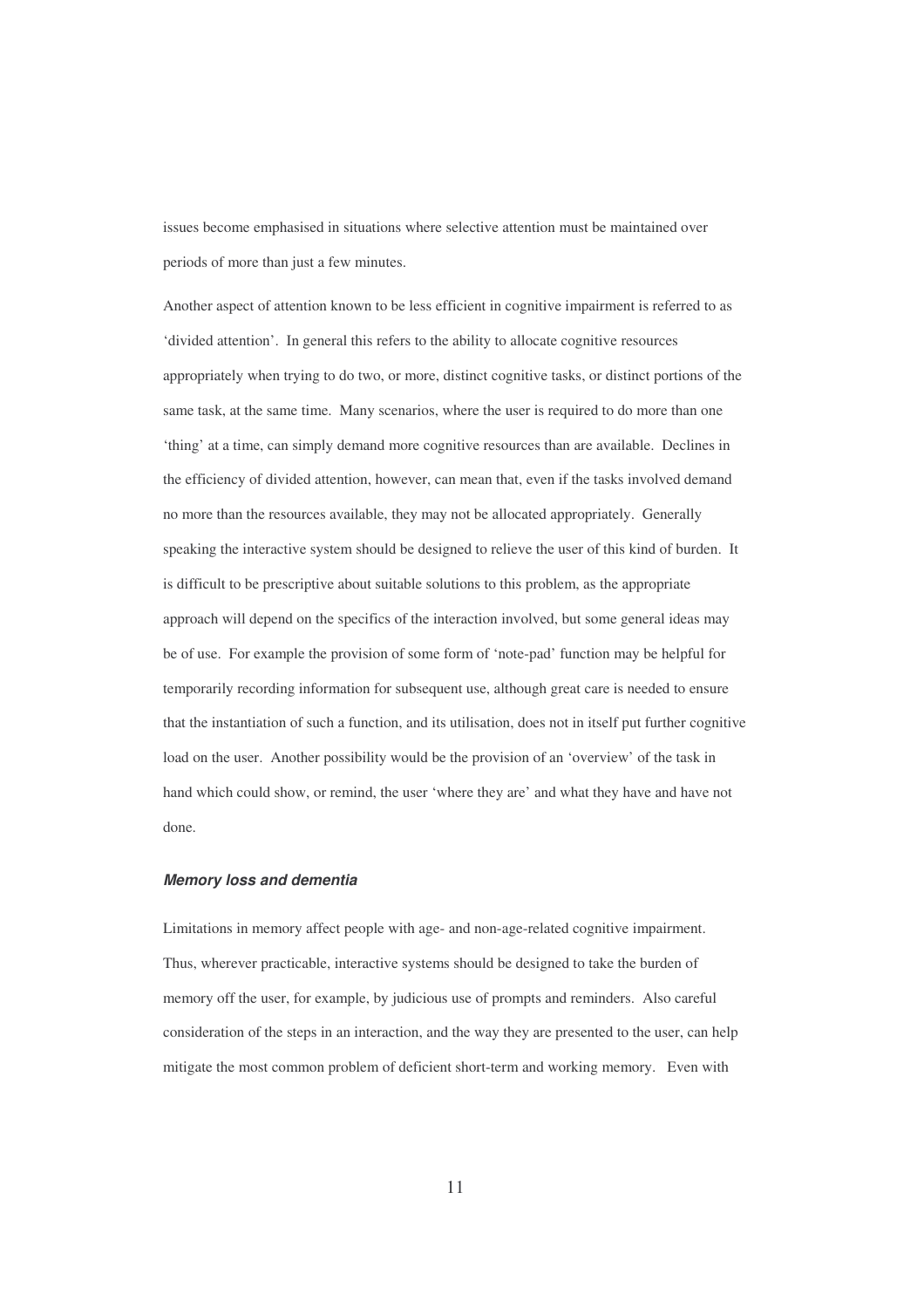issues become emphasised in situations where selective attention must be maintained over periods of more than just a few minutes.

Another aspect of attention known to be less efficient in cognitive impairment is referred to as 'divided attention'. In general this refers to the ability to allocate cognitive resources appropriately when trying to do two, or more, distinct cognitive tasks, or distinct portions of the same task, at the same time. Many scenarios, where the user is required to do more than one 'thing' at a time, can simply demand more cognitive resources than are available. Declines in the efficiency of divided attention, however, can mean that, even if the tasks involved demand no more than the resources available, they may not be allocated appropriately. Generally speaking the interactive system should be designed to relieve the user of this kind of burden. It is difficult to be prescriptive about suitable solutions to this problem, as the appropriate approach will depend on the specifics of the interaction involved, but some general ideas may be of use. For example the provision of some form of 'note-pad' function may be helpful for temporarily recording information for subsequent use, although great care is needed to ensure that the instantiation of such a function, and its utilisation, does not in itself put further cognitive load on the user. Another possibility would be the provision of an 'overview' of the task in hand which could show, or remind, the user 'where they are' and what they have and have not done.

#### ***Memory loss and dementia***

Limitations in memory affect people with age- and non-age-related cognitive impairment. Thus, wherever practicable, interactive systems should be designed to take the burden of memory off the user, for example, by judicious use of prompts and reminders. Also careful consideration of the steps in an interaction, and the way they are presented to the user, can help mitigate the most common problem of deficient short-term and working memory. Even with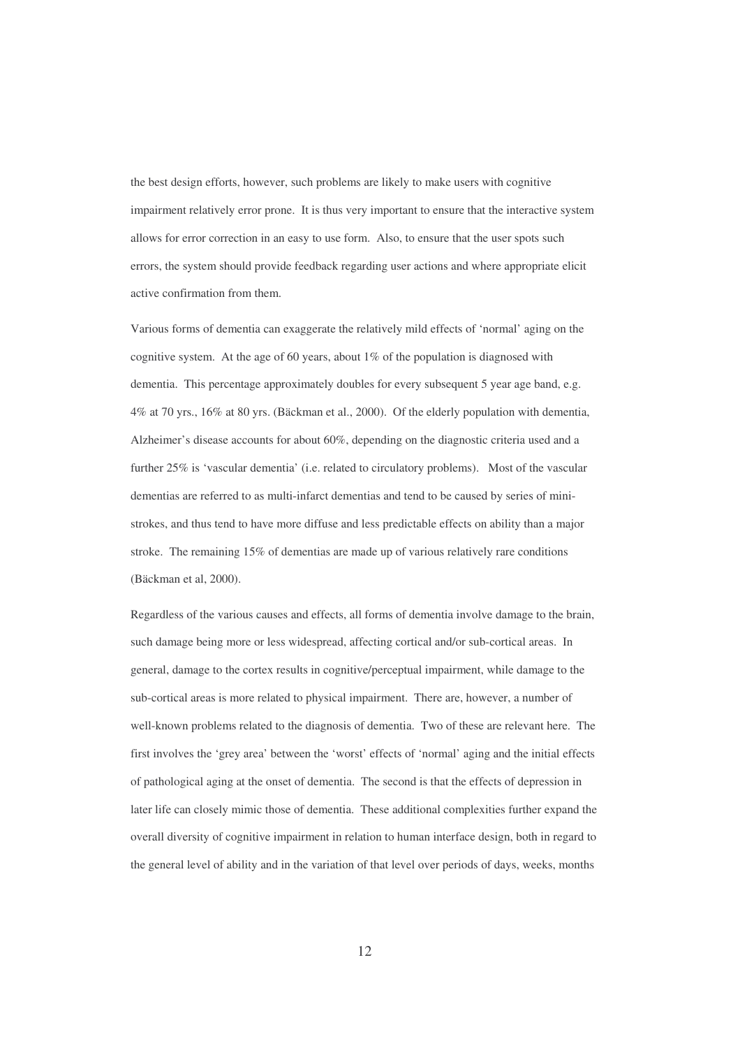the best design efforts, however, such problems are likely to make users with cognitive impairment relatively error prone. It is thus very important to ensure that the interactive system allows for error correction in an easy to use form. Also, to ensure that the user spots such errors, the system should provide feedback regarding user actions and where appropriate elicit active confirmation from them.

Various forms of dementia can exaggerate the relatively mild effects of 'normal' aging on the cognitive system. At the age of 60 years, about 1% of the population is diagnosed with dementia. This percentage approximately doubles for every subsequent 5 year age band, e.g. 4% at 70 yrs., 16% at 80 yrs. (Bäckman et al., 2000). Of the elderly population with dementia, Alzheimer's disease accounts for about 60%, depending on the diagnostic criteria used and a further 25% is 'vascular dementia' (i.e. related to circulatory problems). Most of the vascular dementias are referred to as multi-infarct dementias and tend to be caused by series of mini-strokes, and thus tend to have more diffuse and less predictable effects on ability than a major stroke. The remaining 15% of dementias are made up of various relatively rare conditions (Bäckman et al, 2000).

Regardless of the various causes and effects, all forms of dementia involve damage to the brain, such damage being more or less widespread, affecting cortical and/or sub-cortical areas. In general, damage to the cortex results in cognitive/perceptual impairment, while damage to the sub-cortical areas is more related to physical impairment. There are, however, a number of well-known problems related to the diagnosis of dementia. Two of these are relevant here. The first involves the 'grey area' between the 'worst' effects of 'normal' aging and the initial effects of pathological aging at the onset of dementia. The second is that the effects of depression in later life can closely mimic those of dementia. These additional complexities further expand the overall diversity of cognitive impairment in relation to human interface design, both in regard to the general level of ability and in the variation of that level over periods of days, weeks, months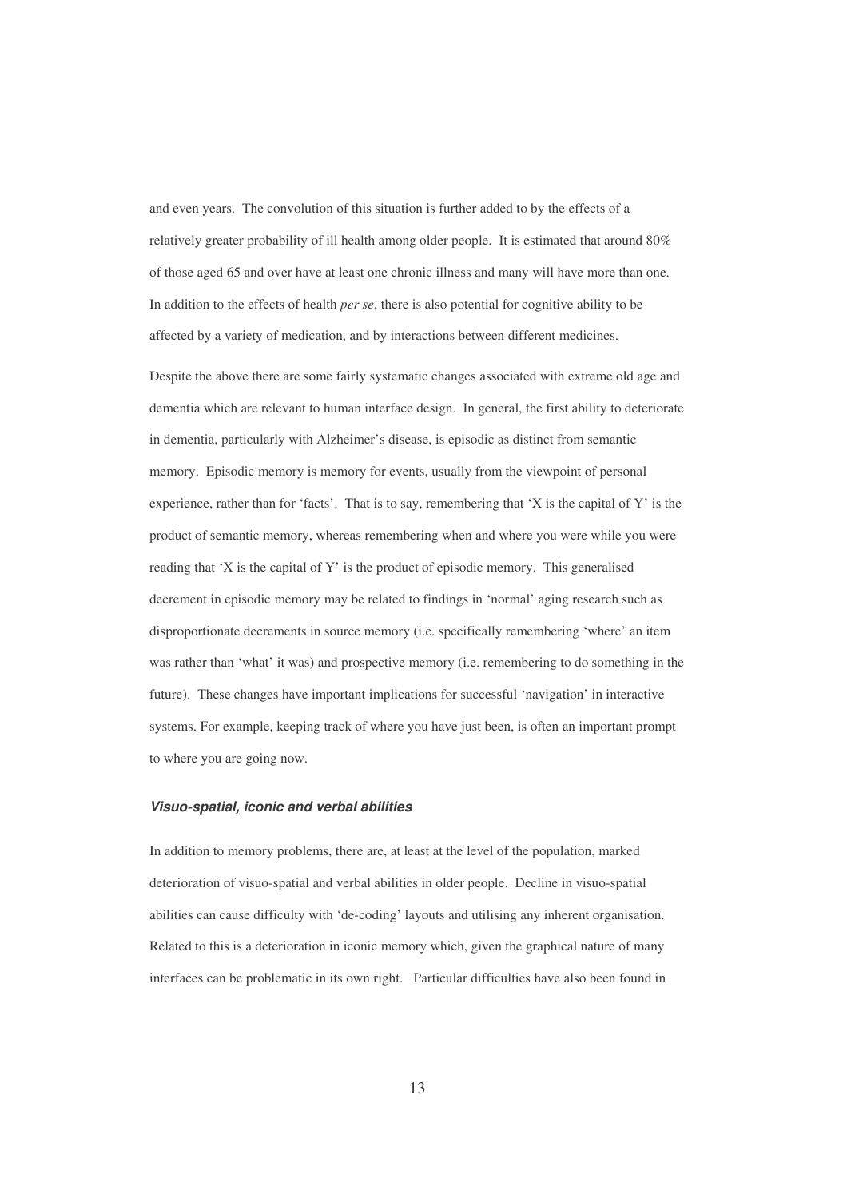and even years. The convolution of this situation is further added to by the effects of a relatively greater probability of ill health among older people. It is estimated that around 80% of those aged 65 and over have at least one chronic illness and many will have more than one. In addition to the effects of health *per se*, there is also potential for cognitive ability to be affected by a variety of medication, and by interactions between different medicines.

Despite the above there are some fairly systematic changes associated with extreme old age and dementia which are relevant to human interface design. In general, the first ability to deteriorate in dementia, particularly with Alzheimer's disease, is episodic as distinct from semantic memory. Episodic memory is memory for events, usually from the viewpoint of personal experience, rather than for 'facts'. That is to say, remembering that 'X is the capital of Y' is the product of semantic memory, whereas remembering when and where you were while you were reading that 'X is the capital of Y' is the product of episodic memory. This generalised decrement in episodic memory may be related to findings in 'normal' aging research such as disproportionate decrements in source memory (i.e. specifically remembering 'where' an item was rather than 'what' it was) and prospective memory (i.e. remembering to do something in the future). These changes have important implications for successful 'navigation' in interactive systems. For example, keeping track of where you have just been, is often an important prompt to where you are going now.

### *Visuo-spatial, iconic and verbal abilities*

In addition to memory problems, there are, at least at the level of the population, marked deterioration of visuo-spatial and verbal abilities in older people. Decline in visuo-spatial abilities can cause difficulty with 'de-coding' layouts and utilising any inherent organisation. Related to this is a deterioration in iconic memory which, given the graphical nature of many interfaces can be problematic in its own right. Particular difficulties have also been found in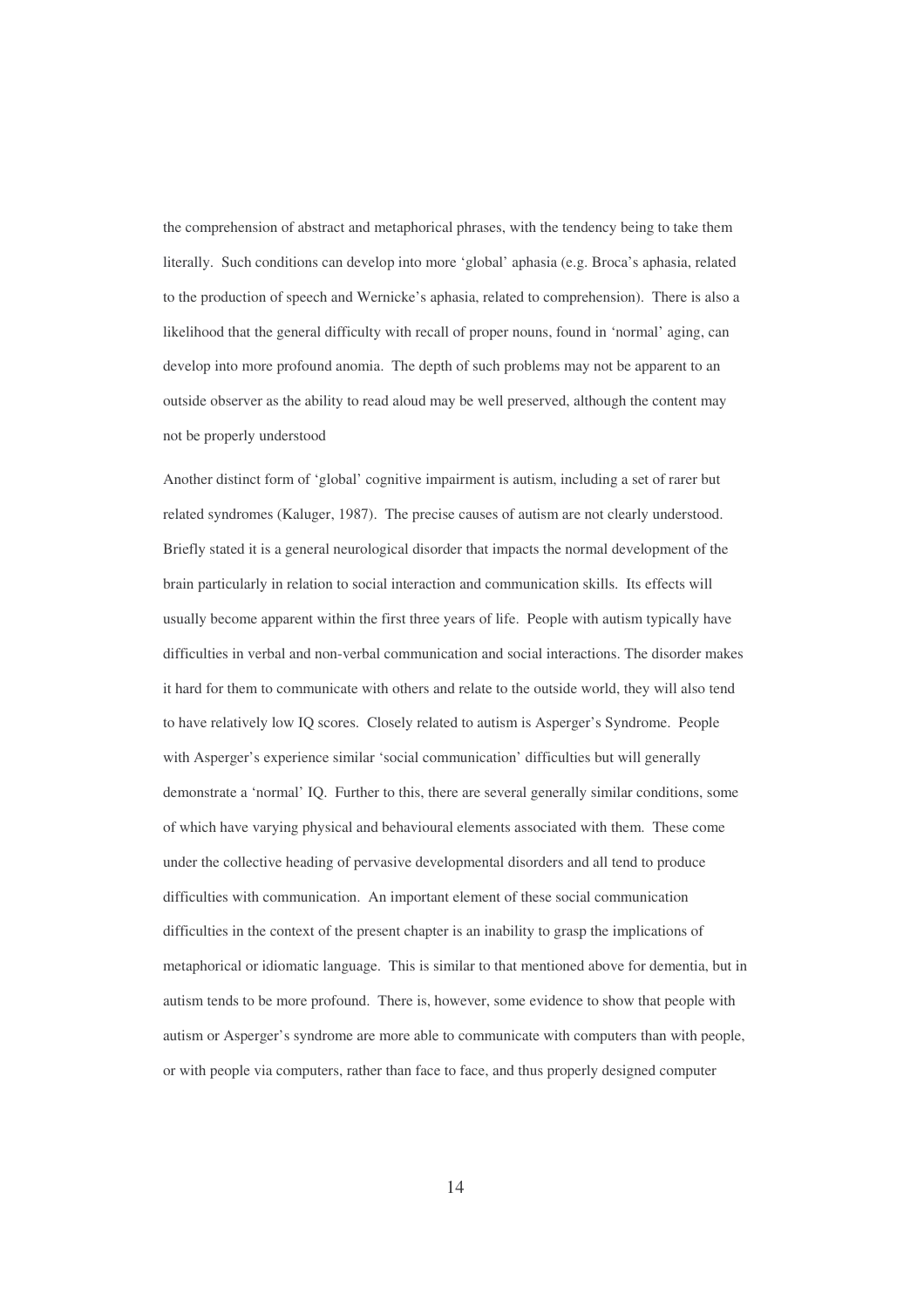the comprehension of abstract and metaphorical phrases, with the tendency being to take them literally. Such conditions can develop into more 'global' aphasia (e.g. Broca's aphasia, related to the production of speech and Wernicke's aphasia, related to comprehension). There is also a likelihood that the general difficulty with recall of proper nouns, found in 'normal' aging, can develop into more profound anomia. The depth of such problems may not be apparent to an outside observer as the ability to read aloud may be well preserved, although the content may not be properly understood

Another distinct form of 'global' cognitive impairment is autism, including a set of rarer but related syndromes (Kaluger, 1987). The precise causes of autism are not clearly understood. Briefly stated it is a general neurological disorder that impacts the normal development of the brain particularly in relation to social interaction and communication skills. Its effects will usually become apparent within the first three years of life. People with autism typically have difficulties in verbal and non-verbal communication and social interactions. The disorder makes it hard for them to communicate with others and relate to the outside world, they will also tend to have relatively low IQ scores. Closely related to autism is Asperger's Syndrome. People with Asperger's experience similar 'social communication' difficulties but will generally demonstrate a 'normal' IQ. Further to this, there are several generally similar conditions, some of which have varying physical and behavioural elements associated with them. These come under the collective heading of pervasive developmental disorders and all tend to produce difficulties with communication. An important element of these social communication difficulties in the context of the present chapter is an inability to grasp the implications of metaphorical or idiomatic language. This is similar to that mentioned above for dementia, but in autism tends to be more profound. There is, however, some evidence to show that people with autism or Asperger's syndrome are more able to communicate with computers than with people, or with people via computers, rather than face to face, and thus properly designed computer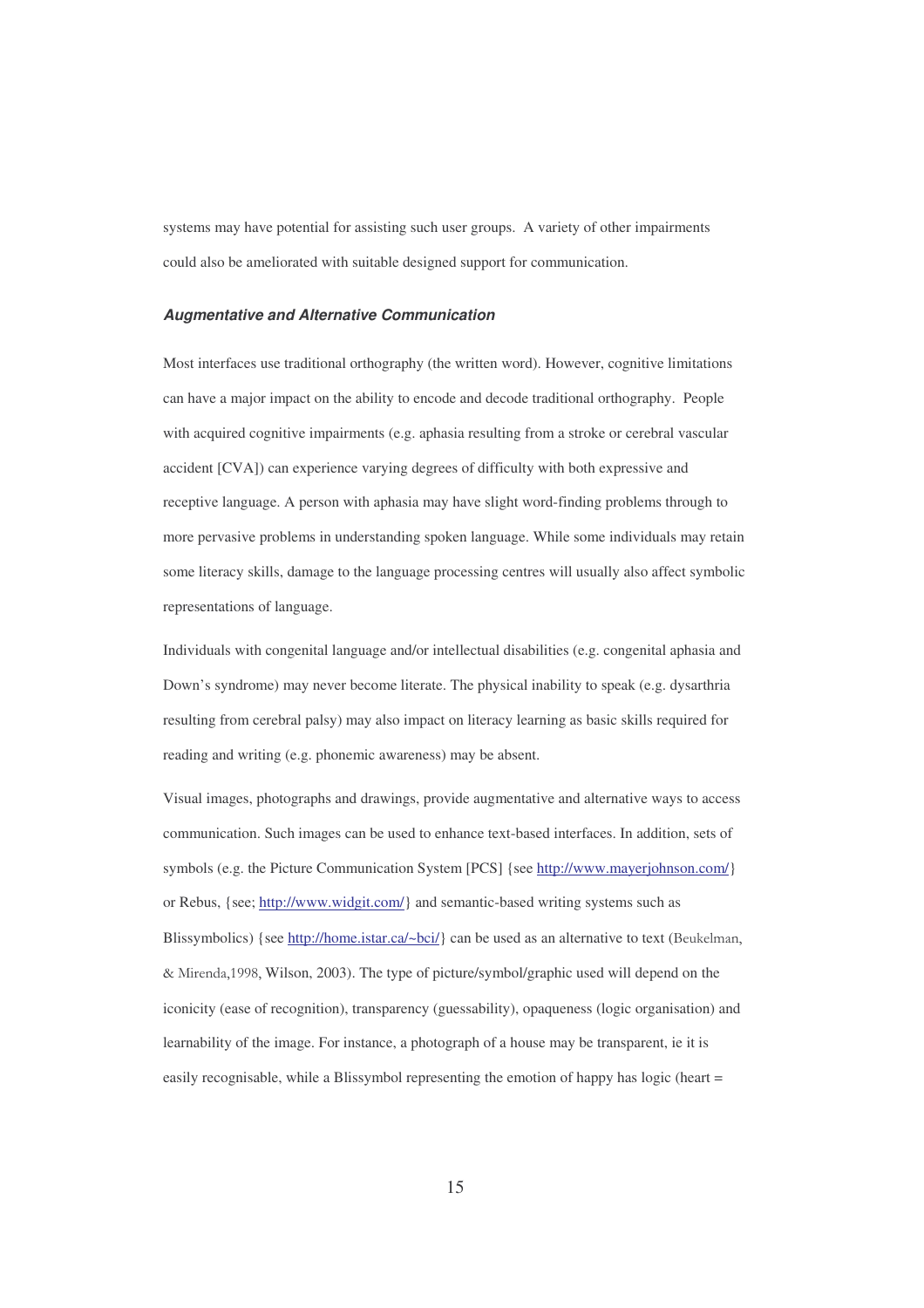systems may have potential for assisting such user groups. A variety of other impairments could also be ameliorated with suitable designed support for communication.

#### ***Augmentative and Alternative Communication***

Most interfaces use traditional orthography (the written word). However, cognitive limitations can have a major impact on the ability to encode and decode traditional orthography. People with acquired cognitive impairments (e.g. aphasia resulting from a stroke or cerebral vascular accident [CVA]) can experience varying degrees of difficulty with both expressive and receptive language. A person with aphasia may have slight word-finding problems through to more pervasive problems in understanding spoken language. While some individuals may retain some literacy skills, damage to the language processing centres will usually also affect symbolic representations of language.

Individuals with congenital language and/or intellectual disabilities (e.g. congenital aphasia and Down's syndrome) may never become literate. The physical inability to speak (e.g. dysarthria resulting from cerebral palsy) may also impact on literacy learning as basic skills required for reading and writing (e.g. phonemic awareness) may be absent.

Visual images, photographs and drawings, provide augmentative and alternative ways to access communication. Such images can be used to enhance text-based interfaces. In addition, sets of symbols (e.g. the Picture Communication System [PCS] {see http://www.mayerjohnson.com/} or Rebus, {see; http://www.widgit.com/} and semantic-based writing systems such as Blissymbolics) {see http://home.istar.ca/~bci/} can be used as an alternative to text (Beukelman, & Mirenda,1998, Wilson, 2003). The type of picture/symbol/graphic used will depend on the iconicity (ease of recognition), transparency (guessability), opaqueness (logic organisation) and learnability of the image. For instance, a photograph of a house may be transparent, ie it is easily recognisable, while a Blissymbol representing the emotion of happy has logic (heart =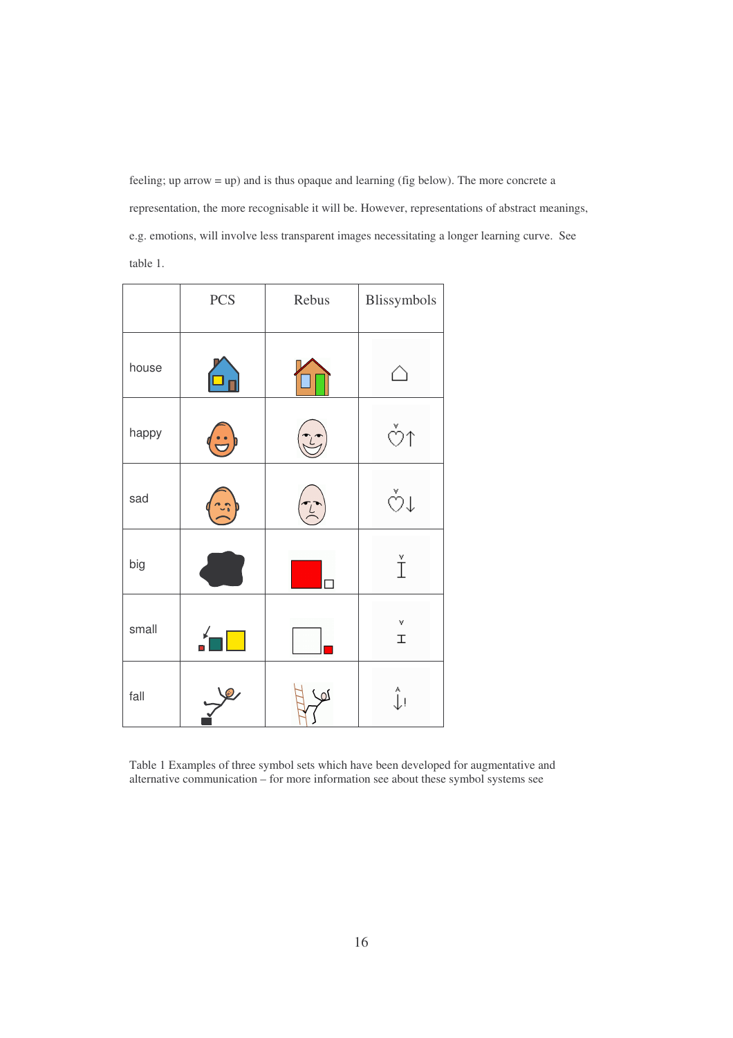feeling; up arrow = up) and is thus opaque and learning (fig below). The more concrete a representation, the more recognisable it will be. However, representations of abstract meanings, e.g. emotions, will involve less transparent images necessitating a longer learning curve. See table 1.

| | PCS | Rebus | Blissymbols |
|---|---|---|---|
| house | | | |
| happy | | | |
| sad | | | |
| big | | | |
| small | | | |
| fall | | | |

Table 1 Examples of three symbol sets which have been developed for augmentative and alternative communication – for more information see about these symbol systems see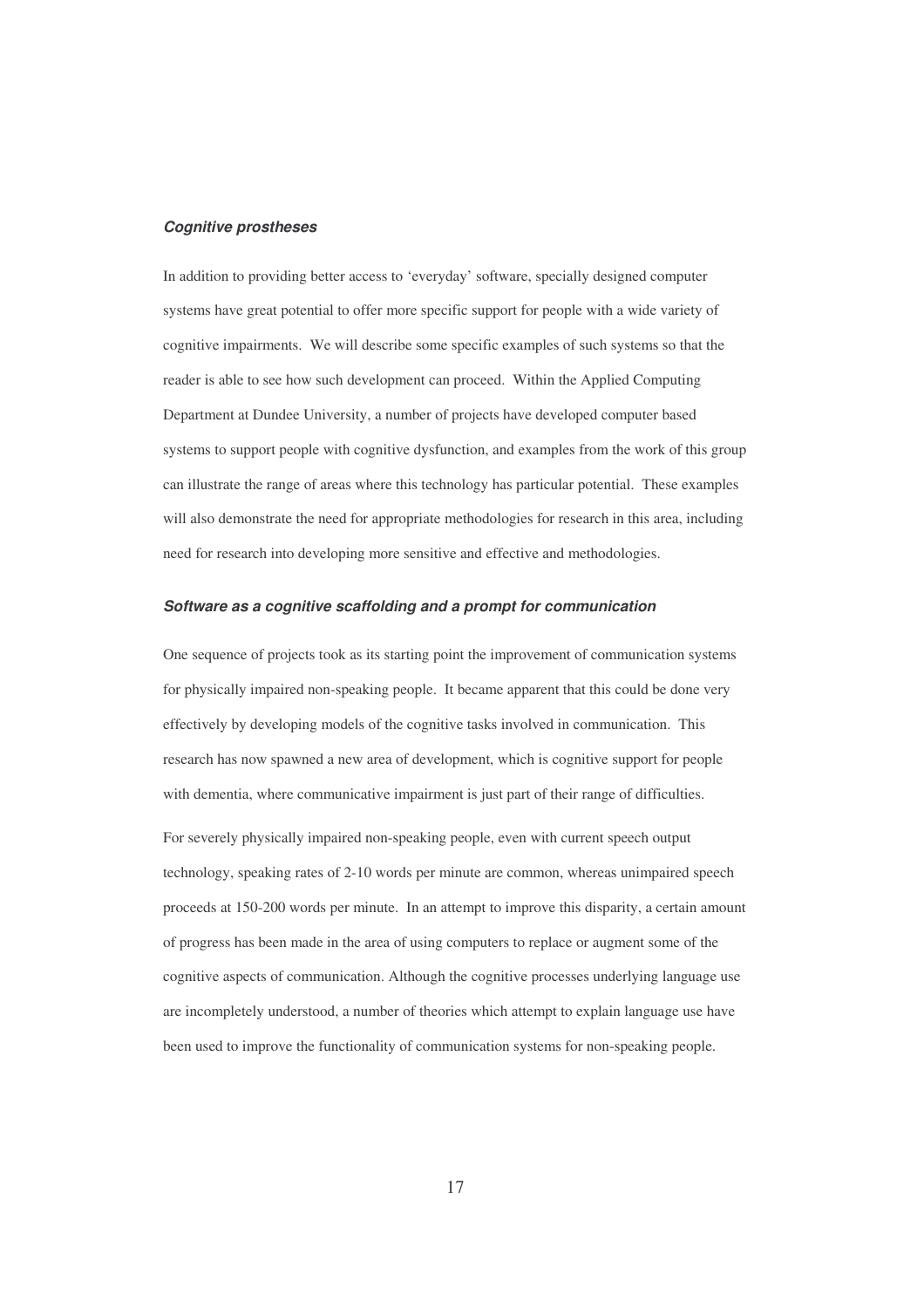### *Cognitive prostheses*

In addition to providing better access to 'everyday' software, specially designed computer systems have great potential to offer more specific support for people with a wide variety of cognitive impairments. We will describe some specific examples of such systems so that the reader is able to see how such development can proceed. Within the Applied Computing Department at Dundee University, a number of projects have developed computer based systems to support people with cognitive dysfunction, and examples from the work of this group can illustrate the range of areas where this technology has particular potential. These examples will also demonstrate the need for appropriate methodologies for research in this area, including need for research into developing more sensitive and effective and methodologies.

### *Software as a cognitive scaffolding and a prompt for communication*

One sequence of projects took as its starting point the improvement of communication systems for physically impaired non-speaking people. It became apparent that this could be done very effectively by developing models of the cognitive tasks involved in communication. This research has now spawned a new area of development, which is cognitive support for people with dementia, where communicative impairment is just part of their range of difficulties.

For severely physically impaired non-speaking people, even with current speech output technology, speaking rates of 2-10 words per minute are common, whereas unimpaired speech proceeds at 150-200 words per minute. In an attempt to improve this disparity, a certain amount of progress has been made in the area of using computers to replace or augment some of the cognitive aspects of communication. Although the cognitive processes underlying language use are incompletely understood, a number of theories which attempt to explain language use have been used to improve the functionality of communication systems for non-speaking people.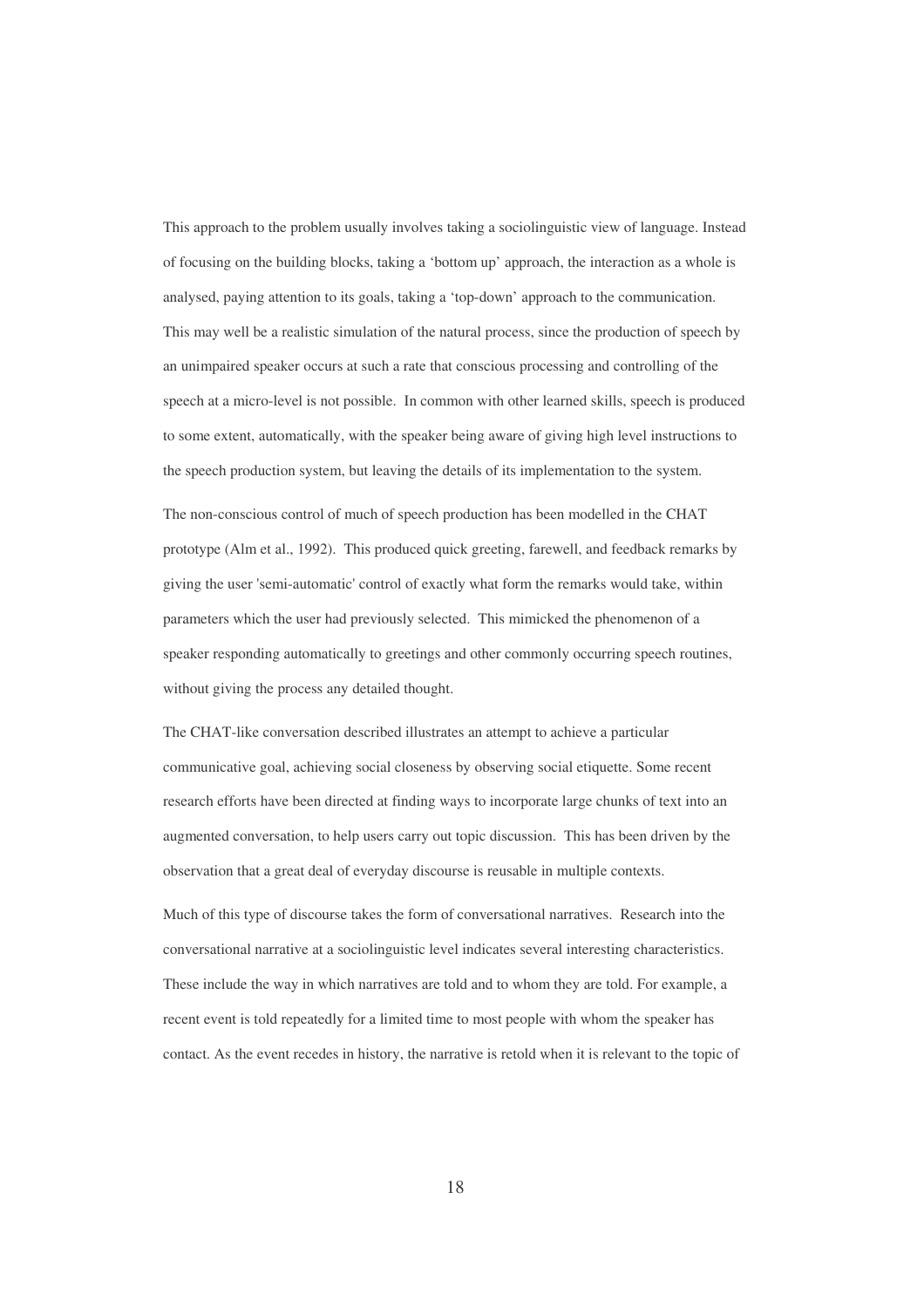This approach to the problem usually involves taking a sociolinguistic view of language. Instead of focusing on the building blocks, taking a 'bottom up' approach, the interaction as a whole is analysed, paying attention to its goals, taking a 'top-down' approach to the communication. This may well be a realistic simulation of the natural process, since the production of speech by an unimpaired speaker occurs at such a rate that conscious processing and controlling of the speech at a micro-level is not possible. In common with other learned skills, speech is produced to some extent, automatically, with the speaker being aware of giving high level instructions to the speech production system, but leaving the details of its implementation to the system.

The non-conscious control of much of speech production has been modelled in the CHAT prototype (Alm et al., 1992). This produced quick greeting, farewell, and feedback remarks by giving the user 'semi-automatic' control of exactly what form the remarks would take, within parameters which the user had previously selected. This mimicked the phenomenon of a speaker responding automatically to greetings and other commonly occurring speech routines, without giving the process any detailed thought.

The CHAT-like conversation described illustrates an attempt to achieve a particular communicative goal, achieving social closeness by observing social etiquette. Some recent research efforts have been directed at finding ways to incorporate large chunks of text into an augmented conversation, to help users carry out topic discussion. This has been driven by the observation that a great deal of everyday discourse is reusable in multiple contexts.

Much of this type of discourse takes the form of conversational narratives. Research into the conversational narrative at a sociolinguistic level indicates several interesting characteristics. These include the way in which narratives are told and to whom they are told. For example, a recent event is told repeatedly for a limited time to most people with whom the speaker has contact. As the event recedes in history, the narrative is retold when it is relevant to the topic of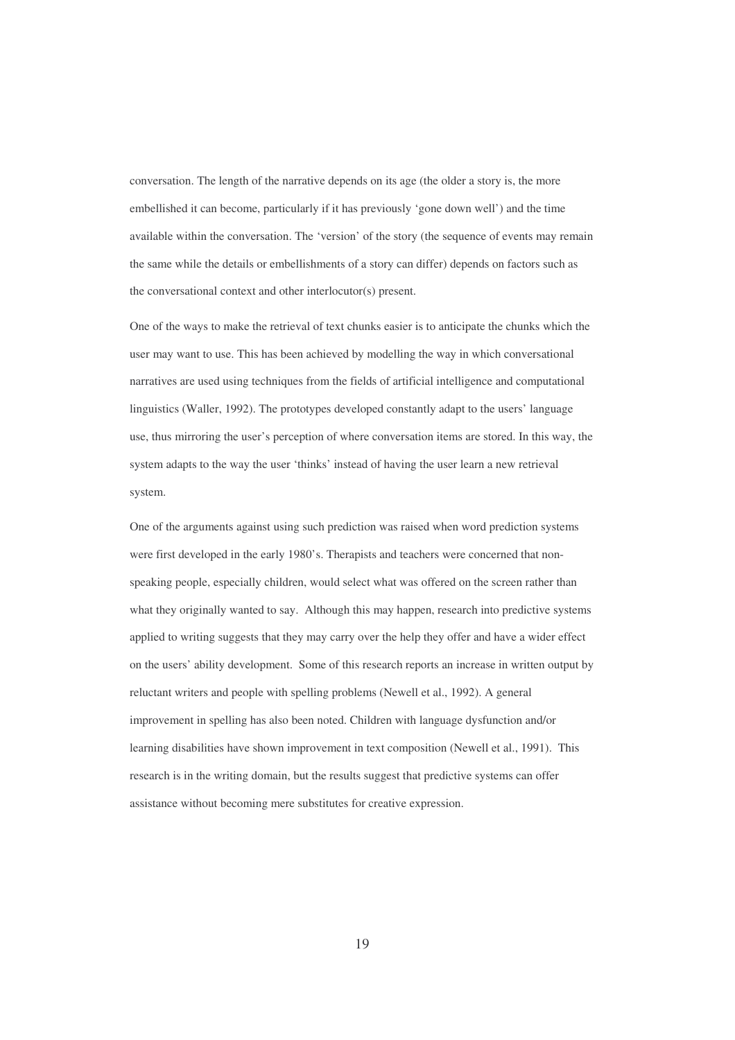conversation. The length of the narrative depends on its age (the older a story is, the more embellished it can become, particularly if it has previously 'gone down well') and the time available within the conversation. The 'version' of the story (the sequence of events may remain the same while the details or embellishments of a story can differ) depends on factors such as the conversational context and other interlocutor(s) present.

One of the ways to make the retrieval of text chunks easier is to anticipate the chunks which the user may want to use. This has been achieved by modelling the way in which conversational narratives are used using techniques from the fields of artificial intelligence and computational linguistics (Waller, 1992). The prototypes developed constantly adapt to the users' language use, thus mirroring the user's perception of where conversation items are stored. In this way, the system adapts to the way the user 'thinks' instead of having the user learn a new retrieval system.

One of the arguments against using such prediction was raised when word prediction systems were first developed in the early 1980's. Therapists and teachers were concerned that non-speaking people, especially children, would select what was offered on the screen rather than what they originally wanted to say. Although this may happen, research into predictive systems applied to writing suggests that they may carry over the help they offer and have a wider effect on the users' ability development. Some of this research reports an increase in written output by reluctant writers and people with spelling problems (Newell et al., 1992). A general improvement in spelling has also been noted. Children with language dysfunction and/or learning disabilities have shown improvement in text composition (Newell et al., 1991). This research is in the writing domain, but the results suggest that predictive systems can offer assistance without becoming mere substitutes for creative expression.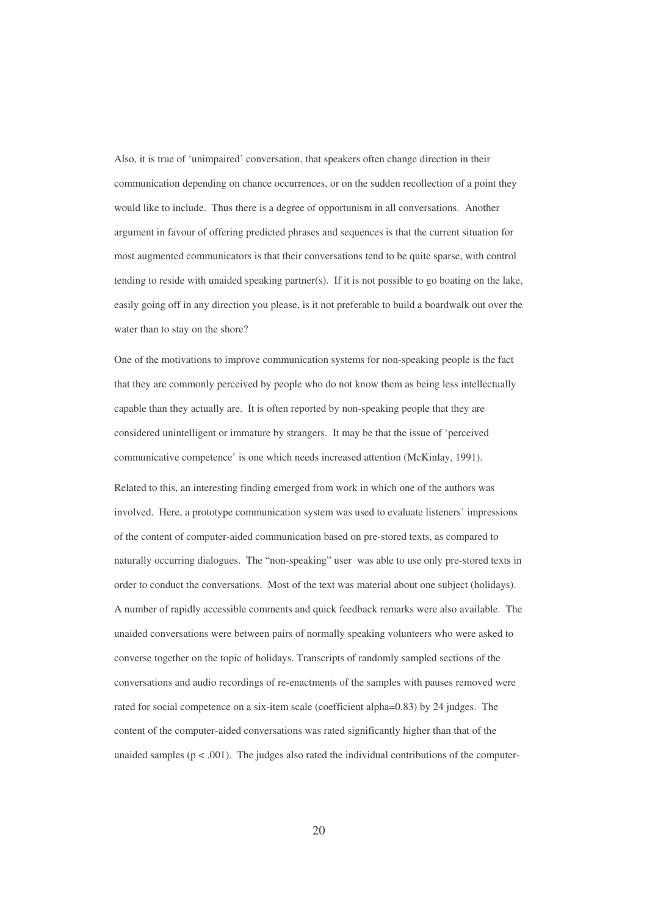Also, it is true of 'unimpaired' conversation, that speakers often change direction in their communication depending on chance occurrences, or on the sudden recollection of a point they would like to include. Thus there is a degree of opportunism in all conversations. Another argument in favour of offering predicted phrases and sequences is that the current situation for most augmented communicators is that their conversations tend to be quite sparse, with control tending to reside with unaided speaking partner(s). If it is not possible to go boating on the lake, easily going off in any direction you please, is it not preferable to build a boardwalk out over the water than to stay on the shore?

One of the motivations to improve communication systems for non-speaking people is the fact that they are commonly perceived by people who do not know them as being less intellectually capable than they actually are. It is often reported by non-speaking people that they are considered unintelligent or immature by strangers. It may be that the issue of 'perceived communicative competence' is one which needs increased attention (McKinlay, 1991).

Related to this, an interesting finding emerged from work in which one of the authors was involved. Here, a prototype communication system was used to evaluate listeners' impressions of the content of computer-aided communication based on pre-stored texts, as compared to naturally occurring dialogues. The "non-speaking" user was able to use only pre-stored texts in order to conduct the conversations. Most of the text was material about one subject (holidays). A number of rapidly accessible comments and quick feedback remarks were also available. The unaided conversations were between pairs of normally speaking volunteers who were asked to converse together on the topic of holidays. Transcripts of randomly sampled sections of the conversations and audio recordings of re-enactments of the samples with pauses removed were rated for social competence on a six-item scale (coefficient alpha=0.83) by 24 judges. The content of the computer-aided conversations was rated significantly higher than that of the unaided samples ($p < .001$). The judges also rated the individual contributions of the computer-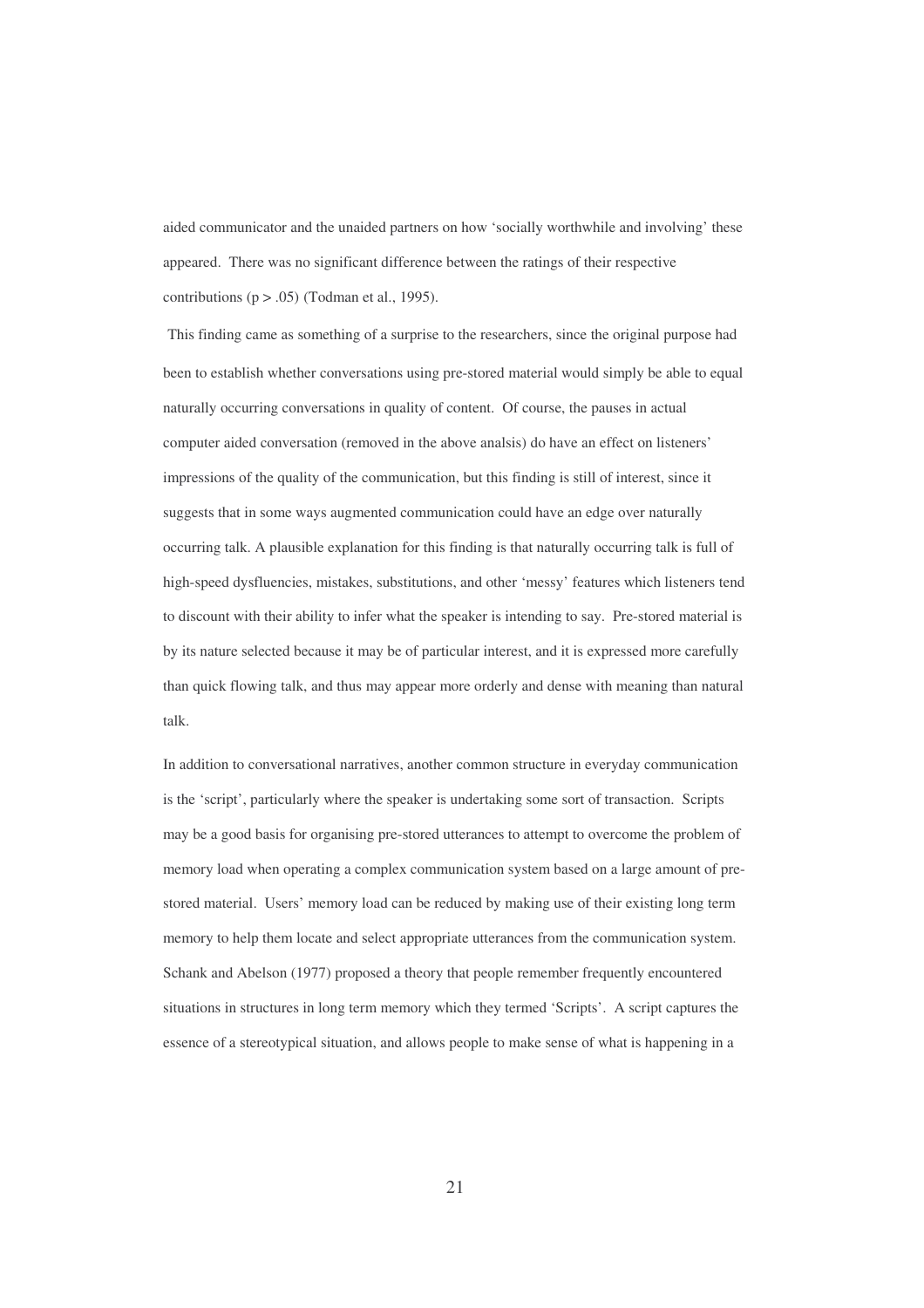aided communicator and the unaided partners on how 'socially worthwhile and involving' these appeared. There was no significant difference between the ratings of their respective contributions ($p > .05$) (Todman et al., 1995).

This finding came as something of a surprise to the researchers, since the original purpose had been to establish whether conversations using pre-stored material would simply be able to equal naturally occurring conversations in quality of content. Of course, the pauses in actual computer aided conversation (removed in the above analsis) do have an effect on listeners' impressions of the quality of the communication, but this finding is still of interest, since it suggests that in some ways augmented communication could have an edge over naturally occurring talk. A plausible explanation for this finding is that naturally occurring talk is full of high-speed dysfluencies, mistakes, substitutions, and other 'messy' features which listeners tend to discount with their ability to infer what the speaker is intending to say. Pre-stored material is by its nature selected because it may be of particular interest, and it is expressed more carefully than quick flowing talk, and thus may appear more orderly and dense with meaning than natural talk.

In addition to conversational narratives, another common structure in everyday communication is the 'script', particularly where the speaker is undertaking some sort of transaction. Scripts may be a good basis for organising pre-stored utterances to attempt to overcome the problem of memory load when operating a complex communication system based on a large amount of pre-stored material. Users' memory load can be reduced by making use of their existing long term memory to help them locate and select appropriate utterances from the communication system. Schank and Abelson (1977) proposed a theory that people remember frequently encountered situations in structures in long term memory which they termed 'Scripts'. A script captures the essence of a stereotypical situation, and allows people to make sense of what is happening in a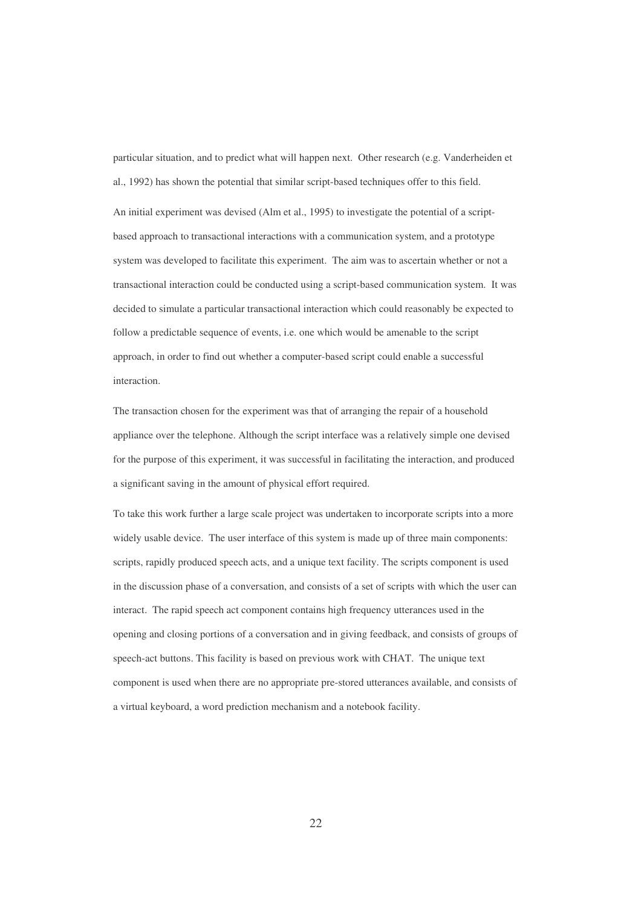particular situation, and to predict what will happen next. Other research (e.g. Vanderheiden et al., 1992) has shown the potential that similar script-based techniques offer to this field.

An initial experiment was devised (Alm et al., 1995) to investigate the potential of a script-based approach to transactional interactions with a communication system, and a prototype system was developed to facilitate this experiment. The aim was to ascertain whether or not a transactional interaction could be conducted using a script-based communication system. It was decided to simulate a particular transactional interaction which could reasonably be expected to follow a predictable sequence of events, i.e. one which would be amenable to the script approach, in order to find out whether a computer-based script could enable a successful interaction.

The transaction chosen for the experiment was that of arranging the repair of a household appliance over the telephone. Although the script interface was a relatively simple one devised for the purpose of this experiment, it was successful in facilitating the interaction, and produced a significant saving in the amount of physical effort required.

To take this work further a large scale project was undertaken to incorporate scripts into a more widely usable device. The user interface of this system is made up of three main components: scripts, rapidly produced speech acts, and a unique text facility. The scripts component is used in the discussion phase of a conversation, and consists of a set of scripts with which the user can interact. The rapid speech act component contains high frequency utterances used in the opening and closing portions of a conversation and in giving feedback, and consists of groups of speech-act buttons. This facility is based on previous work with CHAT. The unique text component is used when there are no appropriate pre-stored utterances available, and consists of a virtual keyboard, a word prediction mechanism and a notebook facility.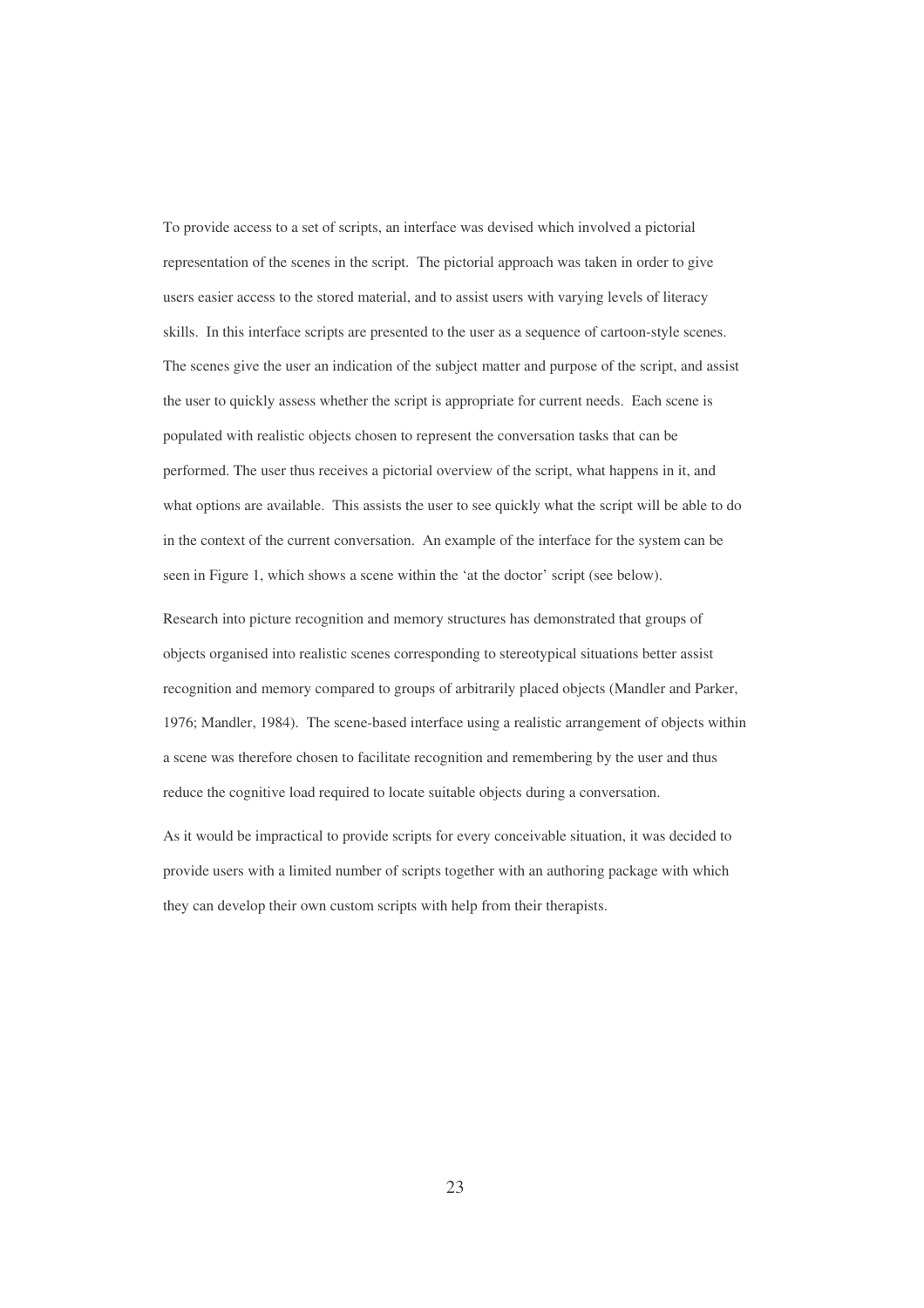To provide access to a set of scripts, an interface was devised which involved a pictorial representation of the scenes in the script. The pictorial approach was taken in order to give users easier access to the stored material, and to assist users with varying levels of literacy skills. In this interface scripts are presented to the user as a sequence of cartoon-style scenes. The scenes give the user an indication of the subject matter and purpose of the script, and assist the user to quickly assess whether the script is appropriate for current needs. Each scene is populated with realistic objects chosen to represent the conversation tasks that can be performed. The user thus receives a pictorial overview of the script, what happens in it, and what options are available. This assists the user to see quickly what the script will be able to do in the context of the current conversation. An example of the interface for the system can be seen in Figure 1, which shows a scene within the 'at the doctor' script (see below).

Research into picture recognition and memory structures has demonstrated that groups of objects organised into realistic scenes corresponding to stereotypical situations better assist recognition and memory compared to groups of arbitrarily placed objects (Mandler and Parker, 1976; Mandler, 1984). The scene-based interface using a realistic arrangement of objects within a scene was therefore chosen to facilitate recognition and remembering by the user and thus reduce the cognitive load required to locate suitable objects during a conversation.

As it would be impractical to provide scripts for every conceivable situation, it was decided to provide users with a limited number of scripts together with an authoring package with which they can develop their own custom scripts with help from their therapists.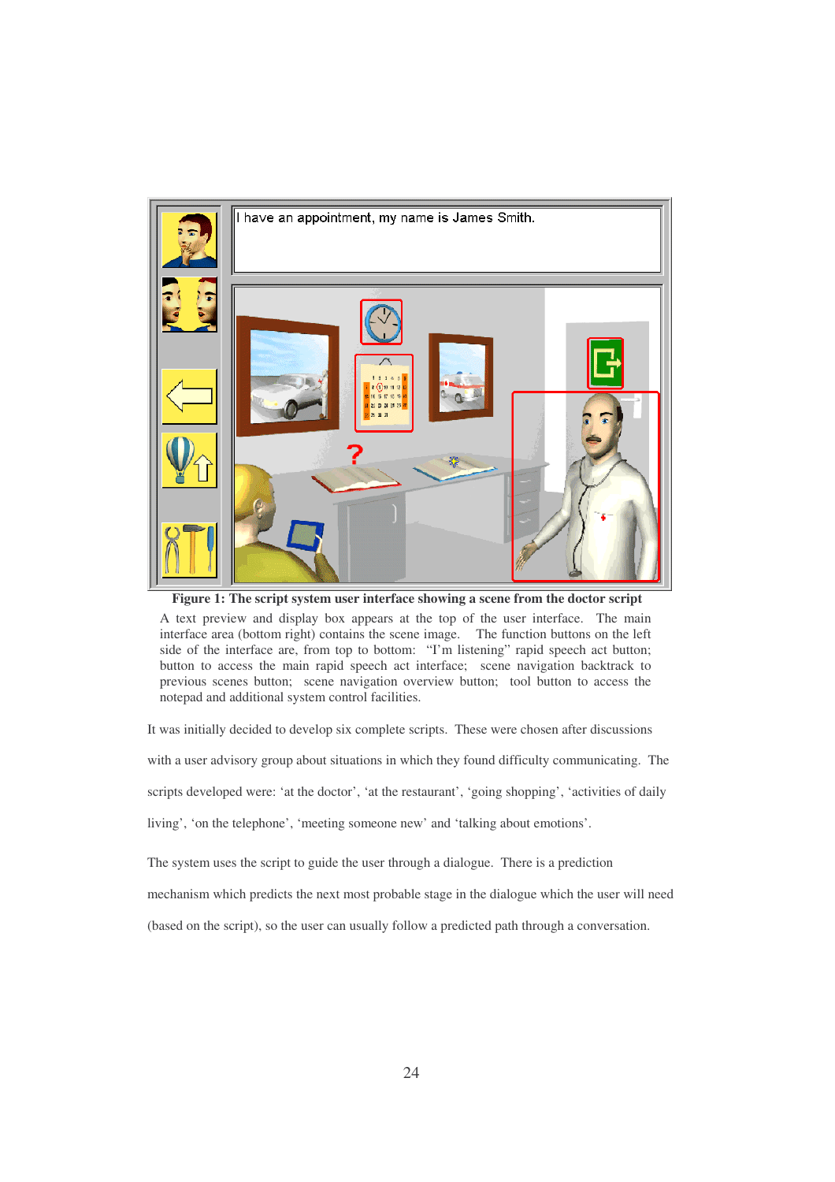**Figure 1: The script system user interface showing a scene from the doctor script**

A text preview and display box appears at the top of the user interface. The main interface area (bottom right) contains the scene image. The function buttons on the left side of the interface are, from top to bottom: "I'm listening" rapid speech act button; button to access the main rapid speech act interface; scene navigation backtrack to previous scenes button; scene navigation overview button; tool button to access the notepad and additional system control facilities.

It was initially decided to develop six complete scripts. These were chosen after discussions with a user advisory group about situations in which they found difficulty communicating. The scripts developed were: 'at the doctor', 'at the restaurant', 'going shopping', 'activities of daily living', 'on the telephone', 'meeting someone new' and 'talking about emotions'.

The system uses the script to guide the user through a dialogue. There is a prediction mechanism which predicts the next most probable stage in the dialogue which the user will need (based on the script), so the user can usually follow a predicted path through a conversation.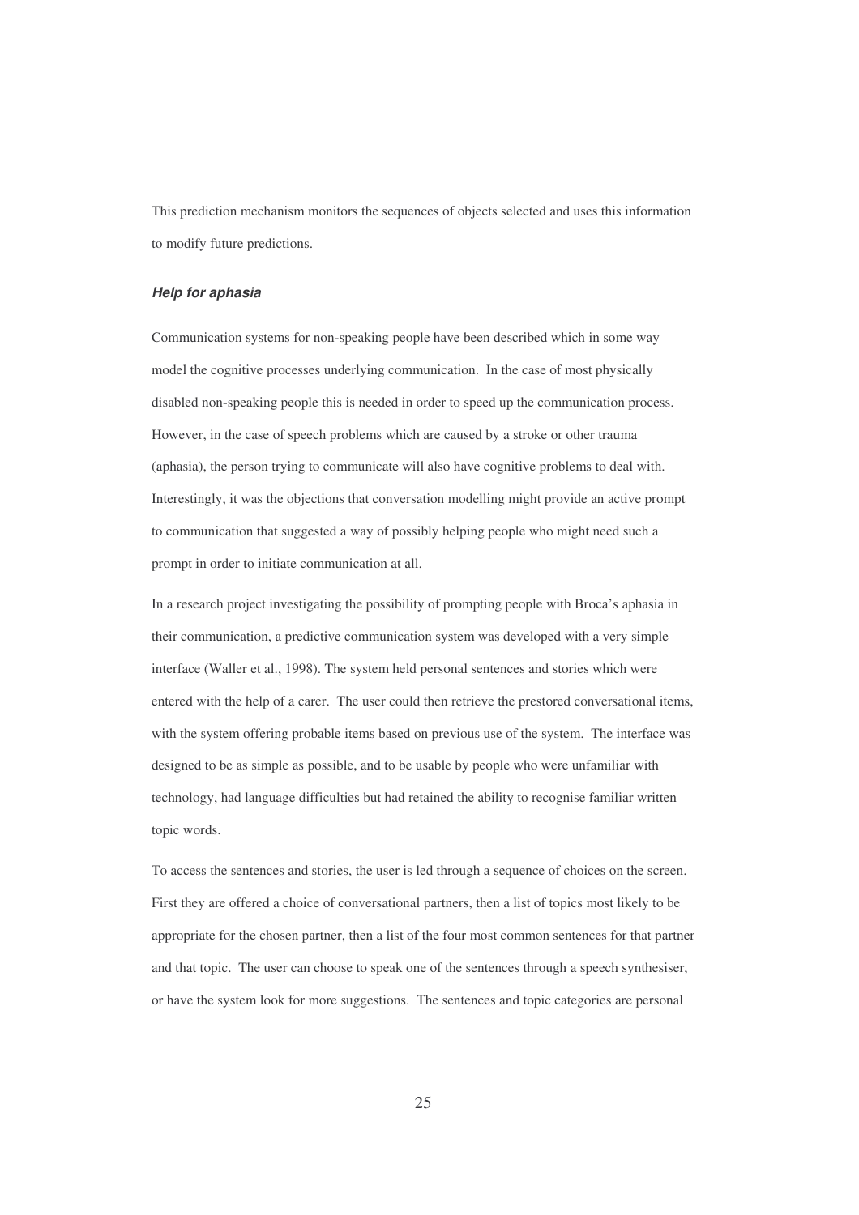This prediction mechanism monitors the sequences of objects selected and uses this information to modify future predictions.

### *Help for aphasia*

Communication systems for non-speaking people have been described which in some way model the cognitive processes underlying communication. In the case of most physically disabled non-speaking people this is needed in order to speed up the communication process. However, in the case of speech problems which are caused by a stroke or other trauma (aphasia), the person trying to communicate will also have cognitive problems to deal with. Interestingly, it was the objections that conversation modelling might provide an active prompt to communication that suggested a way of possibly helping people who might need such a prompt in order to initiate communication at all.

In a research project investigating the possibility of prompting people with Broca's aphasia in their communication, a predictive communication system was developed with a very simple interface (Waller et al., 1998). The system held personal sentences and stories which were entered with the help of a carer. The user could then retrieve the prestored conversational items, with the system offering probable items based on previous use of the system. The interface was designed to be as simple as possible, and to be usable by people who were unfamiliar with technology, had language difficulties but had retained the ability to recognise familiar written topic words.

To access the sentences and stories, the user is led through a sequence of choices on the screen. First they are offered a choice of conversational partners, then a list of topics most likely to be appropriate for the chosen partner, then a list of the four most common sentences for that partner and that topic. The user can choose to speak one of the sentences through a speech synthesiser, or have the system look for more suggestions. The sentences and topic categories are personal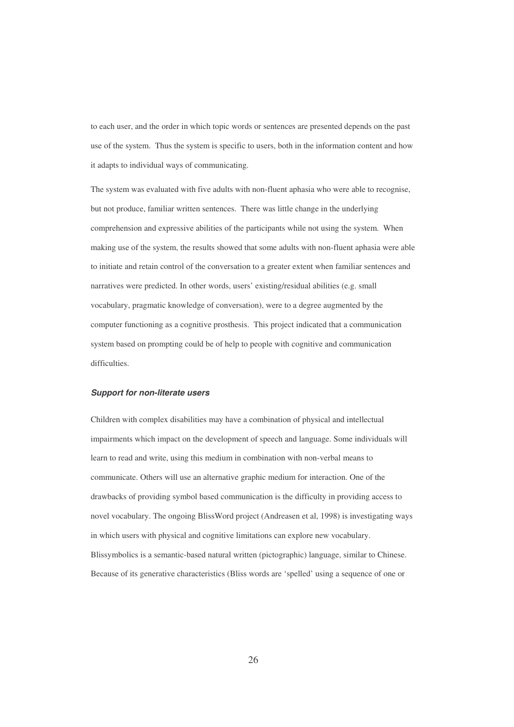to each user, and the order in which topic words or sentences are presented depends on the past use of the system. Thus the system is specific to users, both in the information content and how it adapts to individual ways of communicating.

The system was evaluated with five adults with non-fluent aphasia who were able to recognise, but not produce, familiar written sentences. There was little change in the underlying comprehension and expressive abilities of the participants while not using the system. When making use of the system, the results showed that some adults with non-fluent aphasia were able to initiate and retain control of the conversation to a greater extent when familiar sentences and narratives were predicted. In other words, users' existing/residual abilities (e.g. small vocabulary, pragmatic knowledge of conversation), were to a degree augmented by the computer functioning as a cognitive prosthesis. This project indicated that a communication system based on prompting could be of help to people with cognitive and communication difficulties.

#### *Support for non-literate users*

Children with complex disabilities may have a combination of physical and intellectual impairments which impact on the development of speech and language. Some individuals will learn to read and write, using this medium in combination with non-verbal means to communicate. Others will use an alternative graphic medium for interaction. One of the drawbacks of providing symbol based communication is the difficulty in providing access to novel vocabulary. The ongoing BlissWord project (Andreasen et al, 1998) is investigating ways in which users with physical and cognitive limitations can explore new vocabulary. Blissymbolics is a semantic-based natural written (pictographic) language, similar to Chinese. Because of its generative characteristics (Bliss words are 'spelled' using a sequence of one or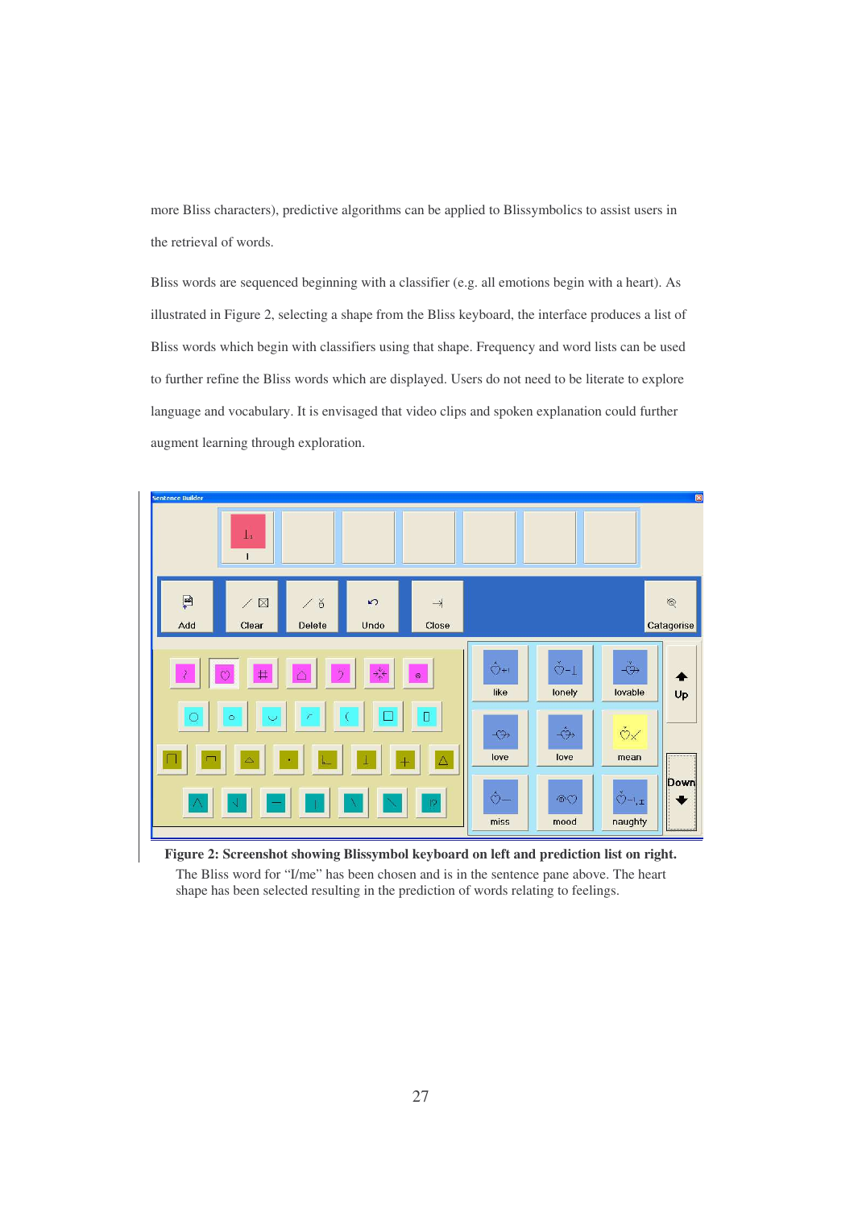more Bliss characters), predictive algorithms can be applied to Blissymbolics to assist users in the retrieval of words.

Bliss words are sequenced beginning with a classifier (e.g. all emotions begin with a heart). As illustrated in Figure 2, selecting a shape from the Bliss keyboard, the interface produces a list of Bliss words which begin with classifiers using that shape. Frequency and word lists can be used to further refine the Bliss words which are displayed. Users do not need to be literate to explore language and vocabulary. It is envisaged that video clips and spoken explanation could further augment learning through exploration.

**Figure 2: Screenshot showing Blissymbol keyboard on left and prediction list on right.** The Bliss word for "I/me" has been chosen and is in the sentence pane above. The heart shape has been selected resulting in the prediction of words relating to feelings.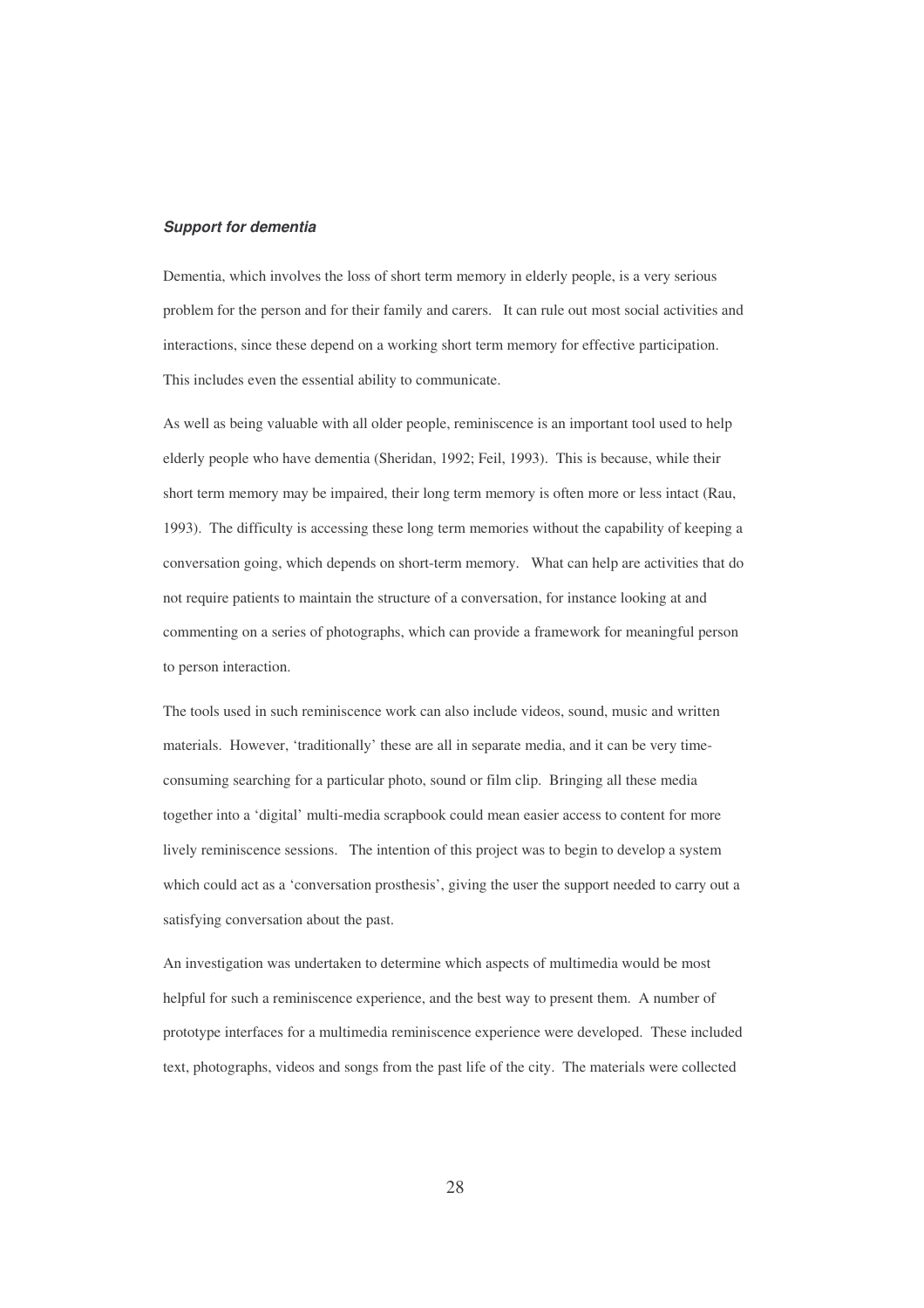***Support for dementia***

Dementia, which involves the loss of short term memory in elderly people, is a very serious problem for the person and for their family and carers. It can rule out most social activities and interactions, since these depend on a working short term memory for effective participation. This includes even the essential ability to communicate.

As well as being valuable with all older people, reminiscence is an important tool used to help elderly people who have dementia (Sheridan, 1992; Feil, 1993). This is because, while their short term memory may be impaired, their long term memory is often more or less intact (Rau, 1993). The difficulty is accessing these long term memories without the capability of keeping a conversation going, which depends on short-term memory. What can help are activities that do not require patients to maintain the structure of a conversation, for instance looking at and commenting on a series of photographs, which can provide a framework for meaningful person to person interaction.

The tools used in such reminiscence work can also include videos, sound, music and written materials. However, 'traditionally' these are all in separate media, and it can be very time-consuming searching for a particular photo, sound or film clip. Bringing all these media together into a 'digital' multi-media scrapbook could mean easier access to content for more lively reminiscence sessions. The intention of this project was to begin to develop a system which could act as a 'conversation prosthesis', giving the user the support needed to carry out a satisfying conversation about the past.

An investigation was undertaken to determine which aspects of multimedia would be most helpful for such a reminiscence experience, and the best way to present them. A number of prototype interfaces for a multimedia reminiscence experience were developed. These included text, photographs, videos and songs from the past life of the city. The materials were collected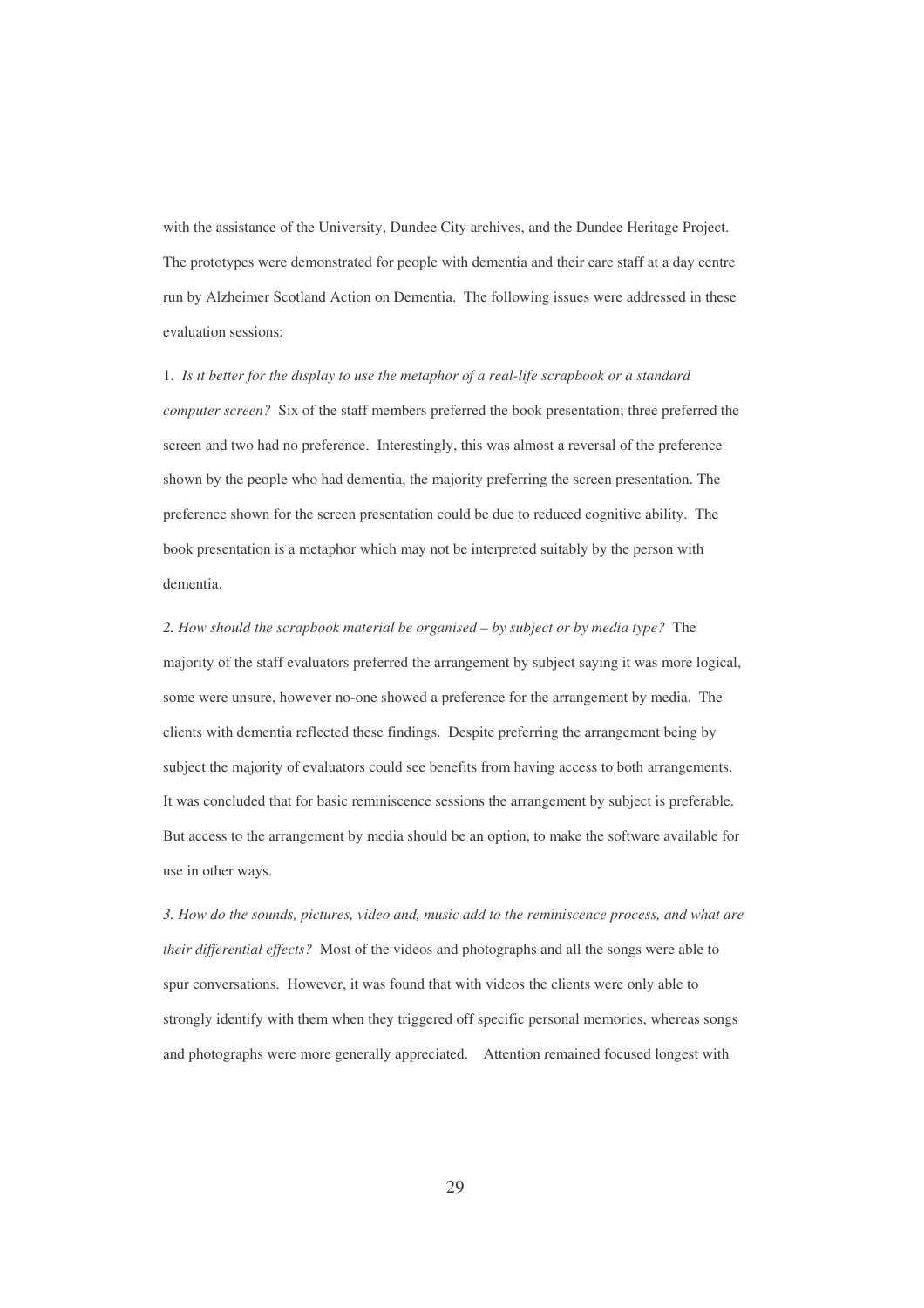with the assistance of the University, Dundee City archives, and the Dundee Heritage Project. The prototypes were demonstrated for people with dementia and their care staff at a day centre run by Alzheimer Scotland Action on Dementia. The following issues were addressed in these evaluation sessions:

1. *Is it better for the display to use the metaphor of a real-life scrapbook or a standard computer screen?* Six of the staff members preferred the book presentation; three preferred the screen and two had no preference. Interestingly, this was almost a reversal of the preference shown by the people who had dementia, the majority preferring the screen presentation. The preference shown for the screen presentation could be due to reduced cognitive ability. The book presentation is a metaphor which may not be interpreted suitably by the person with dementia.

*2. How should the scrapbook material be organised – by subject or by media type?* The majority of the staff evaluators preferred the arrangement by subject saying it was more logical, some were unsure, however no-one showed a preference for the arrangement by media. The clients with dementia reflected these findings. Despite preferring the arrangement being by subject the majority of evaluators could see benefits from having access to both arrangements. It was concluded that for basic reminiscence sessions the arrangement by subject is preferable. But access to the arrangement by media should be an option, to make the software available for use in other ways.

*3. How do the sounds, pictures, video and, music add to the reminiscence process, and what are their differential effects?* Most of the videos and photographs and all the songs were able to spur conversations. However, it was found that with videos the clients were only able to strongly identify with them when they triggered off specific personal memories, whereas songs and photographs were more generally appreciated. Attention remained focused longest with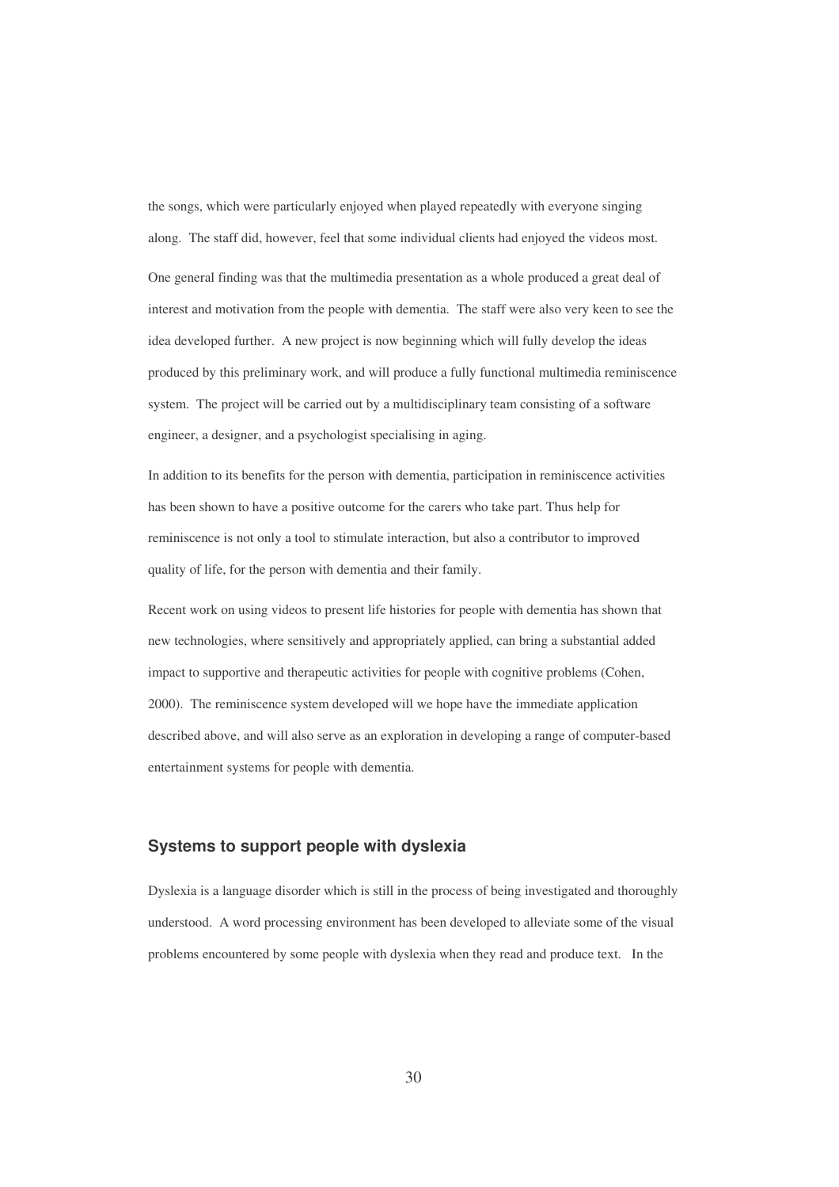the songs, which were particularly enjoyed when played repeatedly with everyone singing along. The staff did, however, feel that some individual clients had enjoyed the videos most.

One general finding was that the multimedia presentation as a whole produced a great deal of interest and motivation from the people with dementia. The staff were also very keen to see the idea developed further. A new project is now beginning which will fully develop the ideas produced by this preliminary work, and will produce a fully functional multimedia reminiscence system. The project will be carried out by a multidisciplinary team consisting of a software engineer, a designer, and a psychologist specialising in aging.

In addition to its benefits for the person with dementia, participation in reminiscence activities has been shown to have a positive outcome for the carers who take part. Thus help for reminiscence is not only a tool to stimulate interaction, but also a contributor to improved quality of life, for the person with dementia and their family.

Recent work on using videos to present life histories for people with dementia has shown that new technologies, where sensitively and appropriately applied, can bring a substantial added impact to supportive and therapeutic activities for people with cognitive problems (Cohen, 2000). The reminiscence system developed will we hope have the immediate application described above, and will also serve as an exploration in developing a range of computer-based entertainment systems for people with dementia.

## Systems to support people with dyslexia

Dyslexia is a language disorder which is still in the process of being investigated and thoroughly understood. A word processing environment has been developed to alleviate some of the visual problems encountered by some people with dyslexia when they read and produce text. In the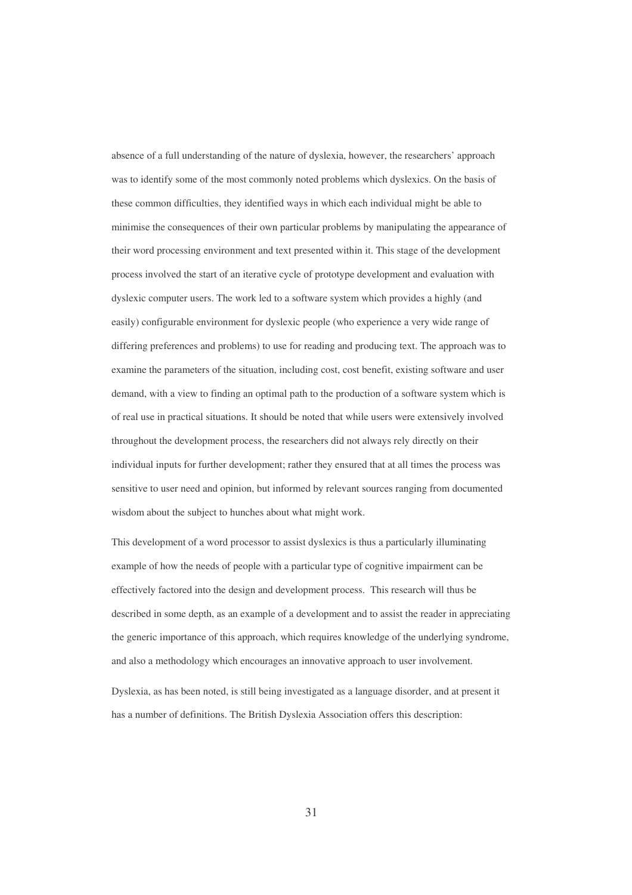absence of a full understanding of the nature of dyslexia, however, the researchers' approach was to identify some of the most commonly noted problems which dyslexics. On the basis of these common difficulties, they identified ways in which each individual might be able to minimise the consequences of their own particular problems by manipulating the appearance of their word processing environment and text presented within it. This stage of the development process involved the start of an iterative cycle of prototype development and evaluation with dyslexic computer users. The work led to a software system which provides a highly (and easily) configurable environment for dyslexic people (who experience a very wide range of differing preferences and problems) to use for reading and producing text. The approach was to examine the parameters of the situation, including cost, cost benefit, existing software and user demand, with a view to finding an optimal path to the production of a software system which is of real use in practical situations. It should be noted that while users were extensively involved throughout the development process, the researchers did not always rely directly on their individual inputs for further development; rather they ensured that at all times the process was sensitive to user need and opinion, but informed by relevant sources ranging from documented wisdom about the subject to hunches about what might work.

This development of a word processor to assist dyslexics is thus a particularly illuminating example of how the needs of people with a particular type of cognitive impairment can be effectively factored into the design and development process. This research will thus be described in some depth, as an example of a development and to assist the reader in appreciating the generic importance of this approach, which requires knowledge of the underlying syndrome, and also a methodology which encourages an innovative approach to user involvement.

Dyslexia, as has been noted, is still being investigated as a language disorder, and at present it has a number of definitions. The British Dyslexia Association offers this description: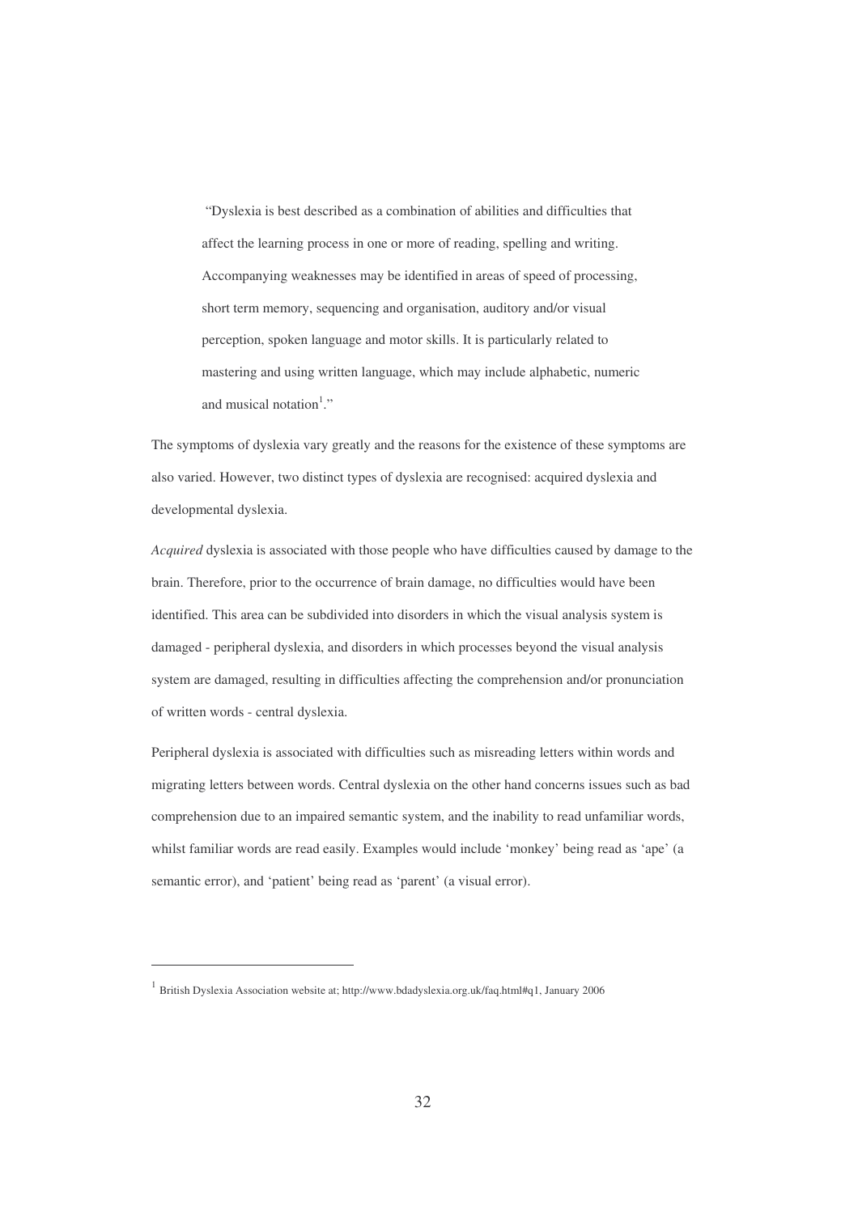> "Dyslexia is best described as a combination of abilities and difficulties that affect the learning process in one or more of reading, spelling and writing. Accompanying weaknesses may be identified in areas of speed of processing, short term memory, sequencing and organisation, auditory and/or visual perception, spoken language and motor skills. It is particularly related to mastering and using written language, which may include alphabetic, numeric and musical notation[1]."

The symptoms of dyslexia vary greatly and the reasons for the existence of these symptoms are also varied. However, two distinct types of dyslexia are recognised: acquired dyslexia and developmental dyslexia.

*Acquired* dyslexia is associated with those people who have difficulties caused by damage to the brain. Therefore, prior to the occurrence of brain damage, no difficulties would have been identified. This area can be subdivided into disorders in which the visual analysis system is damaged - peripheral dyslexia, and disorders in which processes beyond the visual analysis system are damaged, resulting in difficulties affecting the comprehension and/or pronunciation of written words - central dyslexia.

Peripheral dyslexia is associated with difficulties such as misreading letters within words and migrating letters between words. Central dyslexia on the other hand concerns issues such as bad comprehension due to an impaired semantic system, and the inability to read unfamiliar words, whilst familiar words are read easily. Examples would include 'monkey' being read as 'ape' (a semantic error), and 'patient' being read as 'parent' (a visual error).

---

[1] British Dyslexia Association website at; http://www.bdadyslexia.org.uk/faq.html#q1, January 2006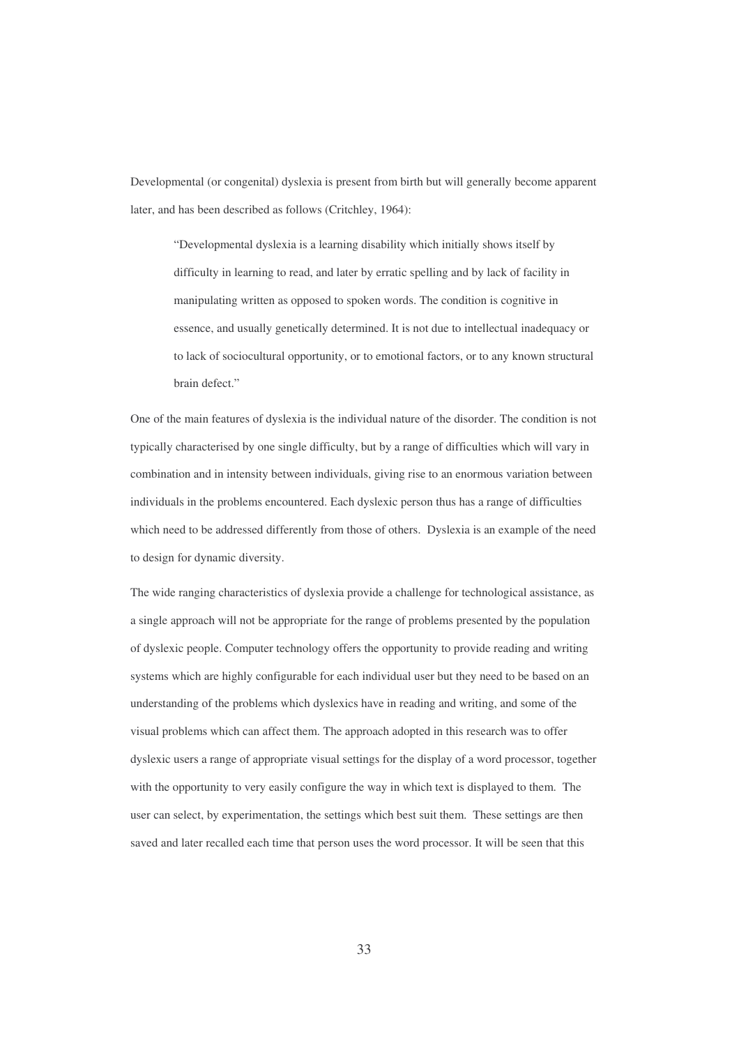Developmental (or congenital) dyslexia is present from birth but will generally become apparent later, and has been described as follows (Critchley, 1964):

> "Developmental dyslexia is a learning disability which initially shows itself by difficulty in learning to read, and later by erratic spelling and by lack of facility in manipulating written as opposed to spoken words. The condition is cognitive in essence, and usually genetically determined. It is not due to intellectual inadequacy or to lack of sociocultural opportunity, or to emotional factors, or to any known structural brain defect."

One of the main features of dyslexia is the individual nature of the disorder. The condition is not typically characterised by one single difficulty, but by a range of difficulties which will vary in combination and in intensity between individuals, giving rise to an enormous variation between individuals in the problems encountered. Each dyslexic person thus has a range of difficulties which need to be addressed differently from those of others. Dyslexia is an example of the need to design for dynamic diversity.

The wide ranging characteristics of dyslexia provide a challenge for technological assistance, as a single approach will not be appropriate for the range of problems presented by the population of dyslexic people. Computer technology offers the opportunity to provide reading and writing systems which are highly configurable for each individual user but they need to be based on an understanding of the problems which dyslexics have in reading and writing, and some of the visual problems which can affect them. The approach adopted in this research was to offer dyslexic users a range of appropriate visual settings for the display of a word processor, together with the opportunity to very easily configure the way in which text is displayed to them. The user can select, by experimentation, the settings which best suit them. These settings are then saved and later recalled each time that person uses the word processor. It will be seen that this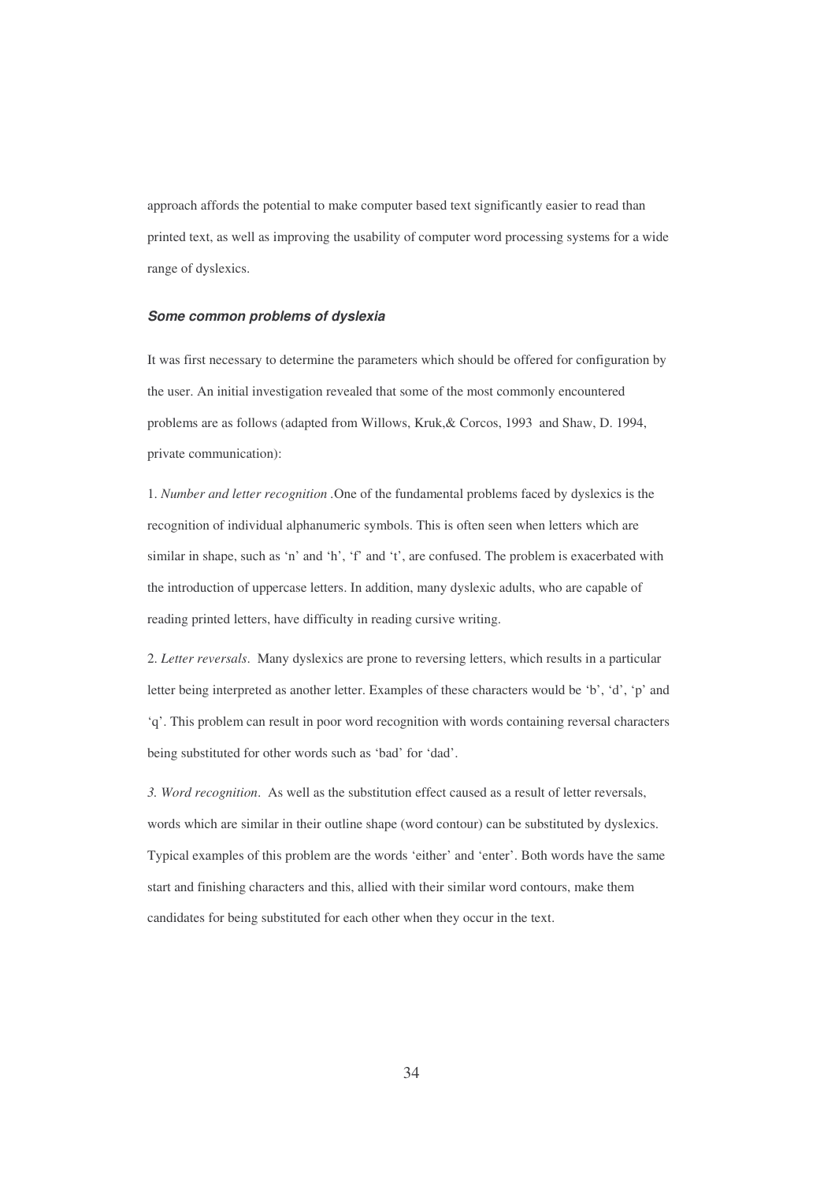approach affords the potential to make computer based text significantly easier to read than printed text, as well as improving the usability of computer word processing systems for a wide range of dyslexics.

### ***Some common problems of dyslexia***

It was first necessary to determine the parameters which should be offered for configuration by the user. An initial investigation revealed that some of the most commonly encountered problems are as follows (adapted from Willows, Kruk,& Corcos, 1993 and Shaw, D. 1994, private communication):

1. *Number and letter recognition* .One of the fundamental problems faced by dyslexics is the recognition of individual alphanumeric symbols. This is often seen when letters which are similar in shape, such as 'n' and 'h', 'f' and 't', are confused. The problem is exacerbated with the introduction of uppercase letters. In addition, many dyslexic adults, who are capable of reading printed letters, have difficulty in reading cursive writing.

2. *Letter reversals*. Many dyslexics are prone to reversing letters, which results in a particular letter being interpreted as another letter. Examples of these characters would be 'b', 'd', 'p' and 'q'. This problem can result in poor word recognition with words containing reversal characters being substituted for other words such as 'bad' for 'dad'.

*3. Word recognition*. As well as the substitution effect caused as a result of letter reversals, words which are similar in their outline shape (word contour) can be substituted by dyslexics. Typical examples of this problem are the words 'either' and 'enter'. Both words have the same start and finishing characters and this, allied with their similar word contours, make them candidates for being substituted for each other when they occur in the text.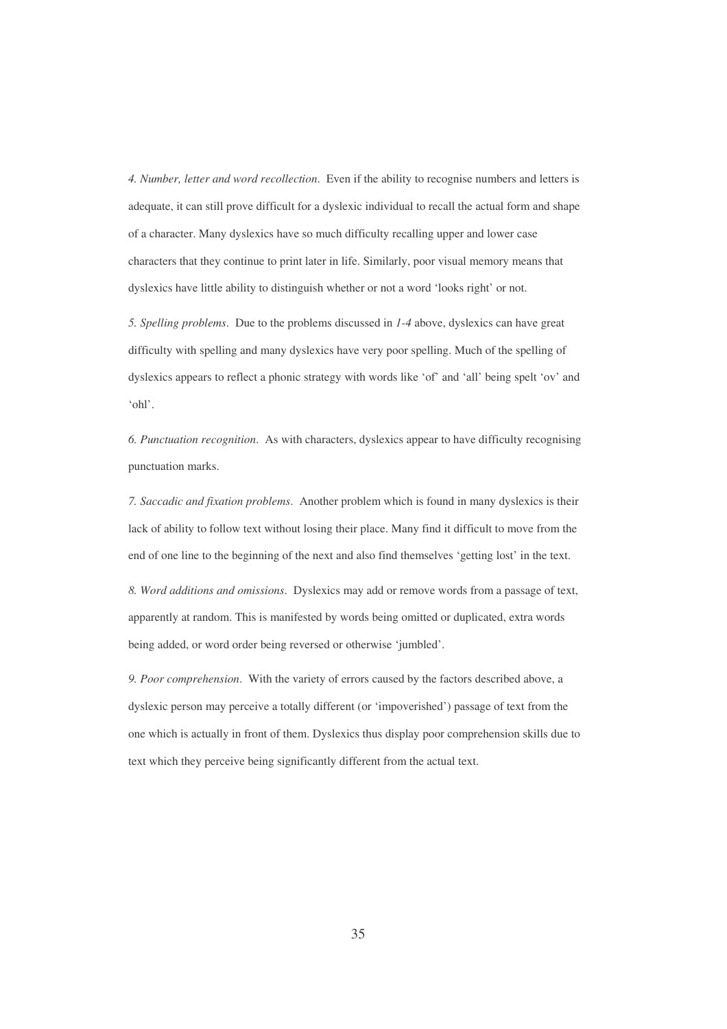*4. Number, letter and word recollection*. Even if the ability to recognise numbers and letters is adequate, it can still prove difficult for a dyslexic individual to recall the actual form and shape of a character. Many dyslexics have so much difficulty recalling upper and lower case characters that they continue to print later in life. Similarly, poor visual memory means that dyslexics have little ability to distinguish whether or not a word 'looks right' or not.

*5. Spelling problems*. Due to the problems discussed in *1-4* above, dyslexics can have great difficulty with spelling and many dyslexics have very poor spelling. Much of the spelling of dyslexics appears to reflect a phonic strategy with words like 'of' and 'all' being spelt 'ov' and 'ohl'.

*6. Punctuation recognition*. As with characters, dyslexics appear to have difficulty recognising punctuation marks.

*7. Saccadic and fixation problems*. Another problem which is found in many dyslexics is their lack of ability to follow text without losing their place. Many find it difficult to move from the end of one line to the beginning of the next and also find themselves 'getting lost' in the text.

*8. Word additions and omissions*. Dyslexics may add or remove words from a passage of text, apparently at random. This is manifested by words being omitted or duplicated, extra words being added, or word order being reversed or otherwise 'jumbled'.

*9. Poor comprehension*. With the variety of errors caused by the factors described above, a dyslexic person may perceive a totally different (or 'impoverished') passage of text from the one which is actually in front of them. Dyslexics thus display poor comprehension skills due to text which they perceive being significantly different from the actual text.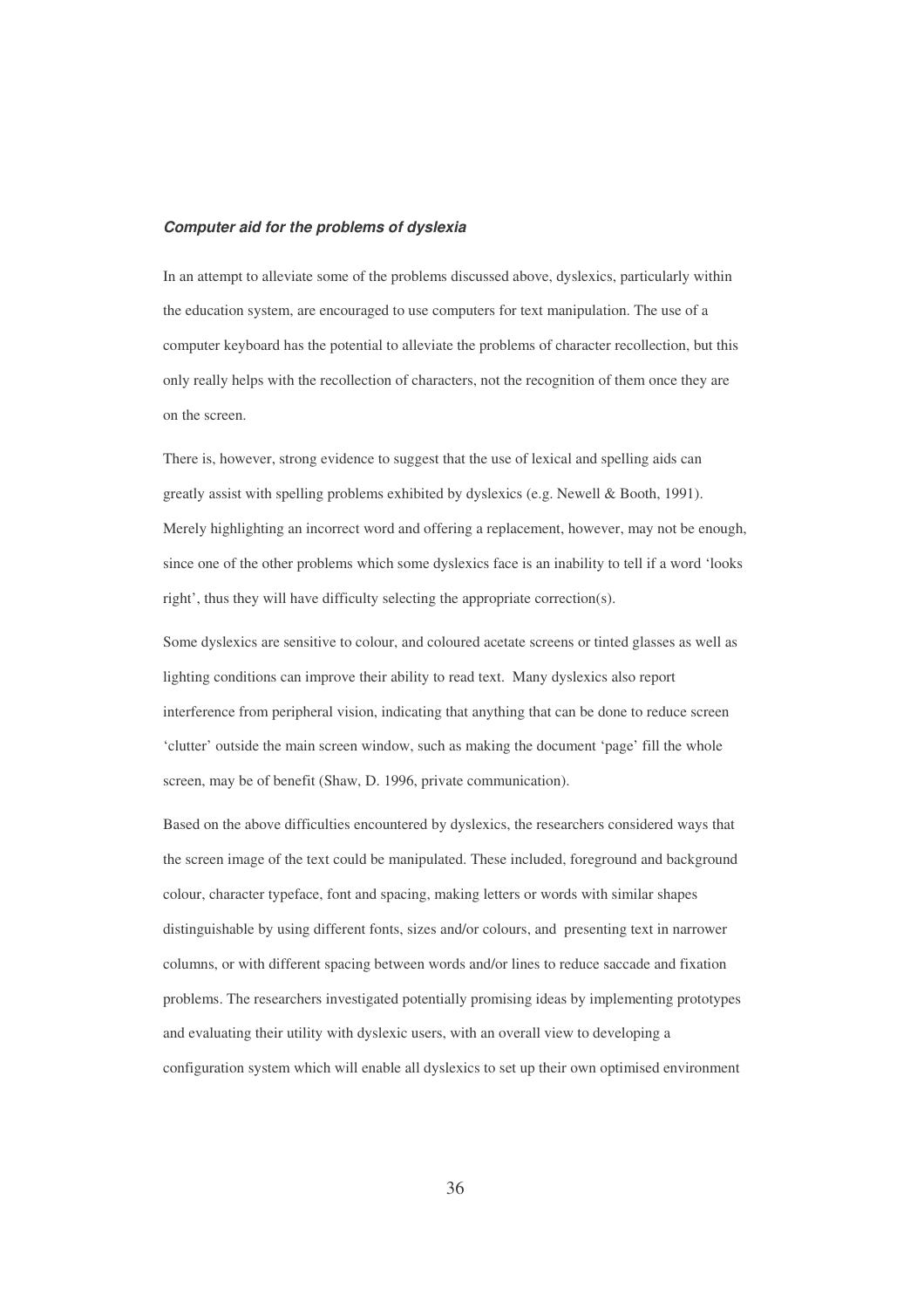***Computer aid for the problems of dyslexia***

In an attempt to alleviate some of the problems discussed above, dyslexics, particularly within the education system, are encouraged to use computers for text manipulation. The use of a computer keyboard has the potential to alleviate the problems of character recollection, but this only really helps with the recollection of characters, not the recognition of them once they are on the screen.

There is, however, strong evidence to suggest that the use of lexical and spelling aids can greatly assist with spelling problems exhibited by dyslexics (e.g. Newell & Booth, 1991). Merely highlighting an incorrect word and offering a replacement, however, may not be enough, since one of the other problems which some dyslexics face is an inability to tell if a word 'looks right', thus they will have difficulty selecting the appropriate correction(s).

Some dyslexics are sensitive to colour, and coloured acetate screens or tinted glasses as well as lighting conditions can improve their ability to read text. Many dyslexics also report interference from peripheral vision, indicating that anything that can be done to reduce screen 'clutter' outside the main screen window, such as making the document 'page' fill the whole screen, may be of benefit (Shaw, D. 1996, private communication).

Based on the above difficulties encountered by dyslexics, the researchers considered ways that the screen image of the text could be manipulated. These included, foreground and background colour, character typeface, font and spacing, making letters or words with similar shapes distinguishable by using different fonts, sizes and/or colours, and presenting text in narrower columns, or with different spacing between words and/or lines to reduce saccade and fixation problems. The researchers investigated potentially promising ideas by implementing prototypes and evaluating their utility with dyslexic users, with an overall view to developing a configuration system which will enable all dyslexics to set up their own optimised environment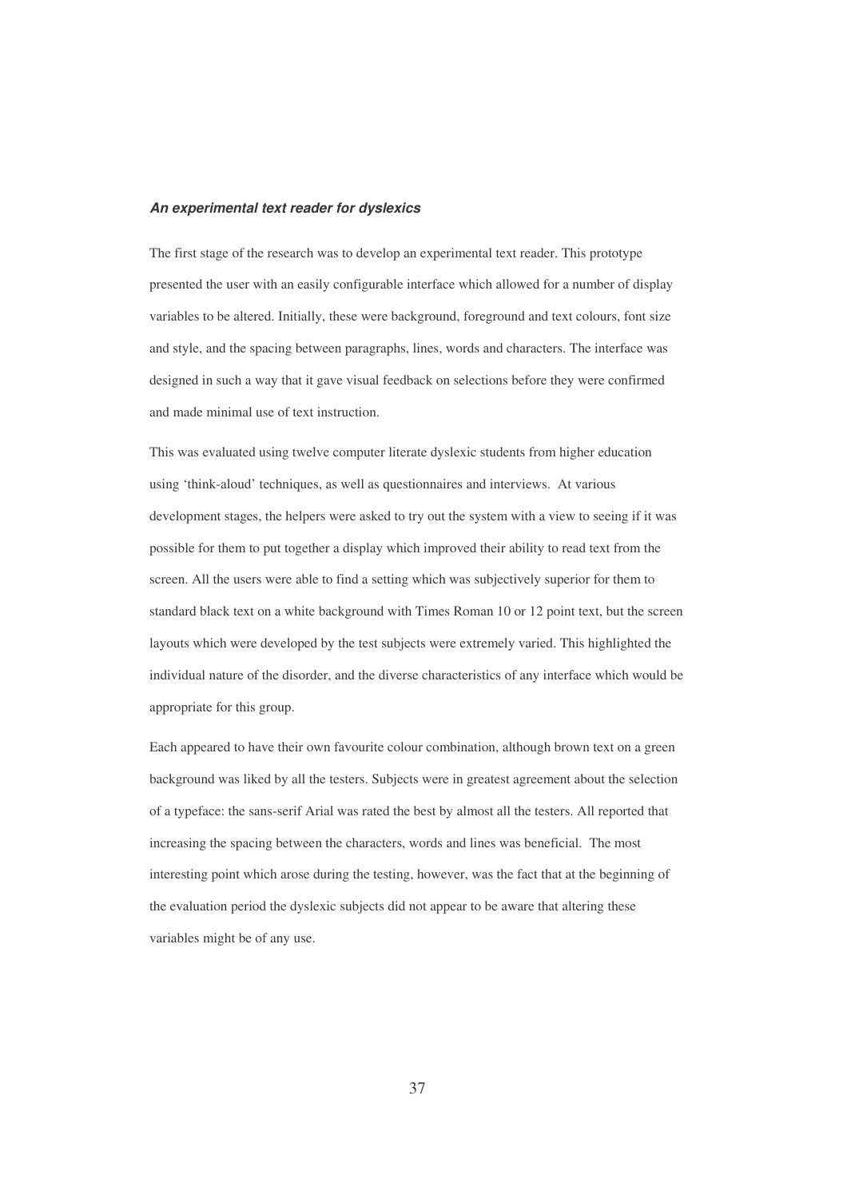### ***An experimental text reader for dyslexics***

The first stage of the research was to develop an experimental text reader. This prototype presented the user with an easily configurable interface which allowed for a number of display variables to be altered. Initially, these were background, foreground and text colours, font size and style, and the spacing between paragraphs, lines, words and characters. The interface was designed in such a way that it gave visual feedback on selections before they were confirmed and made minimal use of text instruction.

This was evaluated using twelve computer literate dyslexic students from higher education using 'think-aloud' techniques, as well as questionnaires and interviews. At various development stages, the helpers were asked to try out the system with a view to seeing if it was possible for them to put together a display which improved their ability to read text from the screen. All the users were able to find a setting which was subjectively superior for them to standard black text on a white background with Times Roman 10 or 12 point text, but the screen layouts which were developed by the test subjects were extremely varied. This highlighted the individual nature of the disorder, and the diverse characteristics of any interface which would be appropriate for this group.

Each appeared to have their own favourite colour combination, although brown text on a green background was liked by all the testers. Subjects were in greatest agreement about the selection of a typeface: the sans-serif Arial was rated the best by almost all the testers. All reported that increasing the spacing between the characters, words and lines was beneficial. The most interesting point which arose during the testing, however, was the fact that at the beginning of the evaluation period the dyslexic subjects did not appear to be aware that altering these variables might be of any use.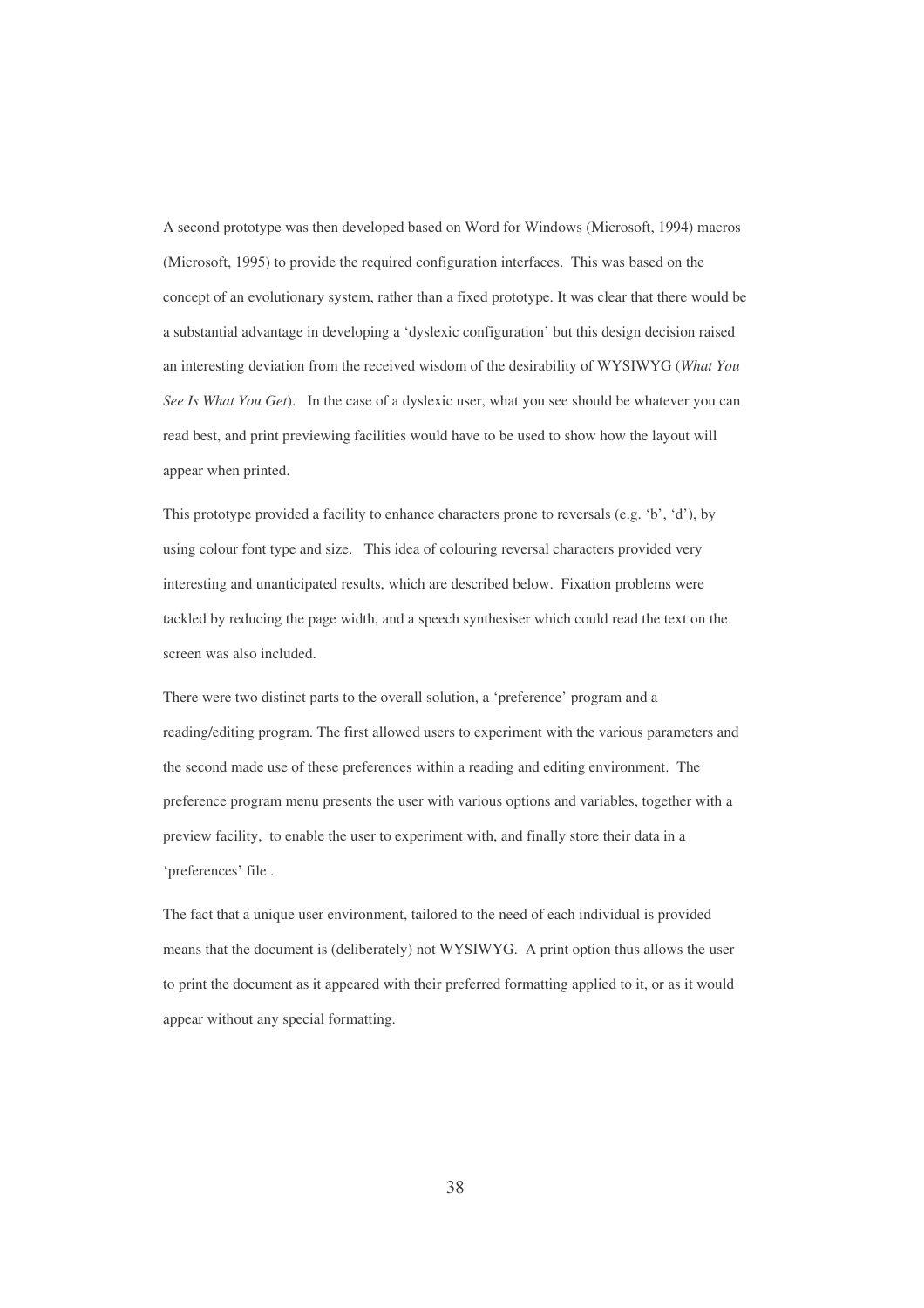A second prototype was then developed based on Word for Windows (Microsoft, 1994) macros (Microsoft, 1995) to provide the required configuration interfaces. This was based on the concept of an evolutionary system, rather than a fixed prototype. It was clear that there would be a substantial advantage in developing a 'dyslexic configuration' but this design decision raised an interesting deviation from the received wisdom of the desirability of WYSIWYG (*What You See Is What You Get*). In the case of a dyslexic user, what you see should be whatever you can read best, and print previewing facilities would have to be used to show how the layout will appear when printed.

This prototype provided a facility to enhance characters prone to reversals (e.g. 'b', 'd'), by using colour font type and size. This idea of colouring reversal characters provided very interesting and unanticipated results, which are described below. Fixation problems were tackled by reducing the page width, and a speech synthesiser which could read the text on the screen was also included.

There were two distinct parts to the overall solution, a 'preference' program and a reading/editing program. The first allowed users to experiment with the various parameters and the second made use of these preferences within a reading and editing environment. The preference program menu presents the user with various options and variables, together with a preview facility, to enable the user to experiment with, and finally store their data in a 'preferences' file .

The fact that a unique user environment, tailored to the need of each individual is provided means that the document is (deliberately) not WYSIWYG. A print option thus allows the user to print the document as it appeared with their preferred formatting applied to it, or as it would appear without any special formatting.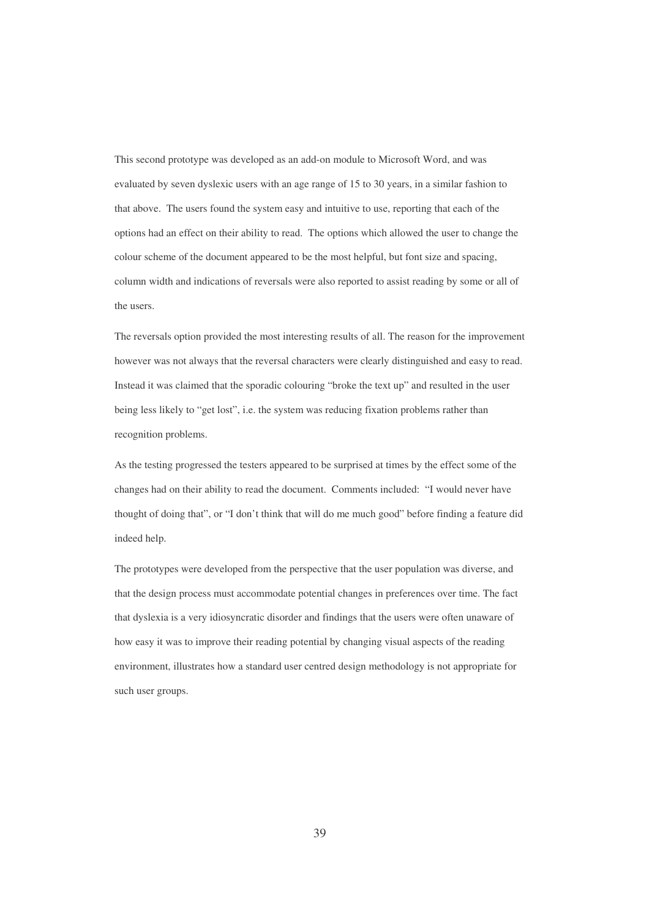This second prototype was developed as an add-on module to Microsoft Word, and was evaluated by seven dyslexic users with an age range of 15 to 30 years, in a similar fashion to that above. The users found the system easy and intuitive to use, reporting that each of the options had an effect on their ability to read. The options which allowed the user to change the colour scheme of the document appeared to be the most helpful, but font size and spacing, column width and indications of reversals were also reported to assist reading by some or all of the users.

The reversals option provided the most interesting results of all. The reason for the improvement however was not always that the reversal characters were clearly distinguished and easy to read. Instead it was claimed that the sporadic colouring "broke the text up" and resulted in the user being less likely to "get lost", i.e. the system was reducing fixation problems rather than recognition problems.

As the testing progressed the testers appeared to be surprised at times by the effect some of the changes had on their ability to read the document. Comments included: "I would never have thought of doing that", or "I don't think that will do me much good" before finding a feature did indeed help.

The prototypes were developed from the perspective that the user population was diverse, and that the design process must accommodate potential changes in preferences over time. The fact that dyslexia is a very idiosyncratic disorder and findings that the users were often unaware of how easy it was to improve their reading potential by changing visual aspects of the reading environment, illustrates how a standard user centred design methodology is not appropriate for such user groups.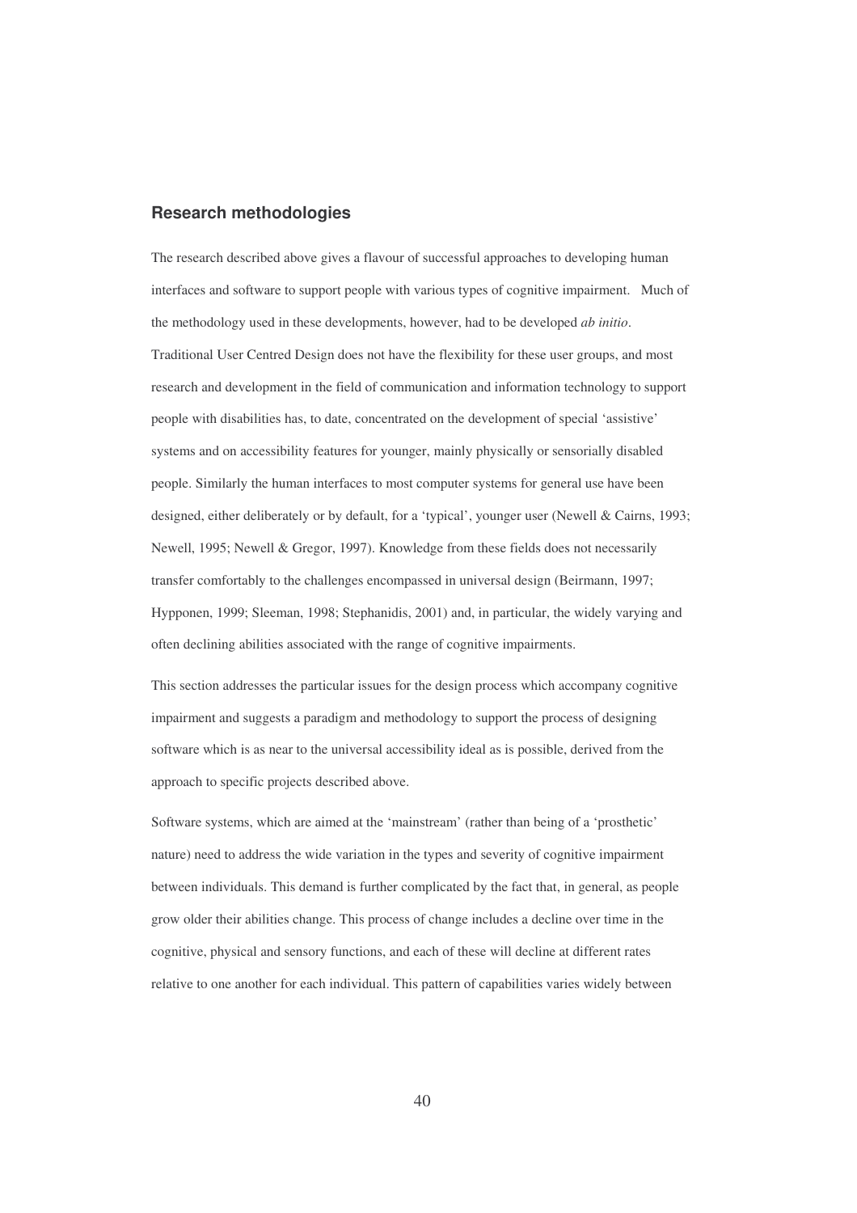## Research methodologies

The research described above gives a flavour of successful approaches to developing human interfaces and software to support people with various types of cognitive impairment. Much of the methodology used in these developments, however, had to be developed *ab initio*. Traditional User Centred Design does not have the flexibility for these user groups, and most research and development in the field of communication and information technology to support people with disabilities has, to date, concentrated on the development of special 'assistive' systems and on accessibility features for younger, mainly physically or sensorially disabled people. Similarly the human interfaces to most computer systems for general use have been designed, either deliberately or by default, for a 'typical', younger user (Newell & Cairns, 1993; Newell, 1995; Newell & Gregor, 1997). Knowledge from these fields does not necessarily transfer comfortably to the challenges encompassed in universal design (Beirmann, 1997; Hypponen, 1999; Sleeman, 1998; Stephanidis, 2001) and, in particular, the widely varying and often declining abilities associated with the range of cognitive impairments.

This section addresses the particular issues for the design process which accompany cognitive impairment and suggests a paradigm and methodology to support the process of designing software which is as near to the universal accessibility ideal as is possible, derived from the approach to specific projects described above.

Software systems, which are aimed at the 'mainstream' (rather than being of a 'prosthetic' nature) need to address the wide variation in the types and severity of cognitive impairment between individuals. This demand is further complicated by the fact that, in general, as people grow older their abilities change. This process of change includes a decline over time in the cognitive, physical and sensory functions, and each of these will decline at different rates relative to one another for each individual. This pattern of capabilities varies widely between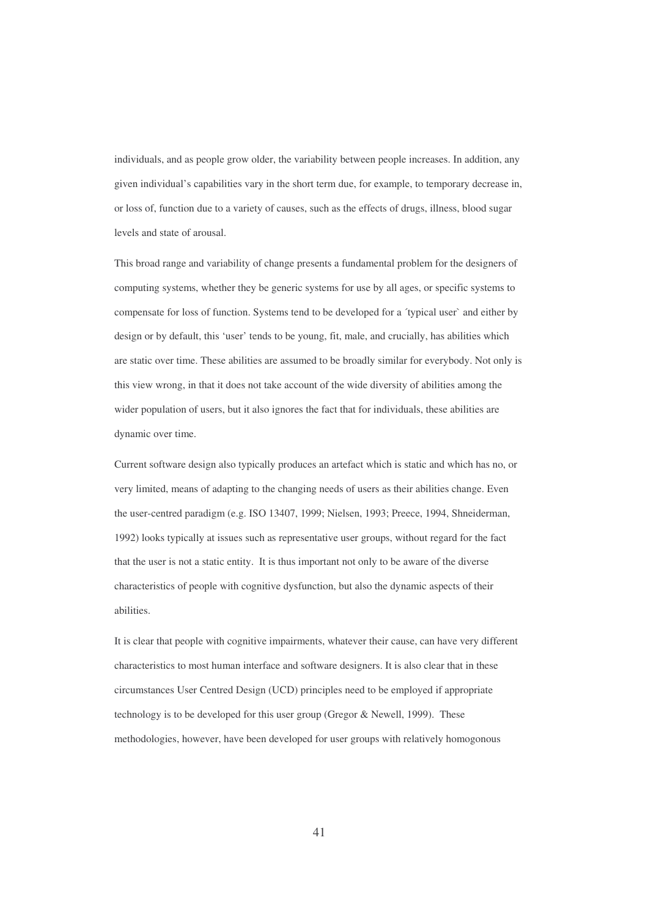individuals, and as people grow older, the variability between people increases. In addition, any given individual's capabilities vary in the short term due, for example, to temporary decrease in, or loss of, function due to a variety of causes, such as the effects of drugs, illness, blood sugar levels and state of arousal.

This broad range and variability of change presents a fundamental problem for the designers of computing systems, whether they be generic systems for use by all ages, or specific systems to compensate for loss of function. Systems tend to be developed for a ´typical user` and either by design or by default, this 'user' tends to be young, fit, male, and crucially, has abilities which are static over time. These abilities are assumed to be broadly similar for everybody. Not only is this view wrong, in that it does not take account of the wide diversity of abilities among the wider population of users, but it also ignores the fact that for individuals, these abilities are dynamic over time.

Current software design also typically produces an artefact which is static and which has no, or very limited, means of adapting to the changing needs of users as their abilities change. Even the user-centred paradigm (e.g. ISO 13407, 1999; Nielsen, 1993; Preece, 1994, Shneiderman, 1992) looks typically at issues such as representative user groups, without regard for the fact that the user is not a static entity. It is thus important not only to be aware of the diverse characteristics of people with cognitive dysfunction, but also the dynamic aspects of their abilities.

It is clear that people with cognitive impairments, whatever their cause, can have very different characteristics to most human interface and software designers. It is also clear that in these circumstances User Centred Design (UCD) principles need to be employed if appropriate technology is to be developed for this user group (Gregor & Newell, 1999). These methodologies, however, have been developed for user groups with relatively homogonous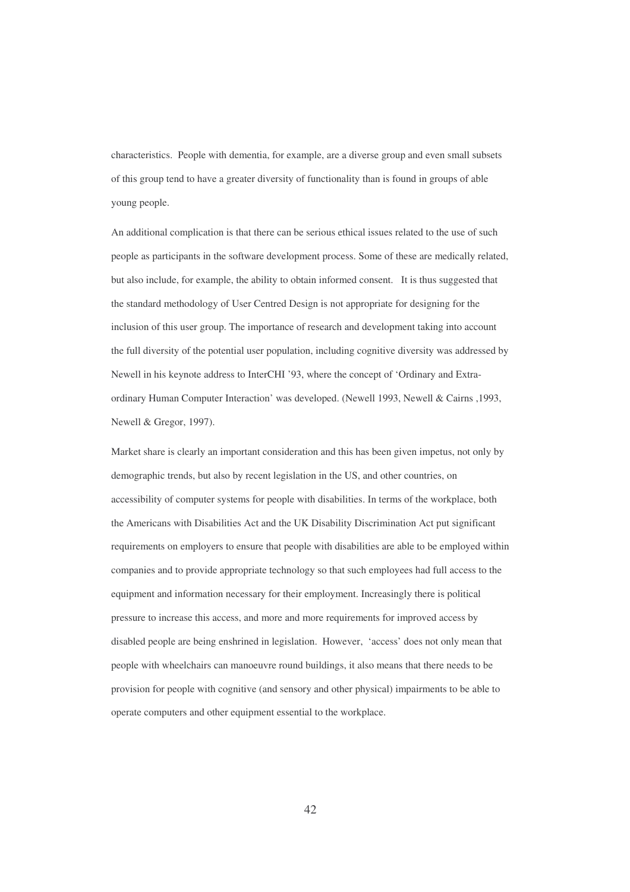characteristics. People with dementia, for example, are a diverse group and even small subsets of this group tend to have a greater diversity of functionality than is found in groups of able young people.

An additional complication is that there can be serious ethical issues related to the use of such people as participants in the software development process. Some of these are medically related, but also include, for example, the ability to obtain informed consent. It is thus suggested that the standard methodology of User Centred Design is not appropriate for designing for the inclusion of this user group. The importance of research and development taking into account the full diversity of the potential user population, including cognitive diversity was addressed by Newell in his keynote address to InterCHI '93, where the concept of 'Ordinary and Extra-ordinary Human Computer Interaction' was developed. (Newell 1993, Newell & Cairns ,1993, Newell & Gregor, 1997).

Market share is clearly an important consideration and this has been given impetus, not only by demographic trends, but also by recent legislation in the US, and other countries, on accessibility of computer systems for people with disabilities. In terms of the workplace, both the Americans with Disabilities Act and the UK Disability Discrimination Act put significant requirements on employers to ensure that people with disabilities are able to be employed within companies and to provide appropriate technology so that such employees had full access to the equipment and information necessary for their employment. Increasingly there is political pressure to increase this access, and more and more requirements for improved access by disabled people are being enshrined in legislation. However, 'access' does not only mean that people with wheelchairs can manoeuvre round buildings, it also means that there needs to be provision for people with cognitive (and sensory and other physical) impairments to be able to operate computers and other equipment essential to the workplace.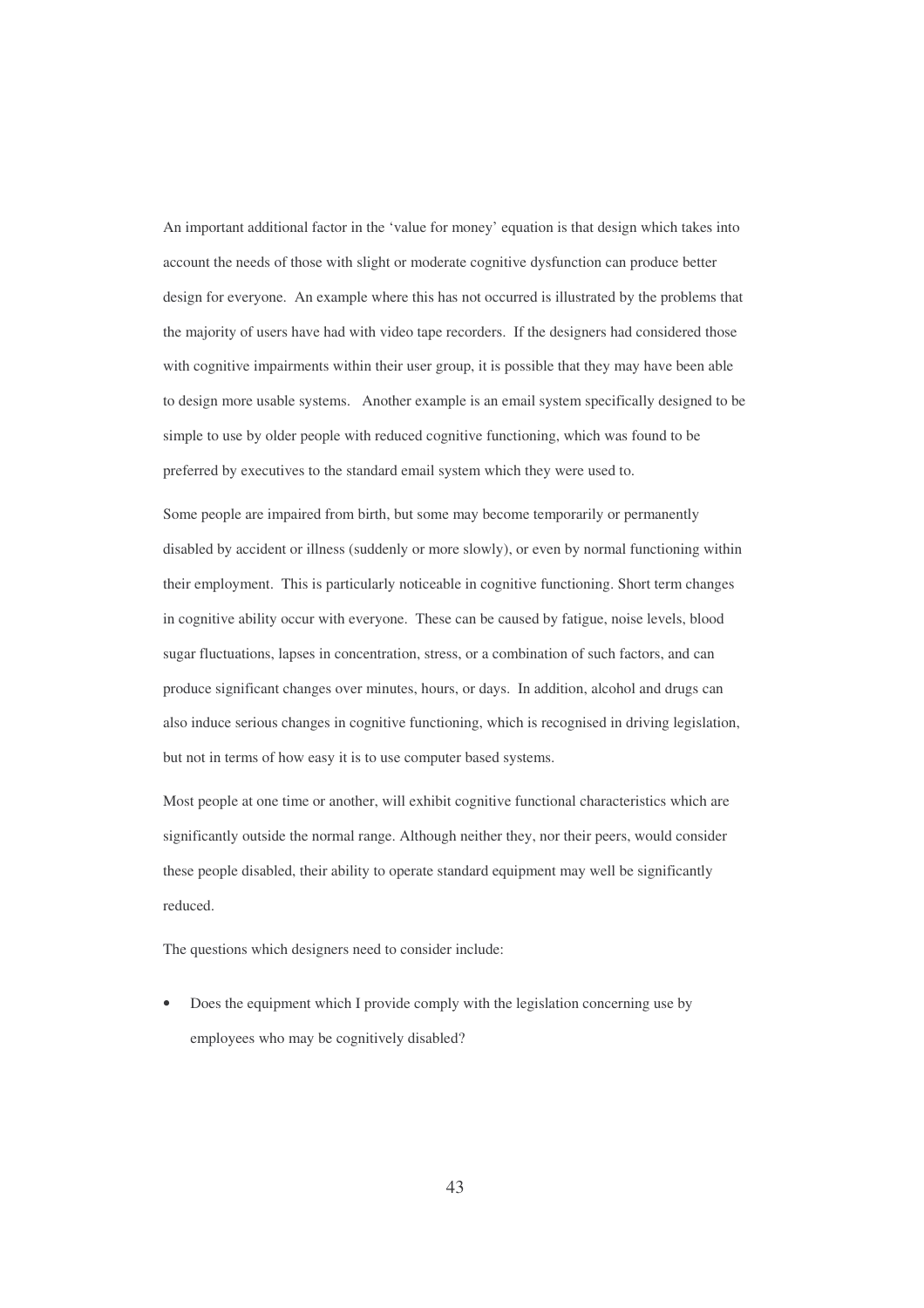An important additional factor in the 'value for money' equation is that design which takes into account the needs of those with slight or moderate cognitive dysfunction can produce better design for everyone. An example where this has not occurred is illustrated by the problems that the majority of users have had with video tape recorders. If the designers had considered those with cognitive impairments within their user group, it is possible that they may have been able to design more usable systems. Another example is an email system specifically designed to be simple to use by older people with reduced cognitive functioning, which was found to be preferred by executives to the standard email system which they were used to.

Some people are impaired from birth, but some may become temporarily or permanently disabled by accident or illness (suddenly or more slowly), or even by normal functioning within their employment. This is particularly noticeable in cognitive functioning. Short term changes in cognitive ability occur with everyone. These can be caused by fatigue, noise levels, blood sugar fluctuations, lapses in concentration, stress, or a combination of such factors, and can produce significant changes over minutes, hours, or days. In addition, alcohol and drugs can also induce serious changes in cognitive functioning, which is recognised in driving legislation, but not in terms of how easy it is to use computer based systems.

Most people at one time or another, will exhibit cognitive functional characteristics which are significantly outside the normal range. Although neither they, nor their peers, would consider these people disabled, their ability to operate standard equipment may well be significantly reduced.

The questions which designers need to consider include:

- Does the equipment which I provide comply with the legislation concerning use by employees who may be cognitively disabled?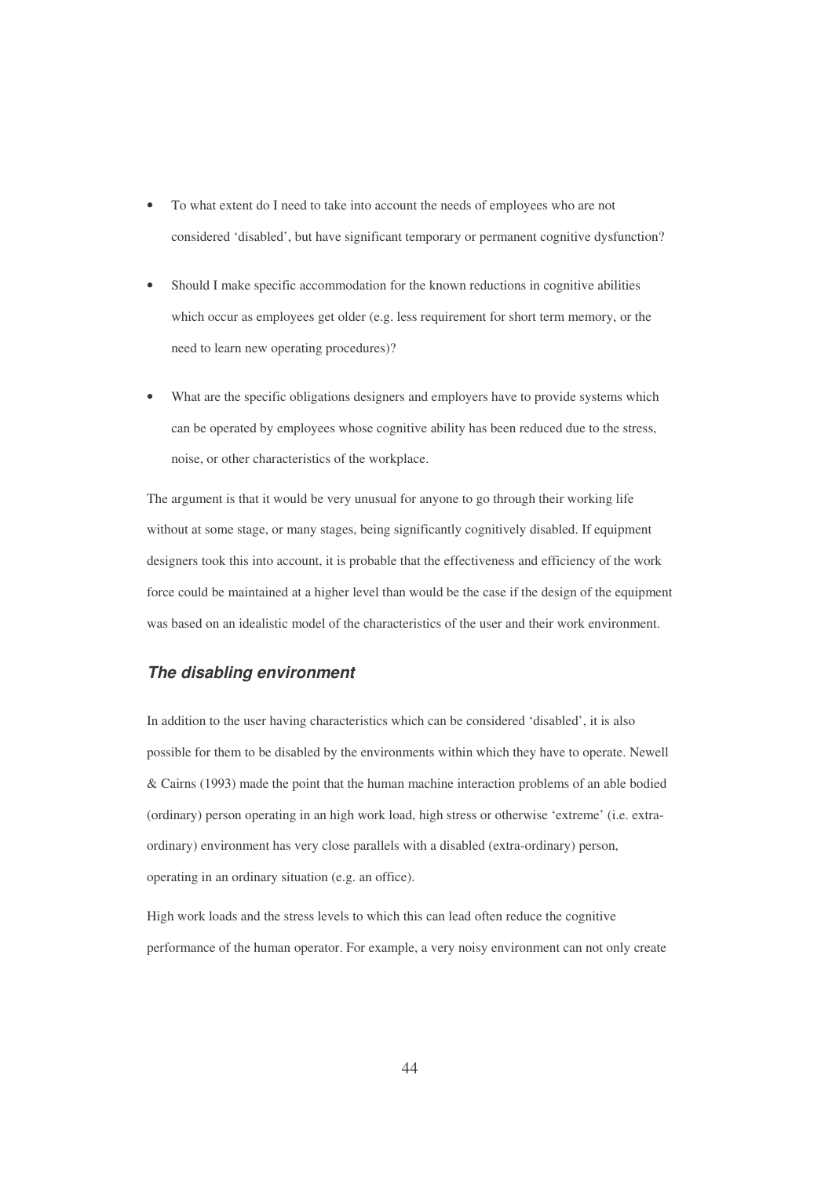- To what extent do I need to take into account the needs of employees who are not considered 'disabled', but have significant temporary or permanent cognitive dysfunction?
- Should I make specific accommodation for the known reductions in cognitive abilities which occur as employees get older (e.g. less requirement for short term memory, or the need to learn new operating procedures)?
- What are the specific obligations designers and employers have to provide systems which can be operated by employees whose cognitive ability has been reduced due to the stress, noise, or other characteristics of the workplace.

The argument is that it would be very unusual for anyone to go through their working life without at some stage, or many stages, being significantly cognitively disabled. If equipment designers took this into account, it is probable that the effectiveness and efficiency of the work force could be maintained at a higher level than would be the case if the design of the equipment was based on an idealistic model of the characteristics of the user and their work environment.

### *The disabling environment*

In addition to the user having characteristics which can be considered 'disabled', it is also possible for them to be disabled by the environments within which they have to operate. Newell & Cairns (1993) made the point that the human machine interaction problems of an able bodied (ordinary) person operating in an high work load, high stress or otherwise 'extreme' (i.e. extra-ordinary) environment has very close parallels with a disabled (extra-ordinary) person, operating in an ordinary situation (e.g. an office).

High work loads and the stress levels to which this can lead often reduce the cognitive performance of the human operator. For example, a very noisy environment can not only create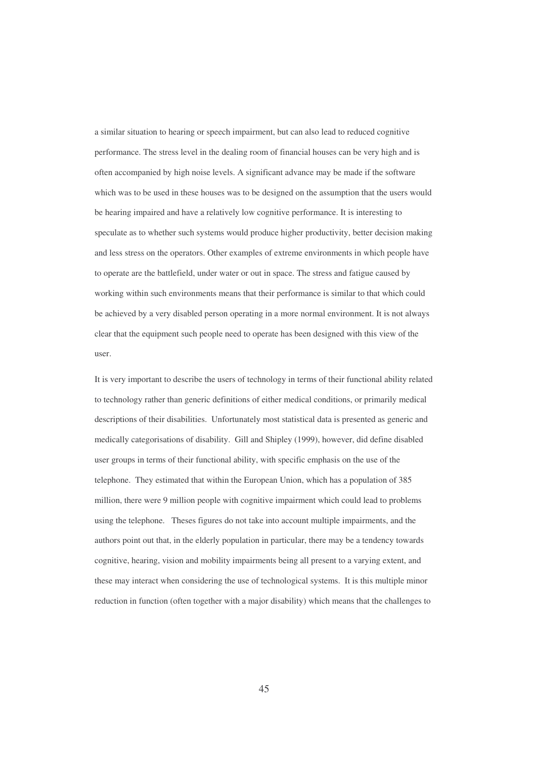a similar situation to hearing or speech impairment, but can also lead to reduced cognitive performance. The stress level in the dealing room of financial houses can be very high and is often accompanied by high noise levels. A significant advance may be made if the software which was to be used in these houses was to be designed on the assumption that the users would be hearing impaired and have a relatively low cognitive performance. It is interesting to speculate as to whether such systems would produce higher productivity, better decision making and less stress on the operators. Other examples of extreme environments in which people have to operate are the battlefield, under water or out in space. The stress and fatigue caused by working within such environments means that their performance is similar to that which could be achieved by a very disabled person operating in a more normal environment. It is not always clear that the equipment such people need to operate has been designed with this view of the user.

It is very important to describe the users of technology in terms of their functional ability related to technology rather than generic definitions of either medical conditions, or primarily medical descriptions of their disabilities. Unfortunately most statistical data is presented as generic and medically categorisations of disability. Gill and Shipley (1999), however, did define disabled user groups in terms of their functional ability, with specific emphasis on the use of the telephone. They estimated that within the European Union, which has a population of 385 million, there were 9 million people with cognitive impairment which could lead to problems using the telephone. Theses figures do not take into account multiple impairments, and the authors point out that, in the elderly population in particular, there may be a tendency towards cognitive, hearing, vision and mobility impairments being all present to a varying extent, and these may interact when considering the use of technological systems. It is this multiple minor reduction in function (often together with a major disability) which means that the challenges to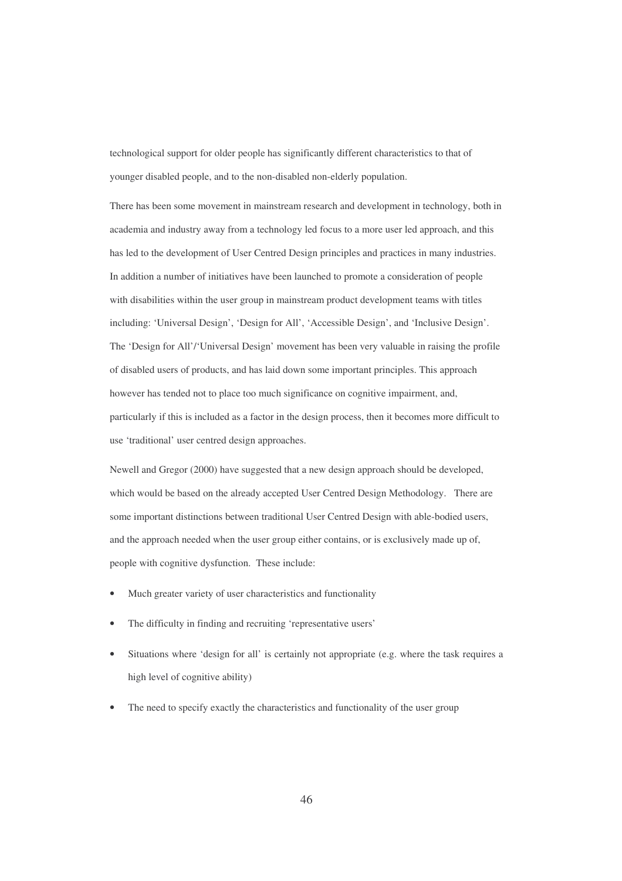technological support for older people has significantly different characteristics to that of younger disabled people, and to the non-disabled non-elderly population.

There has been some movement in mainstream research and development in technology, both in academia and industry away from a technology led focus to a more user led approach, and this has led to the development of User Centred Design principles and practices in many industries. In addition a number of initiatives have been launched to promote a consideration of people with disabilities within the user group in mainstream product development teams with titles including: 'Universal Design', 'Design for All', 'Accessible Design', and 'Inclusive Design'. The 'Design for All'/'Universal Design' movement has been very valuable in raising the profile of disabled users of products, and has laid down some important principles. This approach however has tended not to place too much significance on cognitive impairment, and, particularly if this is included as a factor in the design process, then it becomes more difficult to use 'traditional' user centred design approaches.

Newell and Gregor (2000) have suggested that a new design approach should be developed, which would be based on the already accepted User Centred Design Methodology. There are some important distinctions between traditional User Centred Design with able-bodied users, and the approach needed when the user group either contains, or is exclusively made up of, people with cognitive dysfunction. These include:

- Much greater variety of user characteristics and functionality
- The difficulty in finding and recruiting 'representative users'
- Situations where 'design for all' is certainly not appropriate (e.g. where the task requires a high level of cognitive ability)
- The need to specify exactly the characteristics and functionality of the user group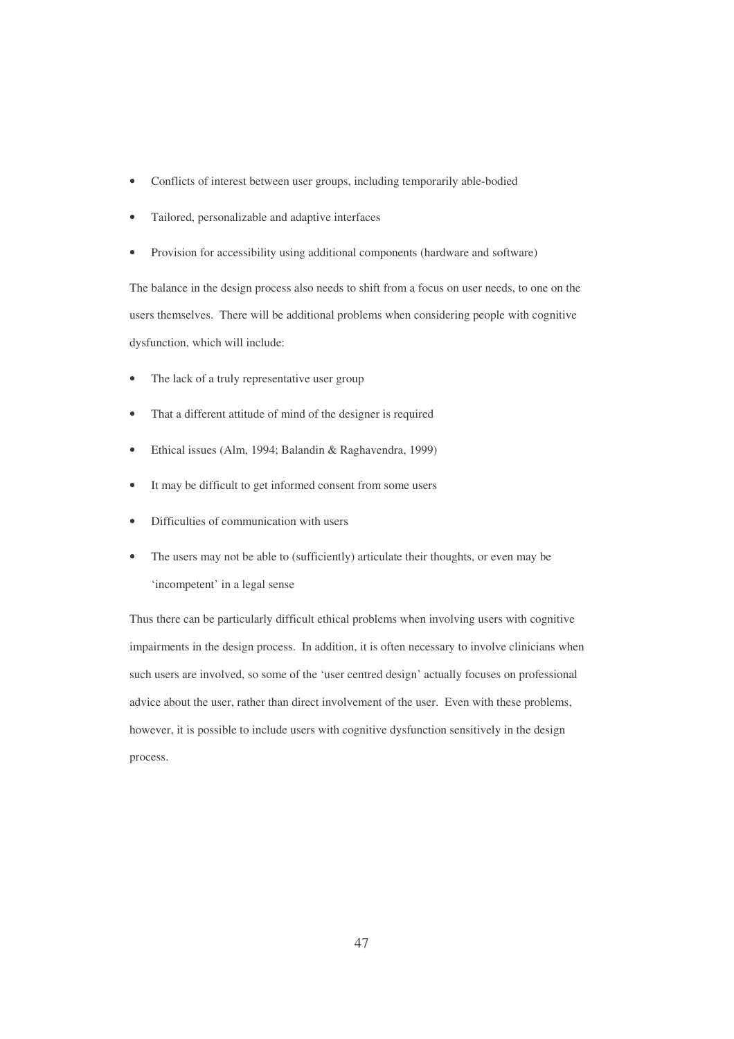- Conflicts of interest between user groups, including temporarily able-bodied
- Tailored, personalizable and adaptive interfaces
- Provision for accessibility using additional components (hardware and software)

The balance in the design process also needs to shift from a focus on user needs, to one on the users themselves. There will be additional problems when considering people with cognitive dysfunction, which will include:

- The lack of a truly representative user group
- That a different attitude of mind of the designer is required
- Ethical issues (Alm, 1994; Balandin & Raghavendra, 1999)
- It may be difficult to get informed consent from some users
- Difficulties of communication with users
- The users may not be able to (sufficiently) articulate their thoughts, or even may be 'incompetent' in a legal sense

Thus there can be particularly difficult ethical problems when involving users with cognitive impairments in the design process. In addition, it is often necessary to involve clinicians when such users are involved, so some of the 'user centred design' actually focuses on professional advice about the user, rather than direct involvement of the user. Even with these problems, however, it is possible to include users with cognitive dysfunction sensitively in the design process.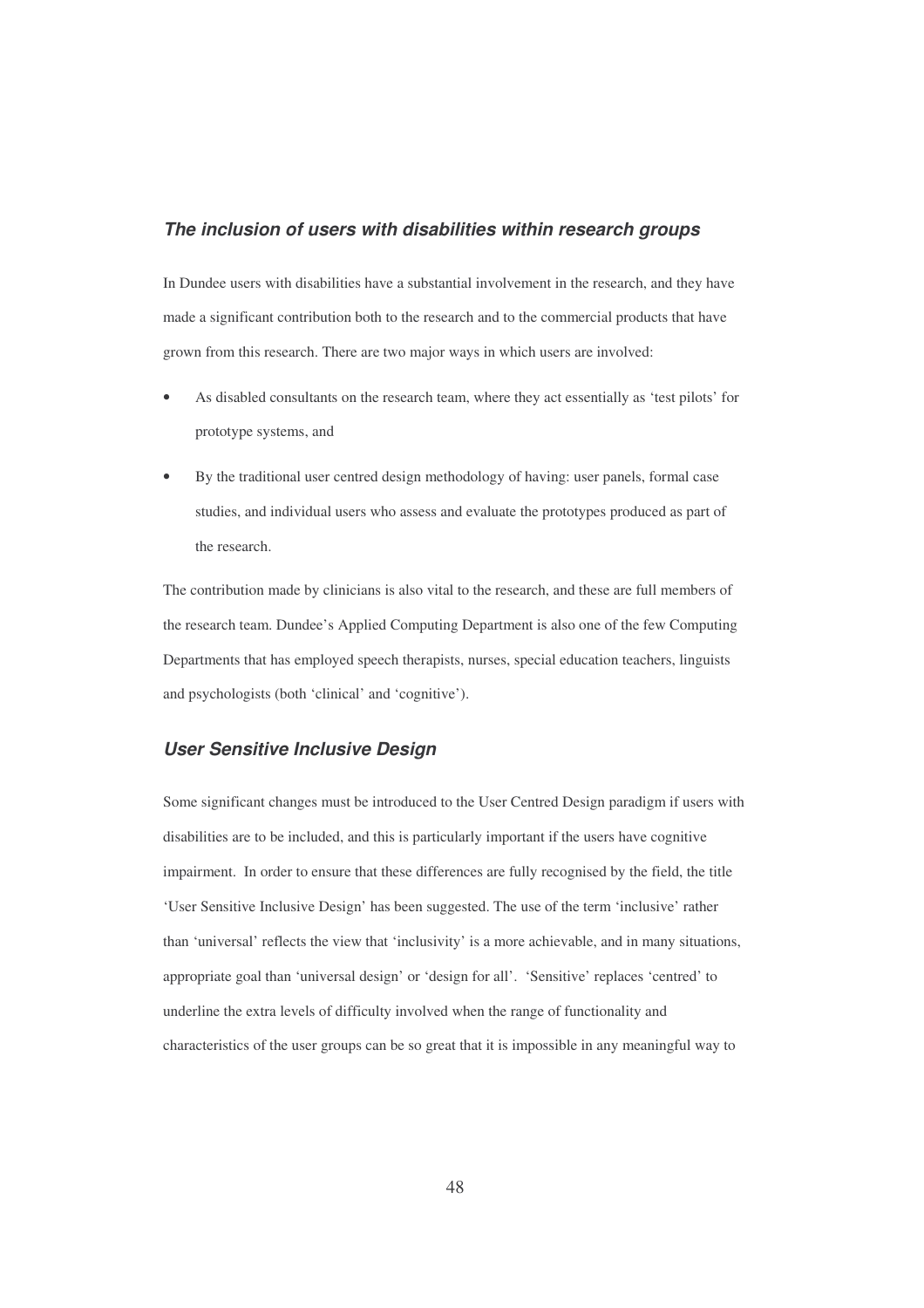### ***The inclusion of users with disabilities within research groups***

In Dundee users with disabilities have a substantial involvement in the research, and they have made a significant contribution both to the research and to the commercial products that have grown from this research. There are two major ways in which users are involved:

- As disabled consultants on the research team, where they act essentially as 'test pilots' for prototype systems, and
- By the traditional user centred design methodology of having: user panels, formal case studies, and individual users who assess and evaluate the prototypes produced as part of the research.

The contribution made by clinicians is also vital to the research, and these are full members of the research team. Dundee's Applied Computing Department is also one of the few Computing Departments that has employed speech therapists, nurses, special education teachers, linguists and psychologists (both 'clinical' and 'cognitive').

### ***User Sensitive Inclusive Design***

Some significant changes must be introduced to the User Centred Design paradigm if users with disabilities are to be included, and this is particularly important if the users have cognitive impairment. In order to ensure that these differences are fully recognised by the field, the title 'User Sensitive Inclusive Design' has been suggested. The use of the term 'inclusive' rather than 'universal' reflects the view that 'inclusivity' is a more achievable, and in many situations, appropriate goal than 'universal design' or 'design for all'. 'Sensitive' replaces 'centred' to underline the extra levels of difficulty involved when the range of functionality and characteristics of the user groups can be so great that it is impossible in any meaningful way to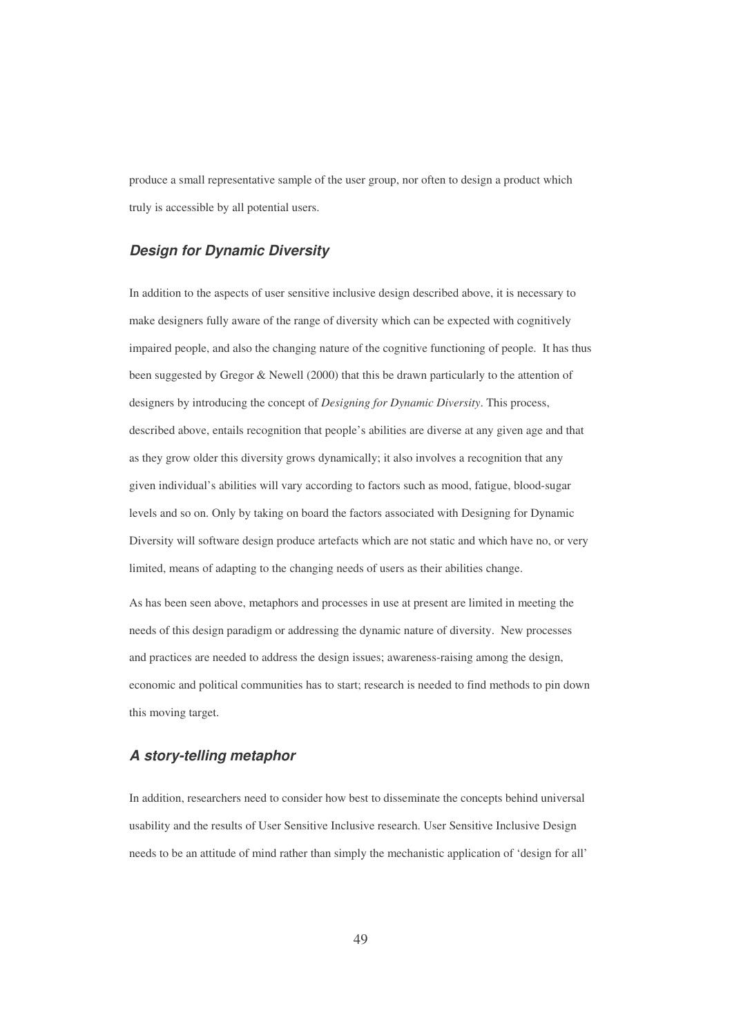produce a small representative sample of the user group, nor often to design a product which truly is accessible by all potential users.

### *Design for Dynamic Diversity*

In addition to the aspects of user sensitive inclusive design described above, it is necessary to make designers fully aware of the range of diversity which can be expected with cognitively impaired people, and also the changing nature of the cognitive functioning of people. It has thus been suggested by Gregor & Newell (2000) that this be drawn particularly to the attention of designers by introducing the concept of *Designing for Dynamic Diversity*. This process, described above, entails recognition that people's abilities are diverse at any given age and that as they grow older this diversity grows dynamically; it also involves a recognition that any given individual's abilities will vary according to factors such as mood, fatigue, blood-sugar levels and so on. Only by taking on board the factors associated with Designing for Dynamic Diversity will software design produce artefacts which are not static and which have no, or very limited, means of adapting to the changing needs of users as their abilities change.

As has been seen above, metaphors and processes in use at present are limited in meeting the needs of this design paradigm or addressing the dynamic nature of diversity. New processes and practices are needed to address the design issues; awareness-raising among the design, economic and political communities has to start; research is needed to find methods to pin down this moving target.

### *A story-telling metaphor*

In addition, researchers need to consider how best to disseminate the concepts behind universal usability and the results of User Sensitive Inclusive research. User Sensitive Inclusive Design needs to be an attitude of mind rather than simply the mechanistic application of 'design for all'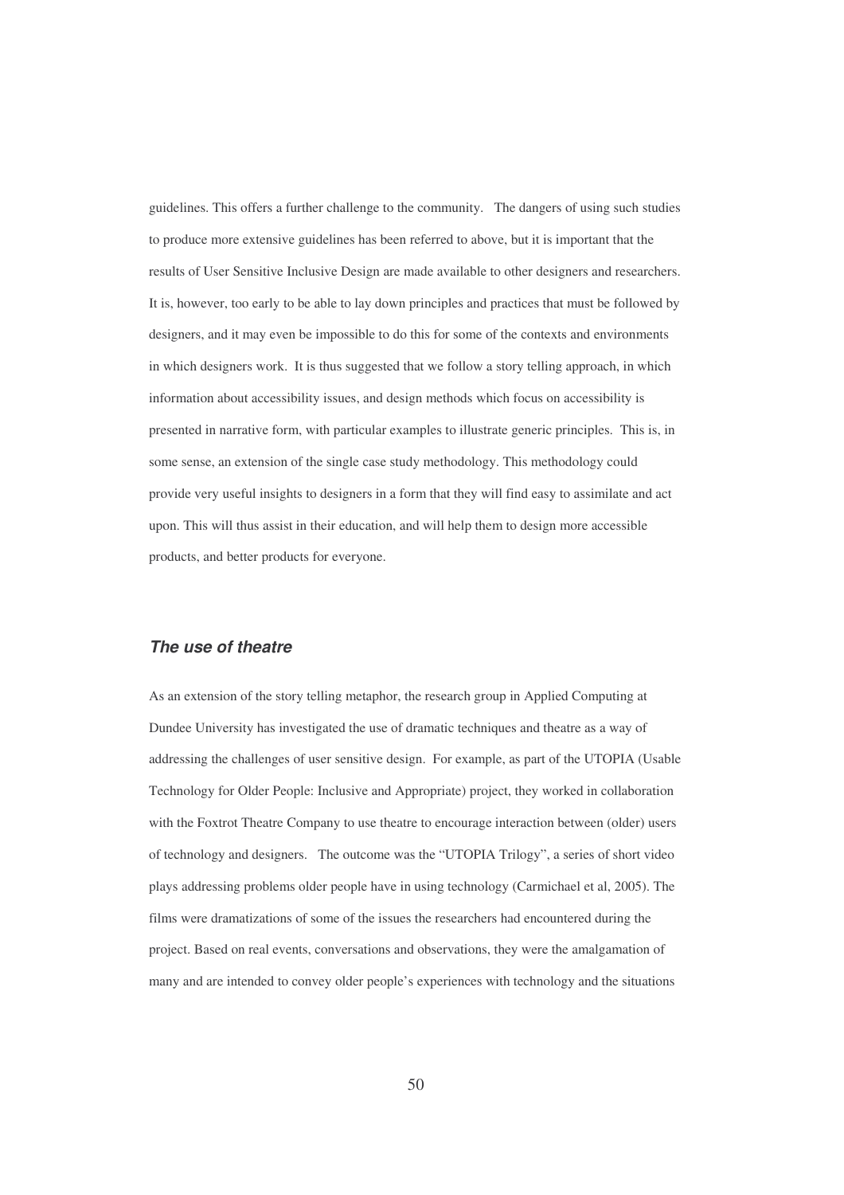guidelines. This offers a further challenge to the community. The dangers of using such studies to produce more extensive guidelines has been referred to above, but it is important that the results of User Sensitive Inclusive Design are made available to other designers and researchers. It is, however, too early to be able to lay down principles and practices that must be followed by designers, and it may even be impossible to do this for some of the contexts and environments in which designers work. It is thus suggested that we follow a story telling approach, in which information about accessibility issues, and design methods which focus on accessibility is presented in narrative form, with particular examples to illustrate generic principles. This is, in some sense, an extension of the single case study methodology. This methodology could provide very useful insights to designers in a form that they will find easy to assimilate and act upon. This will thus assist in their education, and will help them to design more accessible products, and better products for everyone.

### *The use of theatre*

As an extension of the story telling metaphor, the research group in Applied Computing at Dundee University has investigated the use of dramatic techniques and theatre as a way of addressing the challenges of user sensitive design. For example, as part of the UTOPIA (Usable Technology for Older People: Inclusive and Appropriate) project, they worked in collaboration with the Foxtrot Theatre Company to use theatre to encourage interaction between (older) users of technology and designers. The outcome was the "UTOPIA Trilogy", a series of short video plays addressing problems older people have in using technology (Carmichael et al, 2005). The films were dramatizations of some of the issues the researchers had encountered during the project. Based on real events, conversations and observations, they were the amalgamation of many and are intended to convey older people's experiences with technology and the situations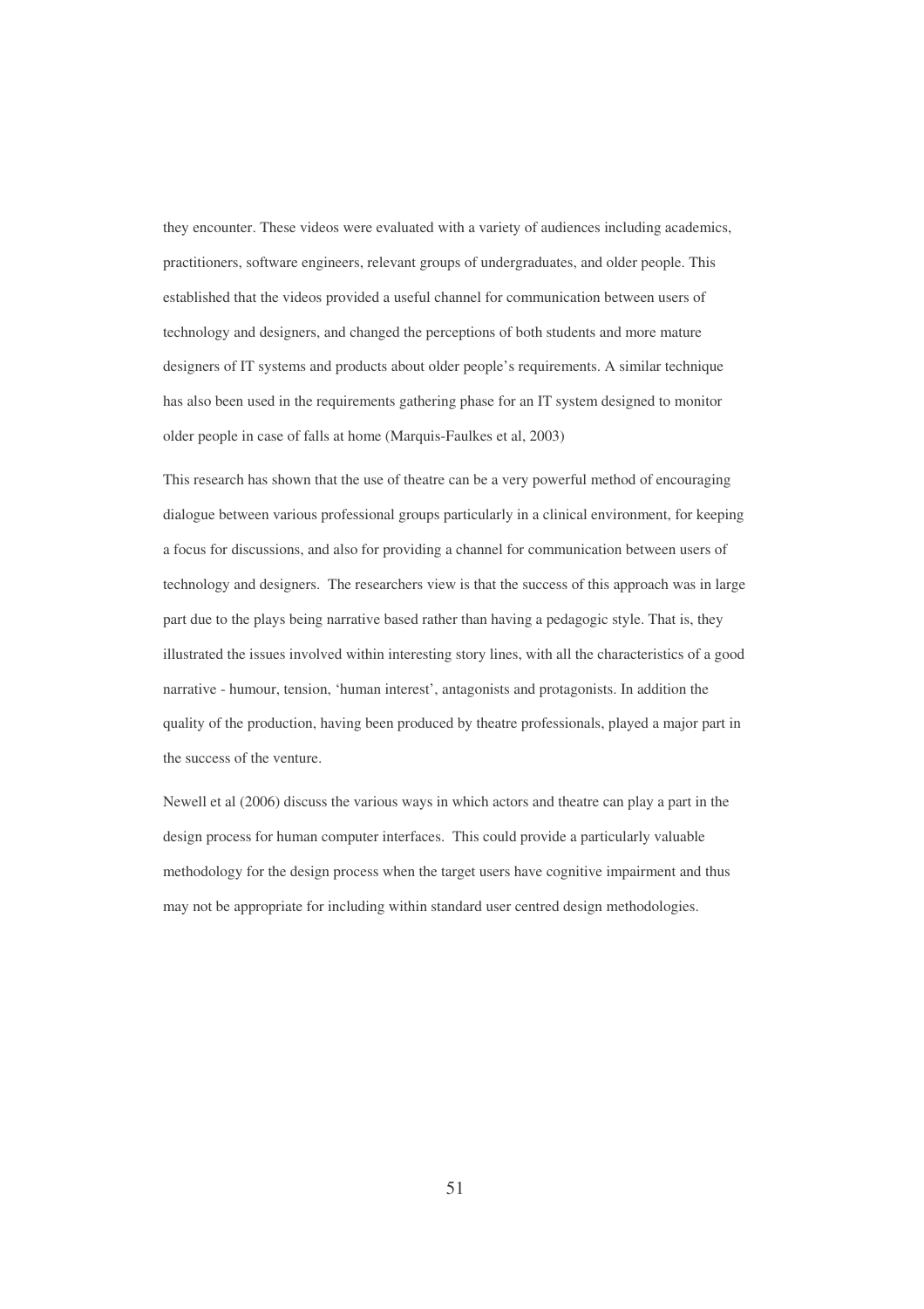they encounter. These videos were evaluated with a variety of audiences including academics, practitioners, software engineers, relevant groups of undergraduates, and older people. This established that the videos provided a useful channel for communication between users of technology and designers, and changed the perceptions of both students and more mature designers of IT systems and products about older people's requirements. A similar technique has also been used in the requirements gathering phase for an IT system designed to monitor older people in case of falls at home (Marquis-Faulkes et al, 2003)

This research has shown that the use of theatre can be a very powerful method of encouraging dialogue between various professional groups particularly in a clinical environment, for keeping a focus for discussions, and also for providing a channel for communication between users of technology and designers. The researchers view is that the success of this approach was in large part due to the plays being narrative based rather than having a pedagogic style. That is, they illustrated the issues involved within interesting story lines, with all the characteristics of a good narrative - humour, tension, 'human interest', antagonists and protagonists. In addition the quality of the production, having been produced by theatre professionals, played a major part in the success of the venture.

Newell et al (2006) discuss the various ways in which actors and theatre can play a part in the design process for human computer interfaces. This could provide a particularly valuable methodology for the design process when the target users have cognitive impairment and thus may not be appropriate for including within standard user centred design methodologies.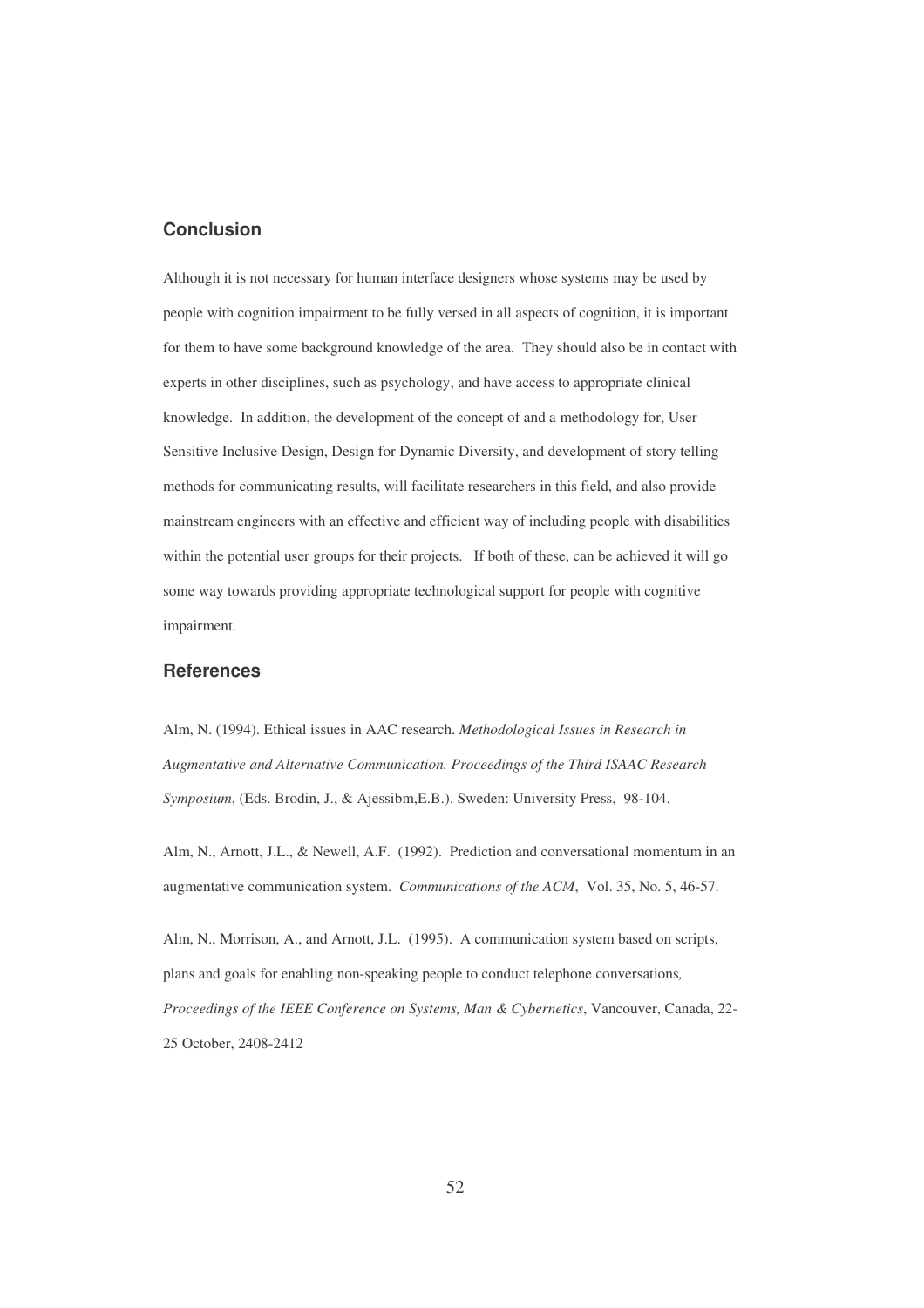## Conclusion

Although it is not necessary for human interface designers whose systems may be used by people with cognition impairment to be fully versed in all aspects of cognition, it is important for them to have some background knowledge of the area. They should also be in contact with experts in other disciplines, such as psychology, and have access to appropriate clinical knowledge. In addition, the development of the concept of and a methodology for, User Sensitive Inclusive Design, Design for Dynamic Diversity, and development of story telling methods for communicating results, will facilitate researchers in this field, and also provide mainstream engineers with an effective and efficient way of including people with disabilities within the potential user groups for their projects. If both of these, can be achieved it will go some way towards providing appropriate technological support for people with cognitive impairment.

## References

Alm, N. (1994). Ethical issues in AAC research. *Methodological Issues in Research in Augmentative and Alternative Communication. Proceedings of the Third ISAAC Research Symposium*, (Eds. Brodin, J., & Ajessibm,E.B.). Sweden: University Press, 98-104.

Alm, N., Arnott, J.L., & Newell, A.F. (1992). Prediction and conversational momentum in an augmentative communication system. *Communications of the ACM*, Vol. 35, No. 5, 46-57.

Alm, N., Morrison, A., and Arnott, J.L. (1995). A communication system based on scripts, plans and goals for enabling non-speaking people to conduct telephone conversations, *Proceedings of the IEEE Conference on Systems, Man & Cybernetics*, Vancouver, Canada, 22-25 October, 2408-2412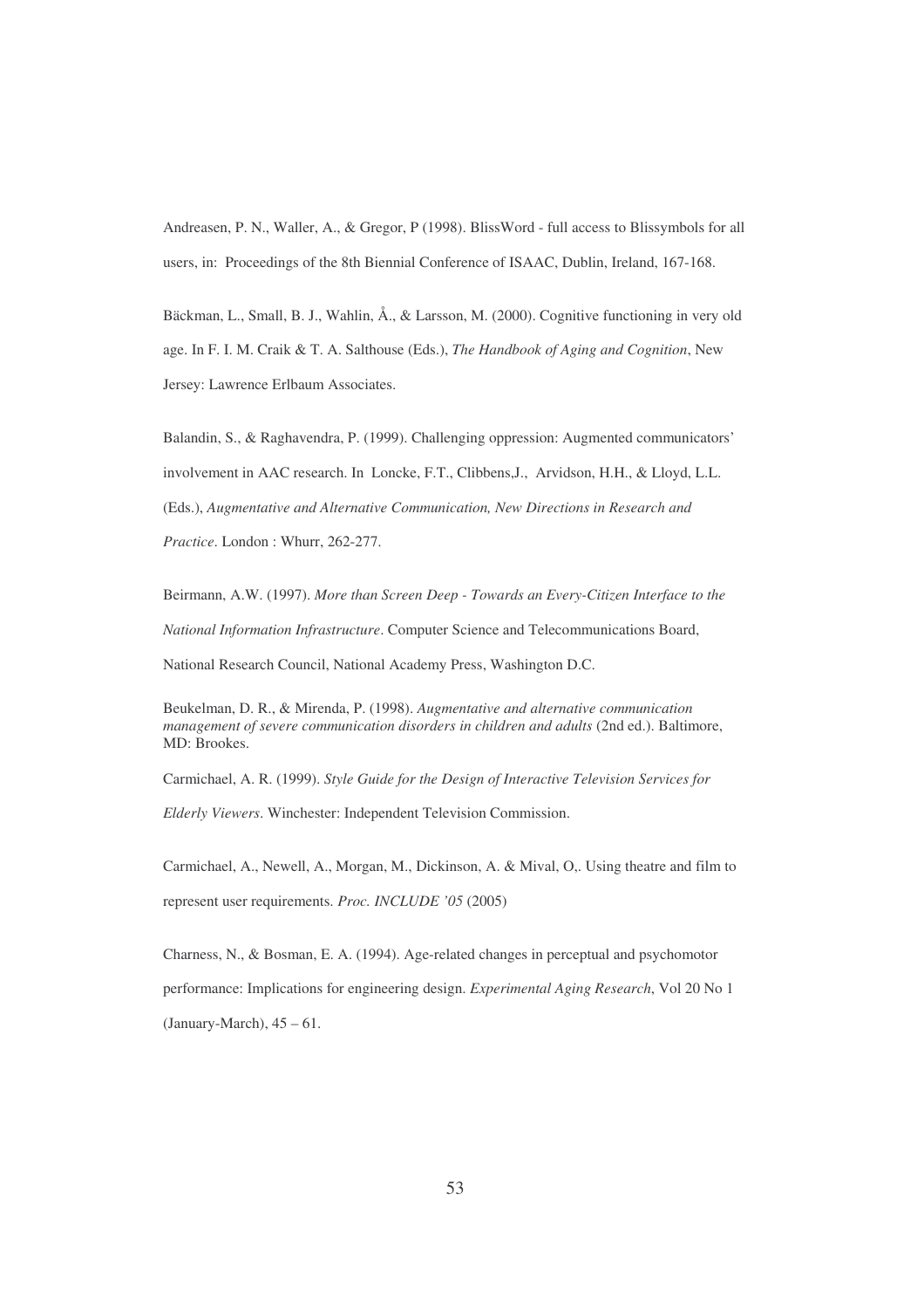Andreasen, P. N., Waller, A., & Gregor, P (1998). BlissWord - full access to Blissymbols for all users, in: Proceedings of the 8th Biennial Conference of ISAAC, Dublin, Ireland, 167-168.

Bäckman, L., Small, B. J., Wahlin, Å., & Larsson, M. (2000). Cognitive functioning in very old age. In F. I. M. Craik & T. A. Salthouse (Eds.), *The Handbook of Aging and Cognition*, New Jersey: Lawrence Erlbaum Associates.

Balandin, S., & Raghavendra, P. (1999). Challenging oppression: Augmented communicators' involvement in AAC research. In Loncke, F.T., Clibbens,J., Arvidson, H.H., & Lloyd, L.L. (Eds.), *Augmentative and Alternative Communication, New Directions in Research and Practice*. London : Whurr, 262-277.

Beirmann, A.W. (1997). *More than Screen Deep - Towards an Every-Citizen Interface to the National Information Infrastructure*. Computer Science and Telecommunications Board, National Research Council, National Academy Press, Washington D.C.

Beukelman, D. R., & Mirenda, P. (1998). *Augmentative and alternative communication management of severe communication disorders in children and adults* (2nd ed.). Baltimore, MD: Brookes.

Carmichael, A. R. (1999). *Style Guide for the Design of Interactive Television Services for Elderly Viewers*. Winchester: Independent Television Commission.

Carmichael, A., Newell, A., Morgan, M., Dickinson, A. & Mival, O,. Using theatre and film to represent user requirements. *Proc. INCLUDE '05* (2005)

Charness, N., & Bosman, E. A. (1994). Age-related changes in perceptual and psychomotor performance: Implications for engineering design. *Experimental Aging Research*, Vol 20 No 1 (January-March), 45 – 61.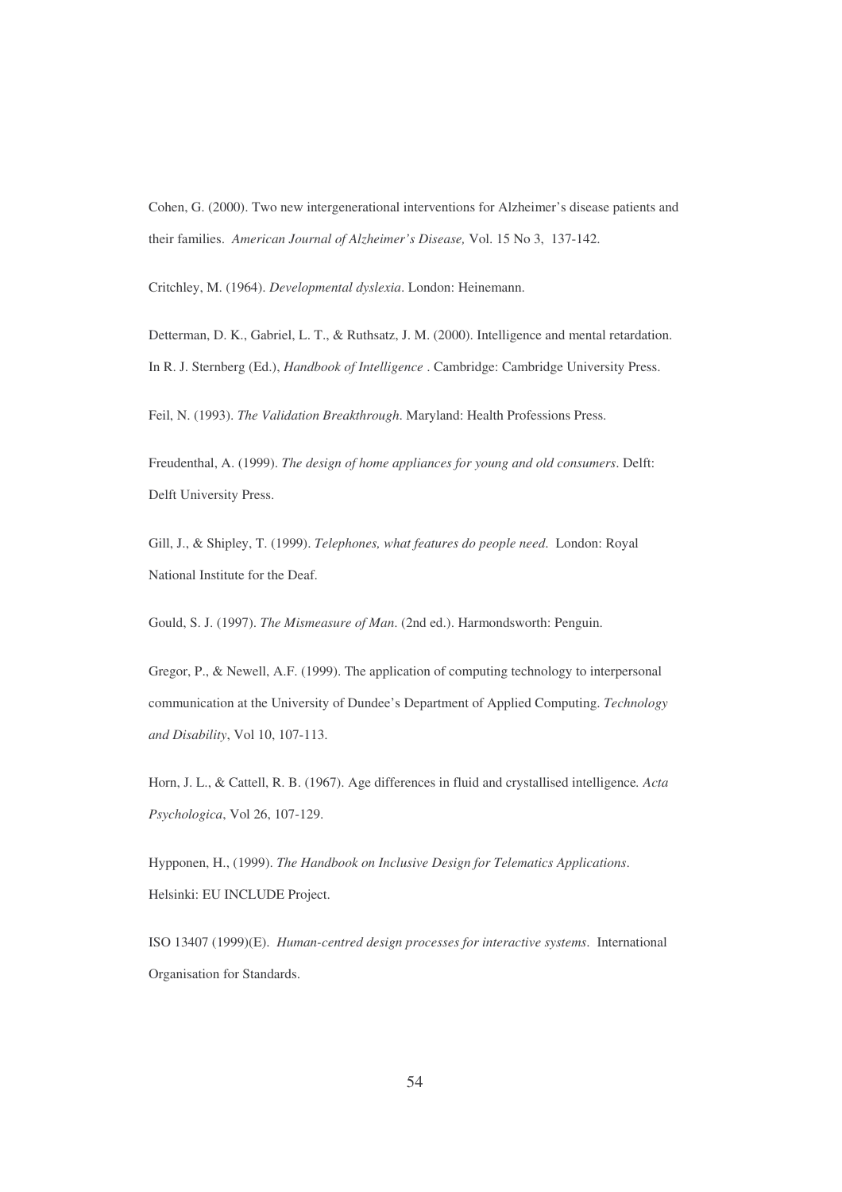Cohen, G. (2000). Two new intergenerational interventions for Alzheimer's disease patients and their families. *American Journal of Alzheimer's Disease,* Vol. 15 No 3, 137-142.

Critchley, M. (1964). *Developmental dyslexia*. London: Heinemann.

Detterman, D. K., Gabriel, L. T., & Ruthsatz, J. M. (2000). Intelligence and mental retardation. In R. J. Sternberg (Ed.), *Handbook of Intelligence* . Cambridge: Cambridge University Press.

Feil, N. (1993). *The Validation Breakthrough*. Maryland: Health Professions Press.

Freudenthal, A. (1999). *The design of home appliances for young and old consumers*. Delft: Delft University Press.

Gill, J., & Shipley, T. (1999). *Telephones, what features do people need*. London: Royal National Institute for the Deaf.

Gould, S. J. (1997). *The Mismeasure of Man*. (2nd ed.). Harmondsworth: Penguin.

Gregor, P., & Newell, A.F. (1999). The application of computing technology to interpersonal communication at the University of Dundee's Department of Applied Computing. *Technology and Disability*, Vol 10, 107-113.

Horn, J. L., & Cattell, R. B. (1967). Age differences in fluid and crystallised intelligence. *Acta Psychologica*, Vol 26, 107-129.

Hypponen, H., (1999). *The Handbook on Inclusive Design for Telematics Applications*. Helsinki: EU INCLUDE Project.

ISO 13407 (1999)(E). *Human-centred design processes for interactive systems*. International Organisation for Standards.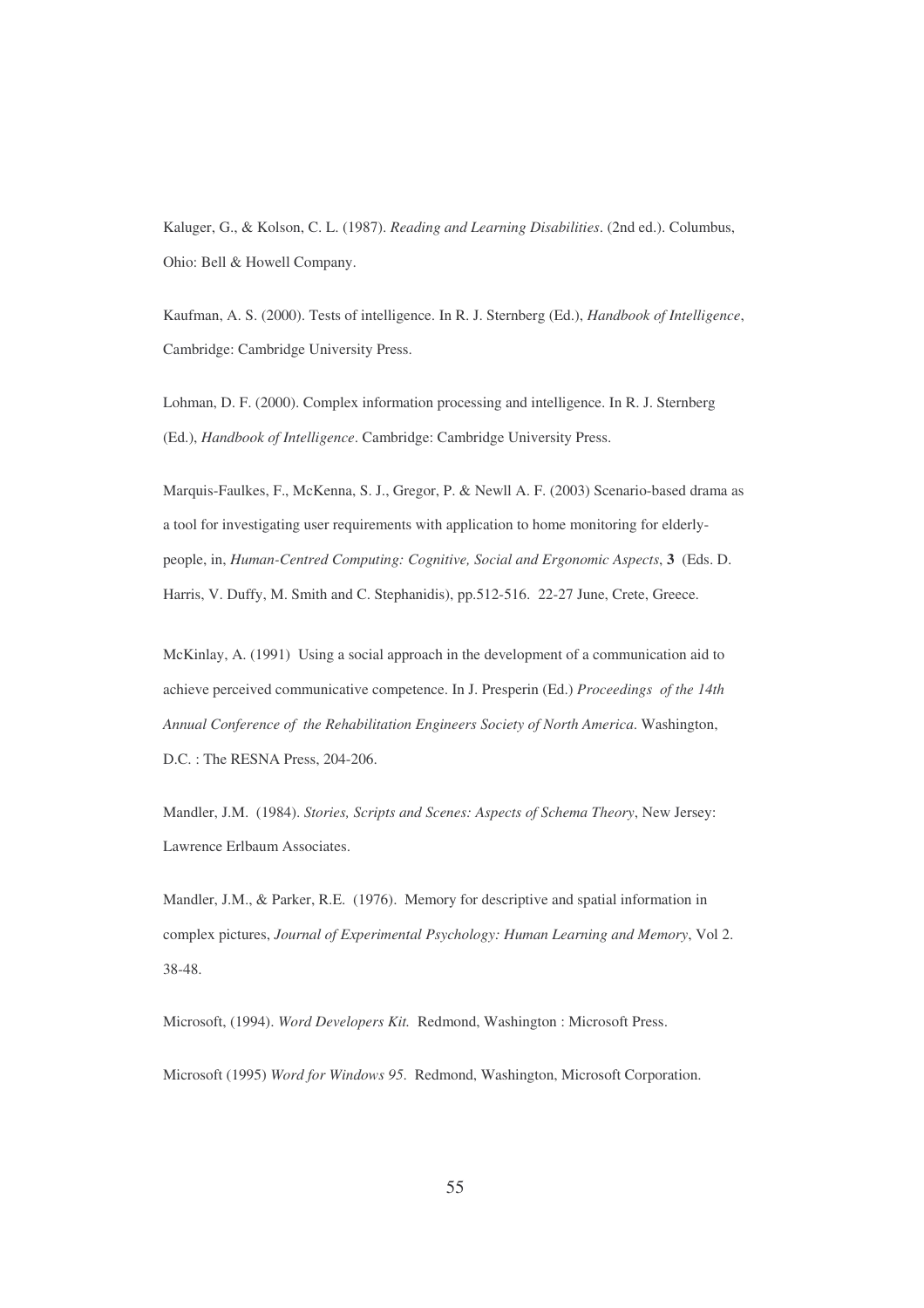Kaluger, G., & Kolson, C. L. (1987). *Reading and Learning Disabilities*. (2nd ed.). Columbus, Ohio: Bell & Howell Company.

Kaufman, A. S. (2000). Tests of intelligence. In R. J. Sternberg (Ed.), *Handbook of Intelligence*, Cambridge: Cambridge University Press.

Lohman, D. F. (2000). Complex information processing and intelligence. In R. J. Sternberg (Ed.), *Handbook of Intelligence*. Cambridge: Cambridge University Press.

Marquis-Faulkes, F., McKenna, S. J., Gregor, P. & Newll A. F. (2003) Scenario-based drama as a tool for investigating user requirements with application to home monitoring for elderly-people, in, *Human-Centred Computing: Cognitive, Social and Ergonomic Aspects*, **3** (Eds. D. Harris, V. Duffy, M. Smith and C. Stephanidis), pp.512-516. 22-27 June, Crete, Greece.

McKinlay, A. (1991) Using a social approach in the development of a communication aid to achieve perceived communicative competence. In J. Presperin (Ed.) *Proceedings of the 14th Annual Conference of the Rehabilitation Engineers Society of North America*. Washington, D.C. : The RESNA Press, 204-206.

Mandler, J.M. (1984). *Stories, Scripts and Scenes: Aspects of Schema Theory*, New Jersey: Lawrence Erlbaum Associates.

Mandler, J.M., & Parker, R.E. (1976). Memory for descriptive and spatial information in complex pictures, *Journal of Experimental Psychology: Human Learning and Memory*, Vol 2. 38-48.

Microsoft, (1994). *Word Developers Kit.* Redmond, Washington : Microsoft Press.

Microsoft (1995) *Word for Windows 95*. Redmond, Washington, Microsoft Corporation.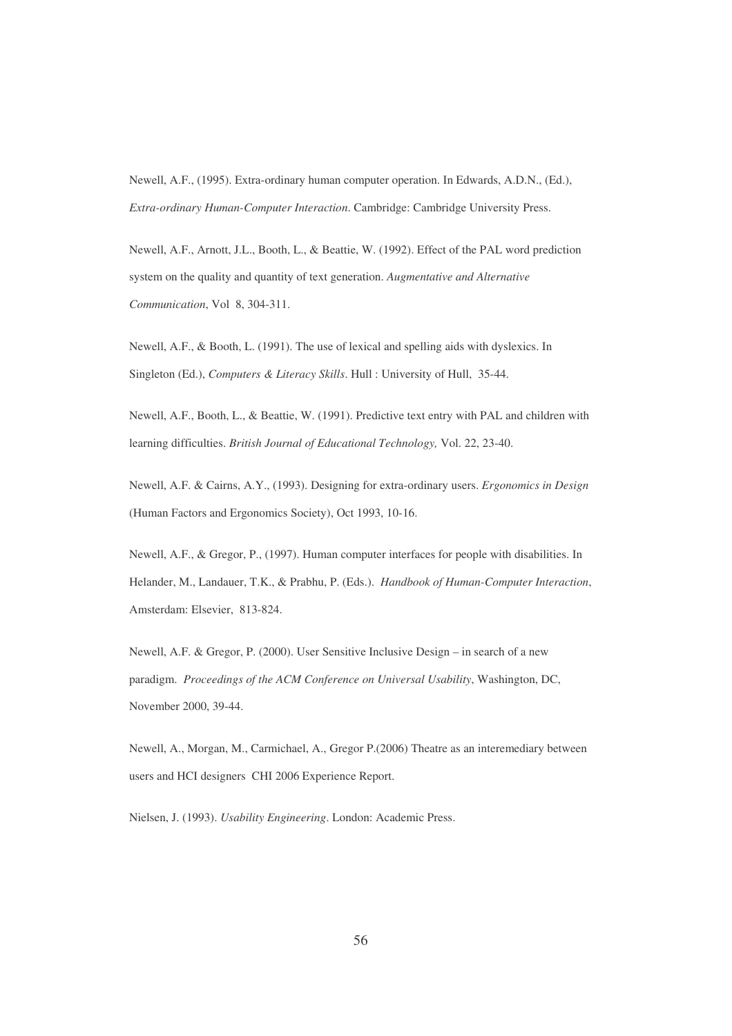Newell, A.F., (1995). Extra-ordinary human computer operation. In Edwards, A.D.N., (Ed.), *Extra-ordinary Human-Computer Interaction*. Cambridge: Cambridge University Press.

Newell, A.F., Arnott, J.L., Booth, L., & Beattie, W. (1992). Effect of the PAL word prediction system on the quality and quantity of text generation. *Augmentative and Alternative Communication*, Vol 8, 304-311.

Newell, A.F., & Booth, L. (1991). The use of lexical and spelling aids with dyslexics. In Singleton (Ed.), *Computers & Literacy Skills*. Hull : University of Hull, 35-44.

Newell, A.F., Booth, L., & Beattie, W. (1991). Predictive text entry with PAL and children with learning difficulties. *British Journal of Educational Technology,* Vol. 22, 23-40.

Newell, A.F. & Cairns, A.Y., (1993). Designing for extra-ordinary users. *Ergonomics in Design* (Human Factors and Ergonomics Society), Oct 1993, 10-16.

Newell, A.F., & Gregor, P., (1997). Human computer interfaces for people with disabilities. In Helander, M., Landauer, T.K., & Prabhu, P. (Eds.). *Handbook of Human-Computer Interaction*, Amsterdam: Elsevier, 813-824.

Newell, A.F. & Gregor, P. (2000). User Sensitive Inclusive Design – in search of a new paradigm. *Proceedings of the ACM Conference on Universal Usability*, Washington, DC, November 2000, 39-44.

Newell, A., Morgan, M., Carmichael, A., Gregor P.(2006) Theatre as an interemediary between users and HCI designers CHI 2006 Experience Report.

Nielsen, J. (1993). *Usability Engineering*. London: Academic Press.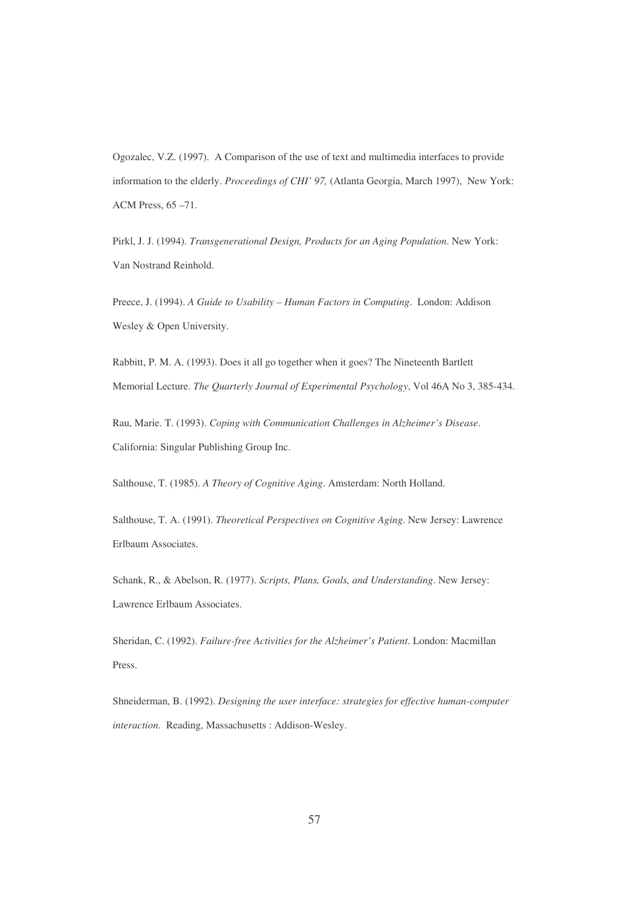Ogozalec, V.Z. (1997). A Comparison of the use of text and multimedia interfaces to provide information to the elderly. *Proceedings of CHI' 97,* (Atlanta Georgia, March 1997), New York: ACM Press, 65 –71.

Pirkl, J. J. (1994). *Transgenerational Design, Products for an Aging Population*. New York: Van Nostrand Reinhold.

Preece, J. (1994). *A Guide to Usability – Human Factors in Computing*. London: Addison Wesley & Open University.

Rabbitt, P. M. A. (1993). Does it all go together when it goes? The Nineteenth Bartlett Memorial Lecture. *The Quarterly Journal of Experimental Psychology*, Vol 46A No 3, 385-434.

Rau, Marie. T. (1993). *Coping with Communication Challenges in Alzheimer's Disease*. California: Singular Publishing Group Inc.

Salthouse, T. (1985). *A Theory of Cognitive Aging*. Amsterdam: North Holland.

Salthouse, T. A. (1991). *Theoretical Perspectives on Cognitive Aging*. New Jersey: Lawrence Erlbaum Associates.

Schank, R., & Abelson, R. (1977). *Scripts, Plans, Goals, and Understanding*. New Jersey: Lawrence Erlbaum Associates.

Sheridan, C. (1992). *Failure-free Activities for the Alzheimer's Patient*. London: Macmillan Press.

Shneiderman, B. (1992). *Designing the user interface: strategies for effective human-computer interaction*. Reading, Massachusetts : Addison-Wesley.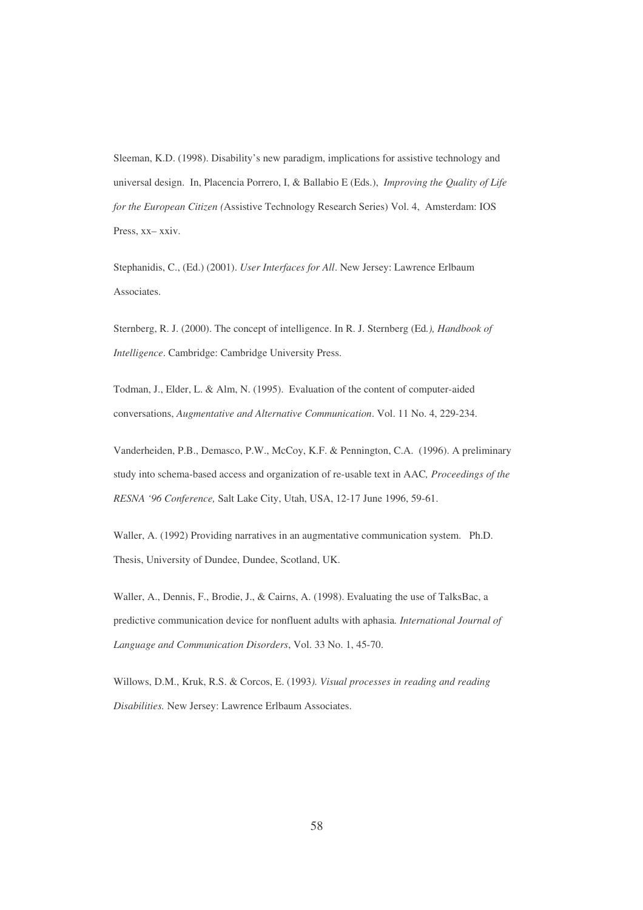Sleeman, K.D. (1998). Disability's new paradigm, implications for assistive technology and universal design. In, Placencia Porrero, I, & Ballabio E (Eds.), *Improving the Quality of Life for the European Citizen (*Assistive Technology Research Series) Vol. 4, Amsterdam: IOS Press, xx– xxiv.

Stephanidis, C., (Ed.) (2001). *User Interfaces for All*. New Jersey: Lawrence Erlbaum Associates.

Sternberg, R. J. (2000). The concept of intelligence. In R. J. Sternberg (Ed*.), Handbook of Intelligence*. Cambridge: Cambridge University Press.

Todman, J., Elder, L. & Alm, N. (1995). Evaluation of the content of computer-aided conversations, *Augmentative and Alternative Communication*. Vol. 11 No. 4, 229-234.

Vanderheiden, P.B., Demasco, P.W., McCoy, K.F. & Pennington, C.A. (1996). A preliminary study into schema-based access and organization of re-usable text in AAC*, Proceedings of the RESNA '96 Conference,* Salt Lake City, Utah, USA, 12-17 June 1996, 59-61.

Waller, A. (1992) Providing narratives in an augmentative communication system. Ph.D. Thesis, University of Dundee, Dundee, Scotland, UK.

Waller, A., Dennis, F., Brodie, J., & Cairns, A. (1998). Evaluating the use of TalksBac, a predictive communication device for nonfluent adults with aphasia*. International Journal of Language and Communication Disorders*, Vol. 33 No. 1, 45-70.

Willows, D.M., Kruk, R.S. & Corcos, E. (1993*). Visual processes in reading and reading Disabilities.* New Jersey: Lawrence Erlbaum Associates.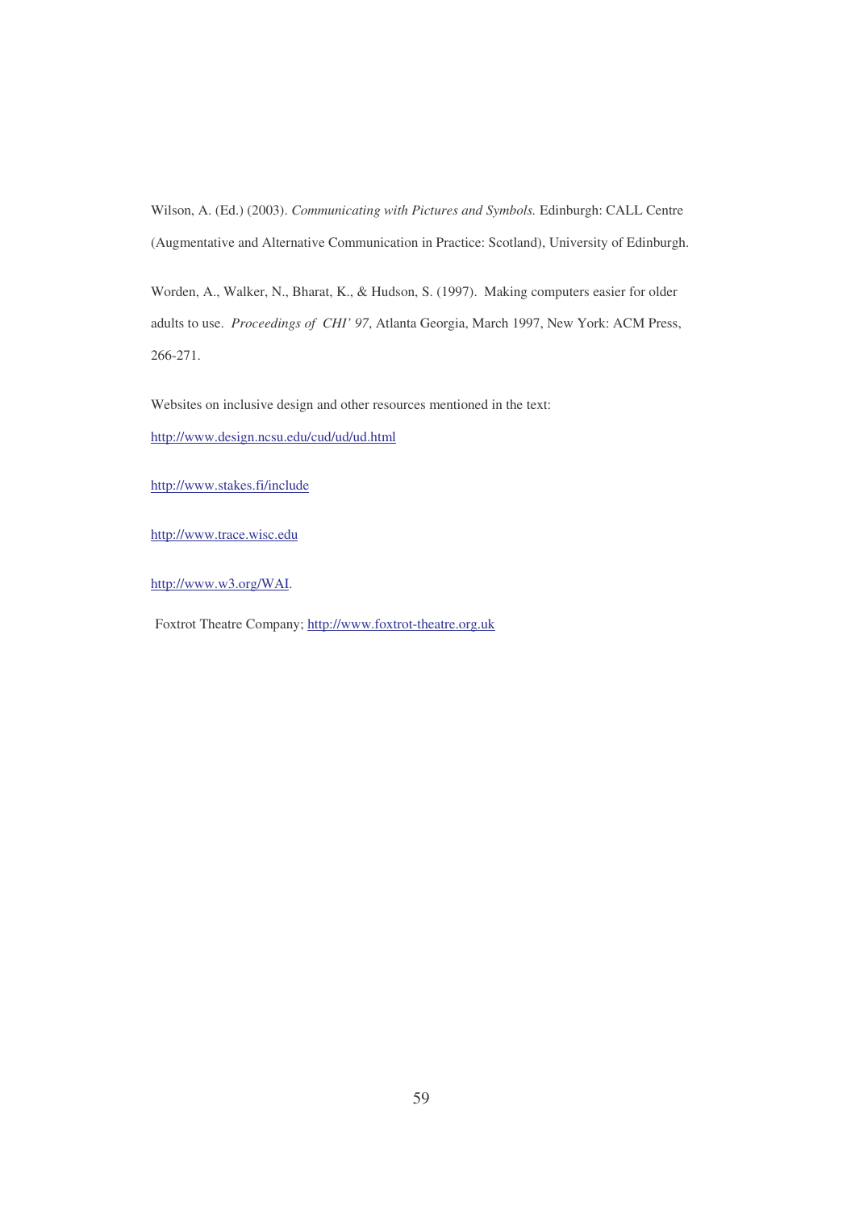Wilson, A. (Ed.) (2003). *Communicating with Pictures and Symbols.* Edinburgh: CALL Centre (Augmentative and Alternative Communication in Practice: Scotland), University of Edinburgh.

Worden, A., Walker, N., Bharat, K., & Hudson, S. (1997). Making computers easier for older adults to use. *Proceedings of CHI' 97*, Atlanta Georgia, March 1997, New York: ACM Press, 266-271.

Websites on inclusive design and other resources mentioned in the text:

http://www.design.ncsu.edu/cud/ud/ud.html

http://www.stakes.fi/include

http://www.trace.wisc.edu

http://www.w3.org/WAI.

Foxtrot Theatre Company; http://www.foxtrot-theatre.org.uk